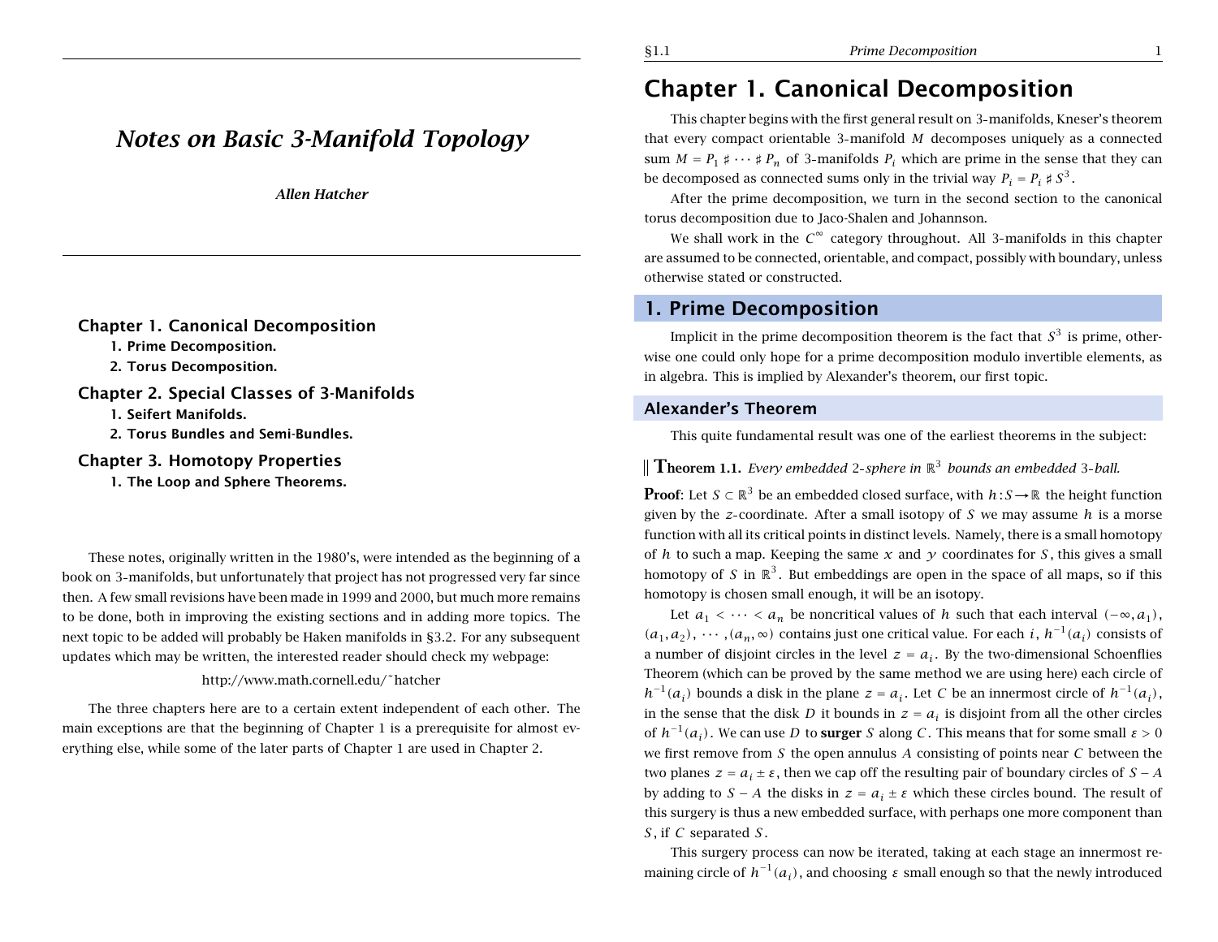# Notes on Basic 3-Manifold Topology

***Allen Hatcher***

**Chapter 1. Canonical Decomposition**
- **1. Prime Decomposition.**
- **2. Torus Decomposition.**

**Chapter 2. Special Classes of 3-Manifolds**
- **1. Seifert Manifolds.**
- **2. Torus Bundles and Semi-Bundles.**

**Chapter 3. Homotopy Properties**
- **1. The Loop and Sphere Theorems.**

These notes, originally written in the 1980's, were intended as the beginning of a book on 3-manifolds, but unfortunately that project has not progressed very far since then. A few small revisions have been made in 1999 and 2000, but much more remains to be done, both in improving the existing sections and in adding more topics. The next topic to be added will probably be Haken manifolds in §3.2. For any subsequent updates which may be written, the interested reader should check my webpage:

http://www.math.cornell.edu/˜hatcher

The three chapters here are to a certain extent independent of each other. The main exceptions are that the beginning of Chapter 1 is a prerequisite for almost everything else, while some of the later parts of Chapter 1 are used in Chapter 2.

# Chapter 1. Canonical Decomposition

This chapter begins with the first general result on 3-manifolds, Kneser's theorem that every compact orientable 3-manifold $M$ decomposes uniquely as a connected sum $M = P_1 \sharp \cdots \sharp P_n$ of 3-manifolds $P_i$ which are prime in the sense that they can be decomposed as connected sums only in the trivial way $P_i = P_i \sharp S^3$.

After the prime decomposition, we turn in the second section to the canonical torus decomposition due to Jaco-Shalen and Johannson.

We shall work in the $C^\infty$ category throughout. All 3-manifolds in this chapter are assumed to be connected, orientable, and compact, possibly with boundary, unless otherwise stated or constructed.

## 1. Prime Decomposition

Implicit in the prime decomposition theorem is the fact that $S^3$ is prime, otherwise one could only hope for a prime decomposition modulo invertible elements, as in algebra. This is implied by Alexander's theorem, our first topic.

### Alexander's Theorem

This quite fundamental result was one of the earliest theorems in the subject:

**Theorem 1.1.** *Every embedded 2-sphere in $\mathbb{R}^3$ bounds an embedded 3-ball.*

**Proof**: Let $S \subset \mathbb{R}^3$ be an embedded closed surface, with $h : S \to \mathbb{R}$ the height function given by the $z$-coordinate. After a small isotopy of $S$ we may assume $h$ is a morse function with all its critical points in distinct levels. Namely, there is a small homotopy of $h$ to such a map. Keeping the same $x$ and $y$ coordinates for $S$, this gives a small homotopy of $S$ in $\mathbb{R}^3$. But embeddings are open in the space of all maps, so if this homotopy is chosen small enough, it will be an isotopy.

Let $a_1 < \cdots < a_n$ be noncritical values of $h$ such that each interval $(-\infty, a_1)$, $(a_1, a_2)$, $\cdots, (a_n, \infty)$ contains just one critical value. For each $i$, $h^{-1}(a_i)$ consists of a number of disjoint circles in the level $z = a_i$. By the two-dimensional Schoenflies Theorem (which can be proved by the same method we are using here) each circle of $h^{-1}(a_i)$ bounds a disk in the plane $z = a_i$. Let $C$ be an innermost circle of $h^{-1}(a_i)$, in the sense that the disk $D$ it bounds in $z = a_i$ is disjoint from all the other circles of $h^{-1}(a_i)$. We can use $D$ to **surger** $S$ along $C$. This means that for some small $\varepsilon > 0$ we first remove from $S$ the open annulus $A$ consisting of points near $C$ between the two planes $z = a_i \pm \varepsilon$, then we cap off the resulting pair of boundary circles of $S - A$ by adding to $S - A$ the disks in $z = a_i \pm \varepsilon$ which these circles bound. The result of this surgery is thus a new embedded surface, with perhaps one more component than $S$, if $C$ separated $S$.

This surgery process can now be iterated, taking at each stage an innermost remaining circle of $h^{-1}(a_i)$, and choosing $\varepsilon$ small enough so that the newly introduced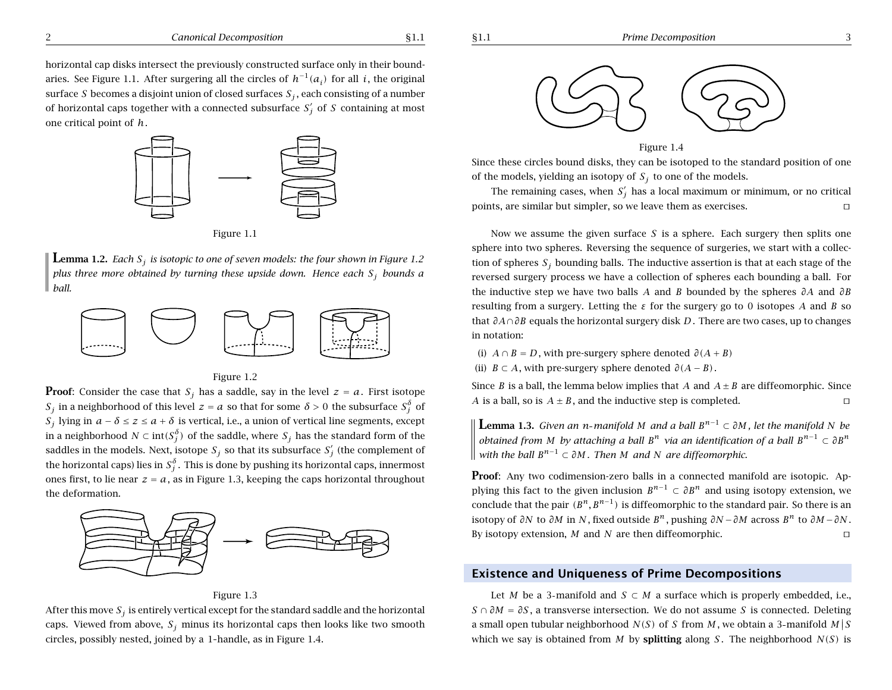horizontal cap disks intersect the previously constructed surface only in their boundaries. See Figure 1.1. After surgering all the circles of $h^{-1}(a_i)$ for all $i$, the original surface $S$ becomes a disjoint union of closed surfaces $S_j$, each consisting of a number of horizontal caps together with a connected subsurface $S_j'$ of $S$ containing at most one critical point of $h$.

Figure 1.1

**Lemma 1.2.** *Each $S_j$ is isotopic to one of seven models: the four shown in Figure 1.2 plus three more obtained by turning these upside down. Hence each $S_j$ bounds a ball.*

Figure 1.2

**Proof**: Consider the case that $S_j$ has a saddle, say in the level $z = a$. First isotope $S_j$ in a neighborhood of this level $z = a$ so that for some $\delta > 0$ the subsurface $S_j^\delta$ of $S_j$ lying in $a - \delta \le z \le a + \delta$ is vertical, i.e., a union of vertical line segments, except in a neighborhood $N \subset \text{int}(S_j^\delta)$ of the saddle, where $S_j$ has the standard form of the saddles in the models. Next, isotope $S_j$ so that its subsurface $S_j'$ (the complement of the horizontal caps) lies in $S_j^\delta$. This is done by pushing its horizontal caps, innermost ones first, to lie near $z = a$, as in Figure 1.3, keeping the caps horizontal throughout the deformation.

Figure 1.3

After this move $S_j$ is entirely vertical except for the standard saddle and the horizontal caps. Viewed from above, $S_j$ minus its horizontal caps then looks like two smooth circles, possibly nested, joined by a 1-handle, as in Figure 1.4.

Figure 1.4

Since these circles bound disks, they can be isotoped to the standard position of one of the models, yielding an isotopy of $S_j$ to one of the models.

The remaining cases, when $S_j'$ has a local maximum or minimum, or no critical points, are similar but simpler, so we leave them as exercises. ◻

Now we assume the given surface $S$ is a sphere. Each surgery then splits one sphere into two spheres. Reversing the sequence of surgeries, we start with a collection of spheres $S_j$ bounding balls. The inductive assertion is that at each stage of the reversed surgery process we have a collection of spheres each bounding a ball. For the inductive step we have two balls $A$ and $B$ bounded by the spheres $\partial A$ and $\partial B$ resulting from a surgery. Letting the $\varepsilon$ for the surgery go to 0 isotopes $A$ and $B$ so that $\partial A \cap \partial B$ equals the horizontal surgery disk $D$. There are two cases, up to changes in notation:

(i) $A \cap B = D$, with pre-surgery sphere denoted $\partial(A + B)$

(ii) $B \subset A$, with pre-surgery sphere denoted $\partial(A - B)$.

Since $B$ is a ball, the lemma below implies that $A$ and $A \pm B$ are diffeomorphic. Since $A$ is a ball, so is $A \pm B$, and the inductive step is completed. ◻

**Lemma 1.3.** *Given an $n$-manifold $M$ and a ball $B^{n-1} \subset \partial M$, let the manifold $N$ be obtained from $M$ by attaching a ball $B^n$ via an identification of a ball $B^{n-1} \subset \partial B^n$ with the ball $B^{n-1} \subset \partial M$. Then $M$ and $N$ are diffeomorphic.*

**Proof**: Any two codimension-zero balls in a connected manifold are isotopic. Applying this fact to the given inclusion $B^{n-1} \subset \partial B^n$ and using isotopy extension, we conclude that the pair $(B^n, B^{n-1})$ is diffeomorphic to the standard pair. So there is an isotopy of $\partial N$ to $\partial M$ in $N$, fixed outside $B^n$, pushing $\partial N - \partial M$ across $B^n$ to $\partial M - \partial N$. By isotopy extension, $M$ and $N$ are then diffeomorphic. ◻

## Existence and Uniqueness of Prime Decompositions

Let $M$ be a 3-manifold and $S \subset M$ a surface which is properly embedded, i.e., $S \cap \partial M = \partial S$, a transverse intersection. We do not assume $S$ is connected. Deleting a small open tubular neighborhood $N(S)$ of $S$ from $M$, we obtain a 3-manifold $M|S$ which we say is obtained from $M$ by **splitting** along $S$. The neighborhood $N(S)$ is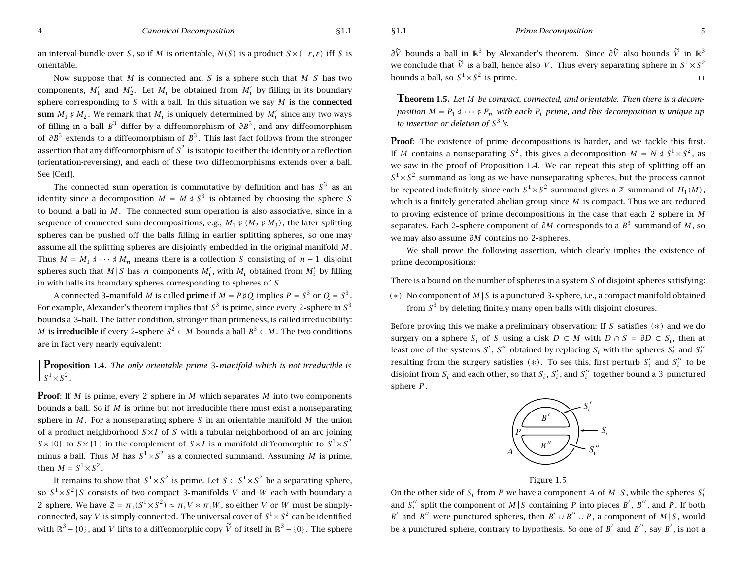an interval-bundle over $S$, so if $M$ is orientable, $N(S)$ is a product $S\times(-\varepsilon,\varepsilon)$ iff $S$ is orientable.

Now suppose that $M$ is connected and $S$ is a sphere such that $M|S$ has two components, $M_1'$ and $M_2'$. Let $M_i$ be obtained from $M_i'$ by filling in its boundary sphere corresponding to $S$ with a ball. In this situation we say $M$ is the **connected sum** $M_1 \sharp M_2$. We remark that $M_i$ is uniquely determined by $M_i'$ since any two ways of filling in a ball $B^3$ differ by a diffeomorphism of $\partial B^3$, and any diffeomorphism of $\partial B^3$ extends to a diffeomorphism of $B^3$. This last fact follows from the stronger assertion that any diffeomorphism of $S^2$ is isotopic to either the identity or a reflection (orientation-reversing), and each of these two diffeomorphisms extends over a ball. See [Cerf].

The connected sum operation is commutative by definition and has $S^3$ as an identity since a decomposition $M = M \sharp S^3$ is obtained by choosing the sphere $S$ to bound a ball in $M$. The connected sum operation is also associative, since in a sequence of connected sum decompositions, e.g., $M_1 \sharp (M_2 \sharp M_3)$, the later splitting spheres can be pushed off the balls filling in earlier splitting spheres, so one may assume all the splitting spheres are disjointly embedded in the original manifold $M$. Thus $M = M_1 \sharp \cdots \sharp M_n$ means there is a collection $S$ consisting of $n-1$ disjoint spheres such that $M|S$ has $n$ components $M_i'$, with $M_i$ obtained from $M_i'$ by filling in with balls its boundary spheres corresponding to spheres of $S$.

A connected 3-manifold $M$ is called **prime** if $M = P \sharp Q$ implies $P = S^3$ or $Q = S^3$. For example, Alexander's theorem implies that $S^3$ is prime, since every 2-sphere in $S^3$ bounds a 3-ball. The latter condition, stronger than primeness, is called irreducibility: $M$ is **irreducible** if every 2-sphere $S^2 \subset M$ bounds a ball $B^3 \subset M$. The two conditions are in fact very nearly equivalent:

**Proposition 1.4.** *The only orientable prime 3-manifold which is not irreducible is* $S^1\times S^2$.

**Proof**: If $M$ is prime, every 2-sphere in $M$ which separates $M$ into two components bounds a ball. So if $M$ is prime but not irreducible there must exist a nonseparating sphere in $M$. For a nonseparating sphere $S$ in an orientable manifold $M$ the union of a product neighborhood $S\times I$ of $S$ with a tubular neighborhood of an arc joining $S\times\{0\}$ to $S\times\{1\}$ in the complement of $S\times I$ is a manifold diffeomorphic to $S^1\times S^2$ minus a ball. Thus $M$ has $S^1\times S^2$ as a connected summand. Assuming $M$ is prime, then $M = S^1\times S^2$.

It remains to show that $S^1\times S^2$ is prime. Let $S \subset S^1\times S^2$ be a separating sphere, so $S^1\times S^2|S$ consists of two compact 3-manifolds $V$ and $W$ each with boundary a 2-sphere. We have $\mathbb{Z} = \pi_1(S^1\times S^2) \approx \pi_1 V * \pi_1 W$, so either $V$ or $W$ must be simply-connected, say $V$ is simply-connected. The universal cover of $S^1\times S^2$ can be identified with $\mathbb{R}^3 - \{0\}$, and $V$ lifts to a diffeomorphic copy $\widetilde{V}$ of itself in $\mathbb{R}^3 - \{0\}$. The sphere $\partial\widetilde{V}$ bounds a ball in $\mathbb{R}^3$ by Alexander's theorem. Since $\partial\widetilde{V}$ also bounds $\widetilde{V}$ in $\mathbb{R}^3$ we conclude that $\widetilde{V}$ is a ball, hence also $V$. Thus every separating sphere in $S^1\times S^2$ bounds a ball, so $S^1\times S^2$ is prime. $\square$

**Theorem 1.5.** *Let $M$ be compact, connected, and orientable. Then there is a decomposition $M = P_1 \sharp \cdots \sharp P_n$ with each $P_i$ prime, and this decomposition is unique up to insertion or deletion of $S^3$'s.*

**Proof**: The existence of prime decompositions is harder, and we tackle this first. If $M$ contains a nonseparating $S^2$, this gives a decomposition $M = N \sharp S^1\times S^2$, as we saw in the proof of Proposition 1.4. We can repeat this step of splitting off an $S^1\times S^2$ summand as long as we have nonseparating spheres, but the process cannot be repeated indefinitely since each $S^1\times S^2$ summand gives a $\mathbb{Z}$ summand of $H_1(M)$, which is a finitely generated abelian group since $M$ is compact. Thus we are reduced to proving existence of prime decompositions in the case that each 2-sphere in $M$ separates. Each 2-sphere component of $\partial M$ corresponds to a $B^3$ summand of $M$, so we may also assume $\partial M$ contains no 2-spheres.

We shall prove the following assertion, which clearly implies the existence of prime decompositions:

There is a bound on the number of spheres in a system $S$ of disjoint spheres satisfying:

($*$) No component of $M|S$ is a punctured 3-sphere, i.e., a compact manifold obtained from $S^3$ by deleting finitely many open balls with disjoint closures.

Before proving this we make a preliminary observation: If $S$ satisfies ($*$) and we do surgery on a sphere $S_i$ of $S$ using a disk $D \subset M$ with $D \cap S = \partial D \subset S_i$, then at least one of the systems $S'$, $S''$ obtained by replacing $S_i$ with the spheres $S_i'$ and $S_i''$ resulting from the surgery satisfies ($*$). To see this, first perturb $S_i'$ and $S_i''$ to be disjoint from $S_i$ and each other, so that $S_i$, $S_i'$, and $S_i''$ together bound a 3-punctured sphere $P$.

Figure 1.5

On the other side of $S_i$ from $P$ we have a component $A$ of $M|S$, while the spheres $S_i'$ and $S_i''$ split the component of $M|S$ containing $P$ into pieces $B'$, $B''$, and $P$. If both $B'$ and $B''$ were punctured spheres, then $B' \cup B'' \cup P$, a component of $M|S$, would be a punctured sphere, contrary to hypothesis. So one of $B'$ and $B''$, say $B'$, is not a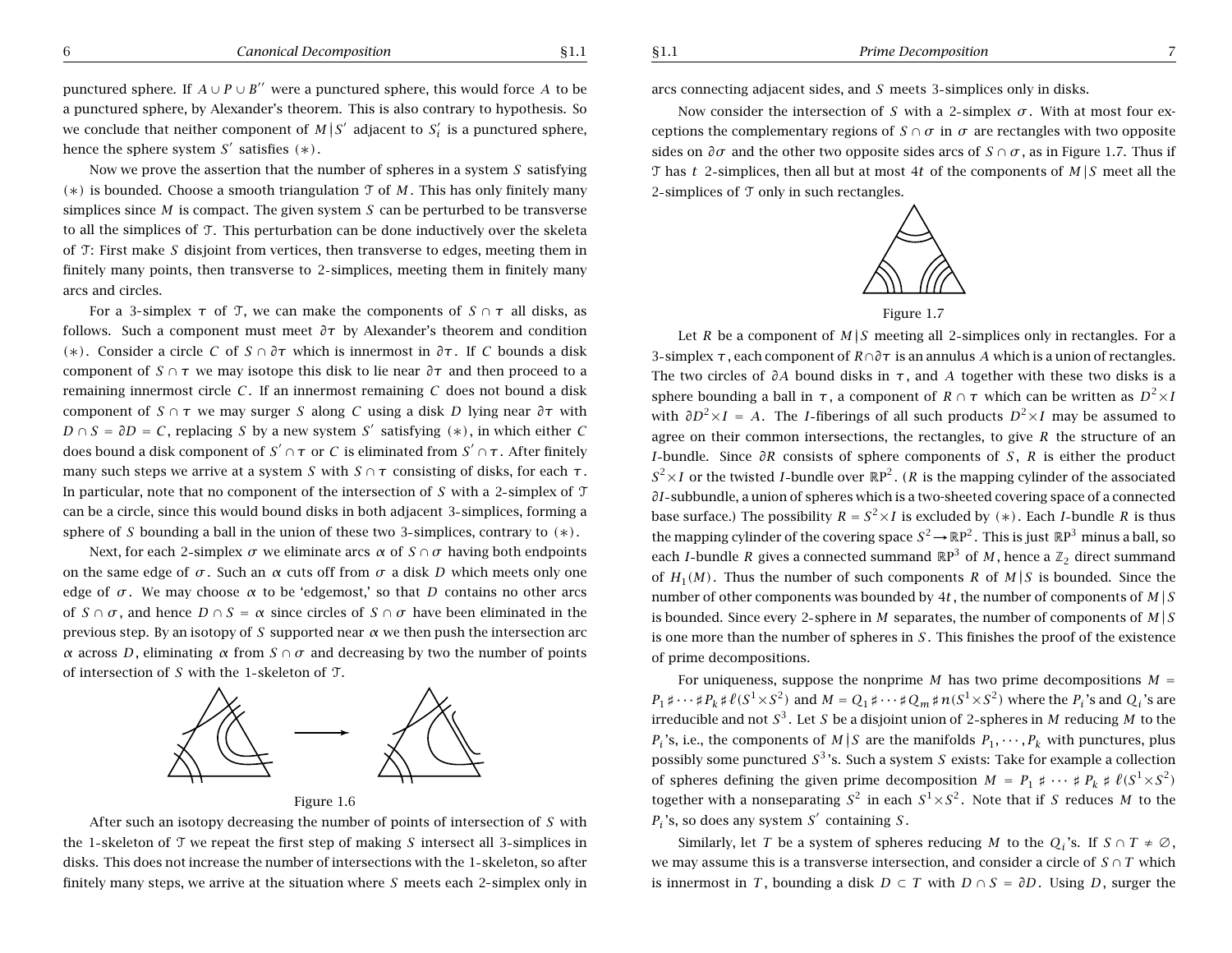punctured sphere. If $A \cup P \cup B''$ were a punctured sphere, this would force $A$ to be a punctured sphere, by Alexander's theorem. This is also contrary to hypothesis. So we conclude that neither component of $M|S'$ adjacent to $S_i'$ is a punctured sphere, hence the sphere system $S'$ satisfies $(*)$.

Now we prove the assertion that the number of spheres in a system $S$ satisfying $(*)$ is bounded. Choose a smooth triangulation $\mathcal{T}$ of $M$. This has only finitely many simplices since $M$ is compact. The given system $S$ can be perturbed to be transverse to all the simplices of $\mathcal{T}$. This perturbation can be done inductively over the skeleta of $\mathcal{T}$: First make $S$ disjoint from vertices, then transverse to edges, meeting them in finitely many points, then transverse to 2-simplices, meeting them in finitely many arcs and circles.

For a 3-simplex $\tau$ of $\mathcal{T}$, we can make the components of $S \cap \tau$ all disks, as follows. Such a component must meet $\partial\tau$ by Alexander's theorem and condition $(*)$. Consider a circle $C$ of $S \cap \partial\tau$ which is innermost in $\partial\tau$. If $C$ bounds a disk component of $S \cap \tau$ we may isotope this disk to lie near $\partial\tau$ and then proceed to a remaining innermost circle $C$. If an innermost remaining $C$ does not bound a disk component of $S \cap \tau$ we may surger $S$ along $C$ using a disk $D$ lying near $\partial\tau$ with $D \cap S = \partial D = C$, replacing $S$ by a new system $S'$ satisfying $(*)$, in which either $C$ does bound a disk component of $S' \cap \tau$ or $C$ is eliminated from $S' \cap \tau$. After finitely many such steps we arrive at a system $S$ with $S \cap \tau$ consisting of disks, for each $\tau$. In particular, note that no component of the intersection of $S$ with a 2-simplex of $\mathcal{T}$ can be a circle, since this would bound disks in both adjacent 3-simplices, forming a sphere of $S$ bounding a ball in the union of these two 3-simplices, contrary to $(*)$.

Next, for each 2-simplex $\sigma$ we eliminate arcs $\alpha$ of $S \cap \sigma$ having both endpoints on the same edge of $\sigma$. Such an $\alpha$ cuts off from $\sigma$ a disk $D$ which meets only one edge of $\sigma$. We may choose $\alpha$ to be 'edgemost,' so that $D$ contains no other arcs of $S \cap \sigma$, and hence $D \cap S = \alpha$ since circles of $S \cap \sigma$ have been eliminated in the previous step. By an isotopy of $S$ supported near $\alpha$ we then push the intersection arc $\alpha$ across $D$, eliminating $\alpha$ from $S \cap \sigma$ and decreasing by two the number of points of intersection of $S$ with the 1-skeleton of $\mathcal{T}$.

Figure 1.6

After such an isotopy decreasing the number of points of intersection of $S$ with the 1-skeleton of $\mathcal{T}$ we repeat the first step of making $S$ intersect all 3-simplices in disks. This does not increase the number of intersections with the 1-skeleton, so after finitely many steps, we arrive at the situation where $S$ meets each 2-simplex only in arcs connecting adjacent sides, and $S$ meets 3-simplices only in disks.

Now consider the intersection of $S$ with a 2-simplex $\sigma$. With at most four exceptions the complementary regions of $S \cap \sigma$ in $\sigma$ are rectangles with two opposite sides on $\partial\sigma$ and the other two opposite sides arcs of $S \cap \sigma$, as in Figure 1.7. Thus if $\mathcal{T}$ has $t$ 2-simplices, then all but at most $4t$ of the components of $M|S$ meet all the 2-simplices of $\mathcal{T}$ only in such rectangles.

Figure 1.7

Let $R$ be a component of $M|S$ meeting all 2-simplices only in rectangles. For a 3-simplex $\tau$, each component of $R \cap \partial\tau$ is an annulus $A$ which is a union of rectangles. The two circles of $\partial A$ bound disks in $\tau$, and $A$ together with these two disks is a sphere bounding a ball in $\tau$, a component of $R \cap \tau$ which can be written as $D^2 \times I$ with $\partial D^2 \times I = A$. The $I$-fiberings of all such products $D^2 \times I$ may be assumed to agree on their common intersections, the rectangles, to give $R$ the structure of an $I$-bundle. Since $\partial R$ consists of sphere components of $S$, $R$ is either the product $S^2 \times I$ or the twisted $I$-bundle over $\mathbb{RP}^2$. ($R$ is the mapping cylinder of the associated $\partial I$-subbundle, a union of spheres which is a two-sheeted covering space of a connected base surface.) The possibility $R = S^2 \times I$ is excluded by $(*)$. Each $I$-bundle $R$ is thus the mapping cylinder of the covering space $S^2 \to \mathbb{RP}^2$. This is just $\mathbb{RP}^3$ minus a ball, so each $I$-bundle $R$ gives a connected summand $\mathbb{RP}^3$ of $M$, hence a $\mathbb{Z}_2$ direct summand of $H_1(M)$. Thus the number of such components $R$ of $M|S$ is bounded. Since the number of other components was bounded by $4t$, the number of components of $M|S$ is bounded. Since every 2-sphere in $M$ separates, the number of components of $M|S$ is one more than the number of spheres in $S$. This finishes the proof of the existence of prime decompositions.

For uniqueness, suppose the nonprime $M$ has two prime decompositions $M = P_1 \sharp \cdots \sharp P_k \sharp \ell(S^1 \times S^2)$ and $M = Q_1 \sharp \cdots \sharp Q_m \sharp n(S^1 \times S^2)$ where the $P_i$'s and $Q_i$'s are irreducible and not $S^3$. Let $S$ be a disjoint union of 2-spheres in $M$ reducing $M$ to the $P_i$'s, i.e., the components of $M|S$ are the manifolds $P_1, \cdots, P_k$ with punctures, plus possibly some punctured $S^3$'s. Such a system $S$ exists: Take for example a collection of spheres defining the given prime decomposition $M = P_1 \sharp \cdots \sharp P_k \sharp \ell(S^1 \times S^2)$ together with a nonseparating $S^2$ in each $S^1 \times S^2$. Note that if $S$ reduces $M$ to the $P_i$'s, so does any system $S'$ containing $S$.

Similarly, let $T$ be a system of spheres reducing $M$ to the $Q_i$'s. If $S \cap T \neq \emptyset$, we may assume this is a transverse intersection, and consider a circle of $S \cap T$ which is innermost in $T$, bounding a disk $D \subset T$ with $D \cap S = \partial D$. Using $D$, surger the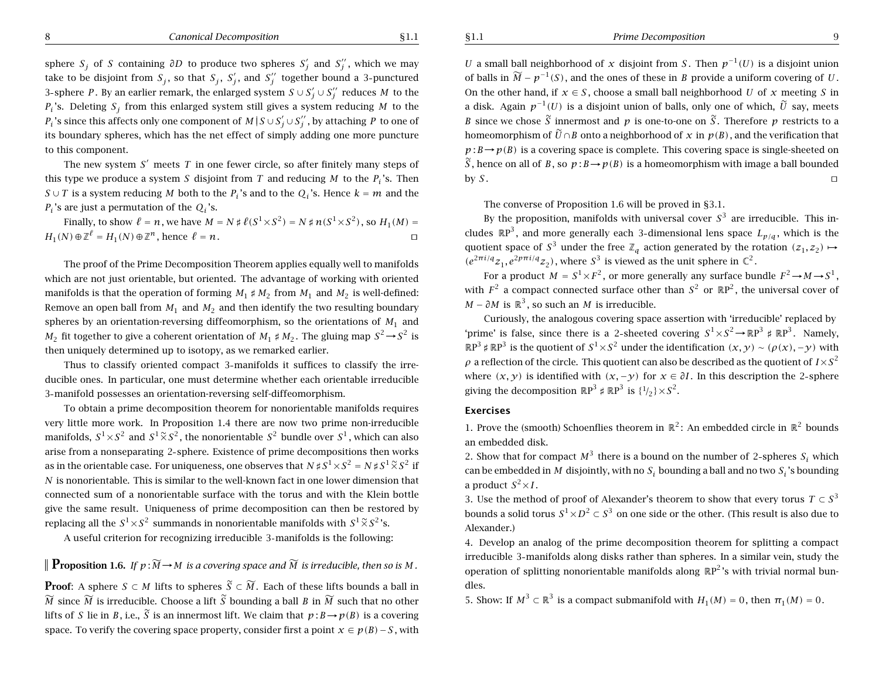sphere $S_j$ of $S$ containing $\partial D$ to produce two spheres $S_j'$ and $S_j''$, which we may take to be disjoint from $S_j$, so that $S_j$, $S_j'$, and $S_j''$ together bound a 3-punctured 3-sphere $P$. By an earlier remark, the enlarged system $S \cup S_j' \cup S_j''$ reduces $M$ to the $P_i$'s. Deleting $S_j$ from this enlarged system still gives a system reducing $M$ to the $P_i$'s since this affects only one component of $M \,|\, S \cup S_j' \cup S_j''$, by attaching $P$ to one of its boundary spheres, which has the net effect of simply adding one more puncture to this component.

The new system $S'$ meets $T$ in one fewer circle, so after finitely many steps of this type we produce a system $S$ disjoint from $T$ and reducing $M$ to the $P_i$'s. Then $S \cup T$ is a system reducing $M$ both to the $P_i$'s and to the $Q_i$'s. Hence $k = m$ and the $P_i$'s are just a permutation of the $Q_i$'s.

Finally, to show $\ell = n$, we have $M = N \sharp \ell(S^1 \times S^2) = N \sharp n(S^1 \times S^2)$, so $H_1(M) = H_1(N) \oplus \mathbb{Z}^\ell = H_1(N) \oplus \mathbb{Z}^n$, hence $\ell = n$. ◻

The proof of the Prime Decomposition Theorem applies equally well to manifolds which are not just orientable, but oriented. The advantage of working with oriented manifolds is that the operation of forming $M_1 \sharp M_2$ from $M_1$ and $M_2$ is well-defined: Remove an open ball from $M_1$ and $M_2$ and then identify the two resulting boundary spheres by an orientation-reversing diffeomorphism, so the orientations of $M_1$ and $M_2$ fit together to give a coherent orientation of $M_1 \sharp M_2$. The gluing map $S^2 \to S^2$ is then uniquely determined up to isotopy, as we remarked earlier.

Thus to classify oriented compact 3-manifolds it suffices to classify the irreducible ones. In particular, one must determine whether each orientable irreducible 3-manifold possesses an orientation-reversing self-diffeomorphism.

To obtain a prime decomposition theorem for nonorientable manifolds requires very little more work. In Proposition 1.4 there are now two prime non-irreducible manifolds, $S^1 \times S^2$ and $S^1 \widetilde{\times} S^2$, the nonorientable $S^2$ bundle over $S^1$, which can also arise from a nonseparating 2-sphere. Existence of prime decompositions then works as in the orientable case. For uniqueness, one observes that $N \sharp S^1 \times S^2 = N \sharp S^1 \widetilde{\times} S^2$ if $N$ is nonorientable. This is similar to the well-known fact in one lower dimension that connected sum of a nonorientable surface with the torus and with the Klein bottle give the same result. Uniqueness of prime decomposition can then be restored by replacing all the $S^1 \times S^2$ summands in nonorientable manifolds with $S^1 \widetilde{\times} S^2$'s.

A useful criterion for recognizing irreducible 3-manifolds is the following:

**Proposition 1.6.** *If $p : \widetilde{M} \to M$ is a covering space and $\widetilde{M}$ is irreducible, then so is $M$.*

**Proof**: A sphere $S \subset M$ lifts to spheres $\widetilde{S} \subset \widetilde{M}$. Each of these lifts bounds a ball in $\widetilde{M}$ since $\widetilde{M}$ is irreducible. Choose a lift $\widetilde{S}$ bounding a ball $B$ in $\widetilde{M}$ such that no other lifts of $S$ lie in $B$, i.e., $\widetilde{S}$ is an innermost lift. We claim that $p : B \to p(B)$ is a covering space. To verify the covering space property, consider first a point $x \in p(B) - S$, with $U$ a small ball neighborhood of $x$ disjoint from $S$. Then $p^{-1}(U)$ is a disjoint union of balls in $\widetilde{M} - p^{-1}(S)$, and the ones of these in $B$ provide a uniform covering of $U$. On the other hand, if $x \in S$, choose a small ball neighborhood $U$ of $x$ meeting $S$ in a disk. Again $p^{-1}(U)$ is a disjoint union of balls, only one of which, $\widetilde{U}$ say, meets $B$ since we chose $\widetilde{S}$ innermost and $p$ is one-to-one on $\widetilde{S}$. Therefore $p$ restricts to a homeomorphism of $\widetilde{U} \cap B$ onto a neighborhood of $x$ in $p(B)$, and the verification that $p : B \to p(B)$ is a covering space is complete. This covering space is single-sheeted on $\widetilde{S}$, hence on all of $B$, so $p : B \to p(B)$ is a homeomorphism with image a ball bounded by $S$. ◻

The converse of Proposition 1.6 will be proved in §3.1.

By the proposition, manifolds with universal cover $S^3$ are irreducible. This includes $\mathbb{RP}^3$, and more generally each 3-dimensional lens space $L_{p/q}$, which is the quotient space of $S^3$ under the free $\mathbb{Z}_q$ action generated by the rotation $(z_1, z_2) \mapsto (e^{2\pi i/q} z_1, e^{2p\pi i/q} z_2)$, where $S^3$ is viewed as the unit sphere in $\mathbb{C}^2$.

For a product $M = S^1 \times F^2$, or more generally any surface bundle $F^2 \to M \to S^1$, with $F^2$ a compact connected surface other than $S^2$ or $\mathbb{RP}^2$, the universal cover of $M - \partial M$ is $\mathbb{R}^3$, so such an $M$ is irreducible.

Curiously, the analogous covering space assertion with 'irreducible' replaced by 'prime' is false, since there is a 2-sheeted covering $S^1 \times S^2 \to \mathbb{RP}^3 \sharp \mathbb{RP}^3$. Namely, $\mathbb{RP}^3 \sharp \mathbb{RP}^3$ is the quotient of $S^1 \times S^2$ under the identification $(x, y) \sim (\rho(x), -y)$ with $\rho$ a reflection of the circle. This quotient can also be described as the quotient of $I \times S^2$ where $(x, y)$ is identified with $(x, -y)$ for $x \in \partial I$. In this description the 2-sphere giving the decomposition $\mathbb{RP}^3 \sharp \mathbb{RP}^3$ is $\{1/2\} \times S^2$.

### Exercises

1. Prove the (smooth) Schoenflies theorem in $\mathbb{R}^2$: An embedded circle in $\mathbb{R}^2$ bounds an embedded disk.
2. Show that for compact $M^3$ there is a bound on the number of 2-spheres $S_i$ which can be embedded in $M$ disjointly, with no $S_i$ bounding a ball and no two $S_i$'s bounding a product $S^2 \times I$.
3. Use the method of proof of Alexander's theorem to show that every torus $T \subset S^3$ bounds a solid torus $S^1 \times D^2 \subset S^3$ on one side or the other. (This result is also due to Alexander.)
4. Develop an analog of the prime decomposition theorem for splitting a compact irreducible 3-manifolds along disks rather than spheres. In a similar vein, study the operation of splitting nonorientable manifolds along $\mathbb{RP}^2$'s with trivial normal bundles.
5. Show: If $M^3 \subset \mathbb{R}^3$ is a compact submanifold with $H_1(M) = 0$, then $\pi_1(M) = 0$.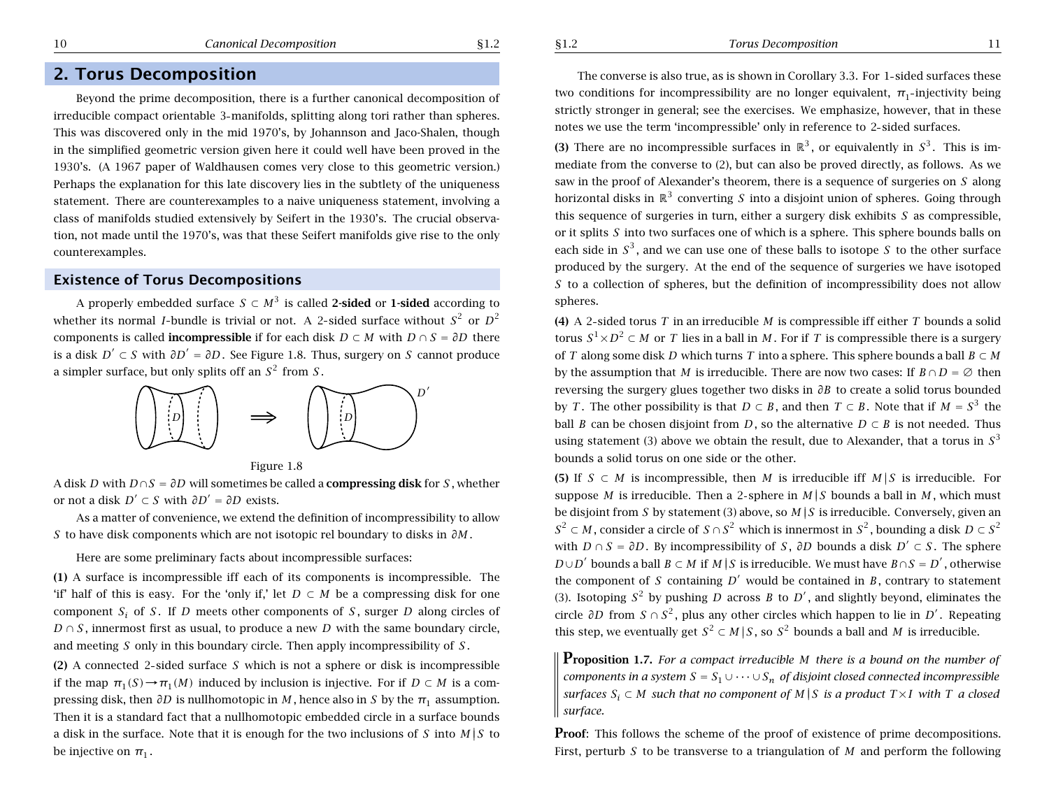## 2. Torus Decomposition

Beyond the prime decomposition, there is a further canonical decomposition of irreducible compact orientable 3-manifolds, splitting along tori rather than spheres. This was discovered only in the mid 1970's, by Johannson and Jaco-Shalen, though in the simplified geometric version given here it could well have been proved in the 1930's. (A 1967 paper of Waldhausen comes very close to this geometric version.) Perhaps the explanation for this late discovery lies in the subtlety of the uniqueness statement. There are counterexamples to a naive uniqueness statement, involving a class of manifolds studied extensively by Seifert in the 1930's. The crucial observation, not made until the 1970's, was that these Seifert manifolds give rise to the only counterexamples.

### Existence of Torus Decompositions

A properly embedded surface $S \subset M^3$ is called **2-sided** or **1-sided** according to whether its normal $I$-bundle is trivial or not. A 2-sided surface without $S^2$ or $D^2$ components is called **incompressible** if for each disk $D \subset M$ with $D \cap S = \partial D$ there is a disk $D' \subset S$ with $\partial D' = \partial D$. See Figure 1.8. Thus, surgery on $S$ cannot produce a simpler surface, but only splits off an $S^2$ from $S$.

Figure 1.8

A disk $D$ with $D \cap S = \partial D$ will sometimes be called a **compressing disk** for $S$, whether or not a disk $D' \subset S$ with $\partial D' = \partial D$ exists.

As a matter of convenience, we extend the definition of incompressibility to allow $S$ to have disk components which are not isotopic rel boundary to disks in $\partial M$.

Here are some preliminary facts about incompressible surfaces:

**(1)** A surface is incompressible iff each of its components is incompressible. The 'if' half of this is easy. For the 'only if,' let $D \subset M$ be a compressing disk for one component $S_i$ of $S$. If $D$ meets other components of $S$, surger $D$ along circles of $D \cap S$, innermost first as usual, to produce a new $D$ with the same boundary circle, and meeting $S$ only in this boundary circle. Then apply incompressibility of $S$.

**(2)** A connected 2-sided surface $S$ which is not a sphere or disk is incompressible if the map $\pi_1(S) \to \pi_1(M)$ induced by inclusion is injective. For if $D \subset M$ is a compressing disk, then $\partial D$ is nullhomotopic in $M$, hence also in $S$ by the $\pi_1$ assumption. Then it is a standard fact that a nullhomotopic embedded circle in a surface bounds a disk in the surface. Note that it is enough for the two inclusions of $S$ into $M|S$ to be injective on $\pi_1$.

The converse is also true, as is shown in Corollary 3.3. For 1-sided surfaces these two conditions for incompressibility are no longer equivalent, $\pi_1$-injectivity being strictly stronger in general; see the exercises. We emphasize, however, that in these notes we use the term 'incompressible' only in reference to 2-sided surfaces.

**(3)** There are no incompressible surfaces in $\mathbb{R}^3$, or equivalently in $S^3$. This is immediate from the converse to (2), but can also be proved directly, as follows. As we saw in the proof of Alexander's theorem, there is a sequence of surgeries on $S$ along horizontal disks in $\mathbb{R}^3$ converting $S$ into a disjoint union of spheres. Going through this sequence of surgeries in turn, either a surgery disk exhibits $S$ as compressible, or it splits $S$ into two surfaces one of which is a sphere. This sphere bounds balls on each side in $S^3$, and we can use one of these balls to isotope $S$ to the other surface produced by the surgery. At the end of the sequence of surgeries we have isotoped $S$ to a collection of spheres, but the definition of incompressibility does not allow spheres.

**(4)** A 2-sided torus $T$ in an irreducible $M$ is compressible iff either $T$ bounds a solid torus $S^1 \times D^2 \subset M$ or $T$ lies in a ball in $M$. For if $T$ is compressible there is a surgery of $T$ along some disk $D$ which turns $T$ into a sphere. This sphere bounds a ball $B \subset M$ by the assumption that $M$ is irreducible. There are now two cases: If $B \cap D = \varnothing$ then reversing the surgery glues together two disks in $\partial B$ to create a solid torus bounded by $T$. The other possibility is that $D \subset B$, and then $T \subset B$. Note that if $M = S^3$ the ball $B$ can be chosen disjoint from $D$, so the alternative $D \subset B$ is not needed. Thus using statement (3) above we obtain the result, due to Alexander, that a torus in $S^3$ bounds a solid torus on one side or the other.

**(5)** If $S \subset M$ is incompressible, then $M$ is irreducible iff $M|S$ is irreducible. For suppose $M$ is irreducible. Then a 2-sphere in $M|S$ bounds a ball in $M$, which must be disjoint from $S$ by statement (3) above, so $M|S$ is irreducible. Conversely, given an $S^2 \subset M$, consider a circle of $S \cap S^2$ which is innermost in $S^2$, bounding a disk $D \subset S^2$ with $D \cap S = \partial D$. By incompressibility of $S$, $\partial D$ bounds a disk $D' \subset S$. The sphere $D \cup D'$ bounds a ball $B \subset M$ if $M|S$ is irreducible. We must have $B \cap S = D'$, otherwise the component of $S$ containing $D'$ would be contained in $B$, contrary to statement (3). Isotoping $S^2$ by pushing $D$ across $B$ to $D'$, and slightly beyond, eliminates the circle $\partial D$ from $S \cap S^2$, plus any other circles which happen to lie in $D'$. Repeating this step, we eventually get $S^2 \subset M|S$, so $S^2$ bounds a ball and $M$ is irreducible.

**Proposition 1.7.** *For a compact irreducible $M$ there is a bound on the number of components in a system $S = S_1 \cup \cdots \cup S_n$ of disjoint closed connected incompressible surfaces $S_i \subset M$ such that no component of $M|S$ is a product $T \times I$ with $T$ a closed surface.*

**Proof**: This follows the scheme of the proof of existence of prime decompositions. First, perturb $S$ to be transverse to a triangulation of $M$ and perform the following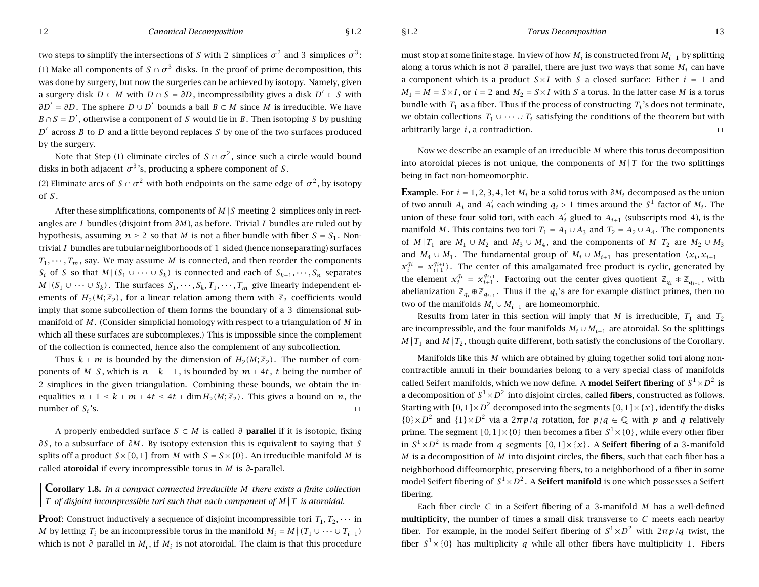two steps to simplify the intersections of $S$ with 2-simplices $\sigma^2$ and 3-simplices $\sigma^3$:
(1) Make all components of $S \cap \sigma^3$ disks. In the proof of prime decomposition, this was done by surgery, but now the surgeries can be achieved by isotopy. Namely, given a surgery disk $D \subset M$ with $D \cap S = \partial D$, incompressibility gives a disk $D' \subset S$ with $\partial D' = \partial D$. The sphere $D \cup D'$ bounds a ball $B \subset M$ since $M$ is irreducible. We have $B \cap S = D'$, otherwise a component of $S$ would lie in $B$. Then isotoping $S$ by pushing $D'$ across $B$ to $D$ and a little beyond replaces $S$ by one of the two surfaces produced by the surgery.

Note that Step (1) eliminate circles of $S \cap \sigma^2$, since such a circle would bound disks in both adjacent $\sigma^3$'s, producing a sphere component of $S$.

(2) Eliminate arcs of $S \cap \sigma^2$ with both endpoints on the same edge of $\sigma^2$, by isotopy of $S$.

After these simplifications, components of $M|S$ meeting 2-simplices only in rectangles are $I$-bundles (disjoint from $\partial M$), as before. Trivial $I$-bundles are ruled out by hypothesis, assuming $n \geq 2$ so that $M$ is not a fiber bundle with fiber $S = S_1$. Nontrivial $I$-bundles are tubular neighborhoods of 1-sided (hence nonseparating) surfaces $T_1, \cdots, T_m$, say. We may assume $M$ is connected, and then reorder the components $S_i$ of $S$ so that $M|(S_1 \cup \cdots \cup S_k)$ is connected and each of $S_{k+1}, \cdots, S_n$ separates $M|(S_1 \cup \cdots \cup S_k)$. The surfaces $S_1, \cdots, S_k, T_1, \cdots, T_m$ give linearly independent elements of $H_2(M;\mathbb{Z}_2)$, for a linear relation among them with $\mathbb{Z}_2$ coefficients would imply that some subcollection of them forms the boundary of a 3-dimensional submanifold of $M$. (Consider simplicial homology with respect to a triangulation of $M$ in which all these surfaces are subcomplexes.) This is impossible since the complement of the collection is connected, hence also the complement of any subcollection.

Thus $k + m$ is bounded by the dimension of $H_2(M;\mathbb{Z}_2)$. The number of components of $M|S$, which is $n - k + 1$, is bounded by $m + 4t$, $t$ being the number of 2-simplices in the given triangulation. Combining these bounds, we obtain the inequalities $n + 1 \leq k + m + 4t \leq 4t + \dim H_2(M;\mathbb{Z}_2)$. This gives a bound on $n$, the number of $S_i$'s. □

A properly embedded surface $S \subset M$ is called **$\partial$-parallel** if it is isotopic, fixing $\partial S$, to a subsurface of $\partial M$. By isotopy extension this is equivalent to saying that $S$ splits off a product $S \times [0,1]$ from $M$ with $S = S \times \{0\}$. An irreducible manifold $M$ is called **atoroidal** if every incompressible torus in $M$ is $\partial$-parallel.

**Corollary 1.8.** *In a compact connected irreducible $M$ there exists a finite collection $T$ of disjoint incompressible tori such that each component of $M|T$ is atoroidal.*

**Proof**: Construct inductively a sequence of disjoint incompressible tori $T_1, T_2, \cdots$ in $M$ by letting $T_i$ be an incompressible torus in the manifold $M_i = M|(T_1 \cup \cdots \cup T_{i-1})$ which is not $\partial$-parallel in $M_i$, if $M_i$ is not atoroidal. The claim is that this procedure must stop at some finite stage. In view of how $M_i$ is constructed from $M_{i-1}$ by splitting along a torus which is not $\partial$-parallel, there are just two ways that some $M_i$ can have a component which is a product $S \times I$ with $S$ a closed surface: Either $i = 1$ and $M_1 = M = S \times I$, or $i = 2$ and $M_2 = S \times I$ with $S$ a torus. In the latter case $M$ is a torus bundle with $T_1$ as a fiber. Thus if the process of constructing $T_i$'s does not terminate, we obtain collections $T_1 \cup \cdots \cup T_i$ satisfying the conditions of the theorem but with arbitrarily large $i$, a contradiction. □

Now we describe an example of an irreducible $M$ where this torus decomposition into atoroidal pieces is not unique, the components of $M|T$ for the two splittings being in fact non-homeomorphic.

**Example**. For $i = 1, 2, 3, 4$, let $M_i$ be a solid torus with $\partial M_i$ decomposed as the union of two annuli $A_i$ and $A_i'$ each winding $q_i > 1$ times around the $S^1$ factor of $M_i$. The union of these four solid tori, with each $A_i'$ glued to $A_{i+1}$ (subscripts mod 4), is the manifold $M$. This contains two tori $T_1 = A_1 \cup A_3$ and $T_2 = A_2 \cup A_4$. The components of $M|T_1$ are $M_1 \cup M_2$ and $M_3 \cup M_4$, and the components of $M|T_2$ are $M_2 \cup M_3$ and $M_4 \cup M_1$. The fundamental group of $M_i \cup M_{i+1}$ has presentation $\langle x_i, x_{i+1} \mid x_i^{q_i} = x_{i+1}^{q_{i+1}} \rangle$. The center of this amalgamated free product is cyclic, generated by the element $x_i^{q_i} = x_{i+1}^{q_{i+1}}$. Factoring out the center gives quotient $\mathbb{Z}_{q_i} * \mathbb{Z}_{q_{i+1}}$, with abelianization $\mathbb{Z}_{q_i} \oplus \mathbb{Z}_{q_{i+1}}$. Thus if the $q_i$'s are for example distinct primes, then no two of the manifolds $M_i \cup M_{i+1}$ are homeomorphic.

Results from later in this section will imply that $M$ is irreducible, $T_1$ and $T_2$ are incompressible, and the four manifolds $M_i \cup M_{i+1}$ are atoroidal. So the splittings $M|T_1$ and $M|T_2$, though quite different, both satisfy the conclusions of the Corollary.

Manifolds like this $M$ which are obtained by gluing together solid tori along noncontractible annuli in their boundaries belong to a very special class of manifolds called Seifert manifolds, which we now define. A **model Seifert fibering** of $S^1 \times D^2$ is a decomposition of $S^1 \times D^2$ into disjoint circles, called **fibers**, constructed as follows. Starting with $[0,1] \times D^2$ decomposed into the segments $[0,1] \times \{x\}$, identify the disks $\{0\} \times D^2$ and $\{1\} \times D^2$ via a $2\pi p/q$ rotation, for $p/q \in \mathbb{Q}$ with $p$ and $q$ relatively prime. The segment $[0,1] \times \{0\}$ then becomes a fiber $S^1 \times \{0\}$, while every other fiber in $S^1 \times D^2$ is made from $q$ segments $[0,1] \times \{x\}$. A **Seifert fibering** of a 3-manifold $M$ is a decomposition of $M$ into disjoint circles, the **fibers**, such that each fiber has a neighborhood diffeomorphic, preserving fibers, to a neighborhood of a fiber in some model Seifert fibering of $S^1 \times D^2$. A **Seifert manifold** is one which possesses a Seifert fibering.

Each fiber circle $C$ in a Seifert fibering of a 3-manifold $M$ has a well-defined **multiplicity**, the number of times a small disk transverse to $C$ meets each nearby fiber. For example, in the model Seifert fibering of $S^1 \times D^2$ with $2\pi p/q$ twist, the fiber $S^1 \times \{0\}$ has multiplicity $q$ while all other fibers have multiplicity 1. Fibers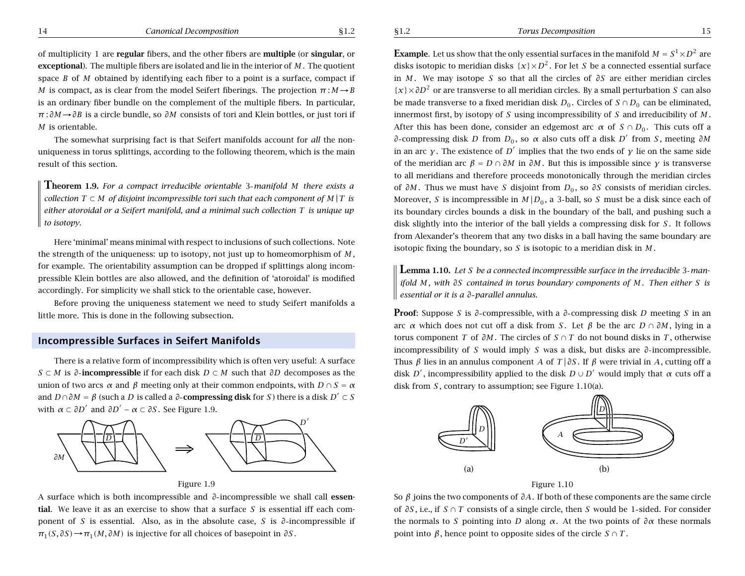of multiplicity 1 are **regular** fibers, and the other fibers are **multiple** (or **singular**, or **exceptional**). The multiple fibers are isolated and lie in the interior of $M$. The quotient space $B$ of $M$ obtained by identifying each fiber to a point is a surface, compact if $M$ is compact, as is clear from the model Seifert fiberings. The projection $\pi : M \to B$ is an ordinary fiber bundle on the complement of the multiple fibers. In particular, $\pi : \partial M \to \partial B$ is a circle bundle, so $\partial M$ consists of tori and Klein bottles, or just tori if $M$ is orientable.

The somewhat surprising fact is that Seifert manifolds account for *all* the non-uniqueness in torus splittings, according to the following theorem, which is the main result of this section.

**Theorem 1.9.** *For a compact irreducible orientable 3-manifold $M$ there exists a collection $T \subset M$ of disjoint incompressible tori such that each component of $M|T$ is either atoroidal or a Seifert manifold, and a minimal such collection $T$ is unique up to isotopy.*

Here 'minimal' means minimal with respect to inclusions of such collections. Note the strength of the uniqueness: up to isotopy, not just up to homeomorphism of $M$, for example. The orientability assumption can be dropped if splittings along incompressible Klein bottles are also allowed, and the definition of 'atoroidal' is modified accordingly. For simplicity we shall stick to the orientable case, however.

Before proving the uniqueness statement we need to study Seifert manifolds a little more. This is done in the following subsection.

## Incompressible Surfaces in Seifert Manifolds

There is a relative form of incompressibility which is often very useful: A surface $S \subset M$ is **$\partial$-incompressible** if for each disk $D \subset M$ such that $\partial D$ decomposes as the union of two arcs $\alpha$ and $\beta$ meeting only at their common endpoints, with $D \cap S = \alpha$ and $D \cap \partial M = \beta$ (such a $D$ is called a **$\partial$-compressing disk** for $S$) there is a disk $D' \subset S$ with $\alpha \subset \partial D'$ and $\partial D' - \alpha \subset \partial S$. See Figure 1.9.

Figure 1.9

A surface which is both incompressible and $\partial$-incompressible we shall call **essential**. We leave it as an exercise to show that a surface $S$ is essential iff each component of $S$ is essential. Also, as in the absolute case, $S$ is $\partial$-incompressible if $\pi_1(S, \partial S) \to \pi_1(M, \partial M)$ is injective for all choices of basepoint in $\partial S$.

**Example.** Let us show that the only essential surfaces in the manifold $M = S^1 \times D^2$ are disks isotopic to meridian disks $\{x\} \times D^2$. For let $S$ be a connected essential surface in $M$. We may isotope $S$ so that all the circles of $\partial S$ are either meridian circles $\{x\} \times \partial D^2$ or are transverse to all meridian circles. By a small perturbation $S$ can also be made transverse to a fixed meridian disk $D_0$. Circles of $S \cap D_0$ can be eliminated, innermost first, by isotopy of $S$ using incompressibility of $S$ and irreducibility of $M$. After this has been done, consider an edgemost arc $\alpha$ of $S \cap D_0$. This cuts off a $\partial$-compressing disk $D$ from $D_0$, so $\alpha$ also cuts off a disk $D'$ from $S$, meeting $\partial M$ in an arc $\gamma$. The existence of $D'$ implies that the two ends of $\gamma$ lie on the same side of the meridian arc $\beta = D \cap \partial M$ in $\partial M$. But this is impossible since $\gamma$ is transverse to all meridians and therefore proceeds monotonically through the meridian circles of $\partial M$. Thus we must have $S$ disjoint from $D_0$, so $\partial S$ consists of meridian circles. Moreover, $S$ is incompressible in $M|D_0$, a 3-ball, so $S$ must be a disk since each of its boundary circles bounds a disk in the boundary of the ball, and pushing such a disk slightly into the interior of the ball yields a compressing disk for $S$. It follows from Alexander's theorem that any two disks in a ball having the same boundary are isotopic fixing the boundary, so $S$ is isotopic to a meridian disk in $M$.

**Lemma 1.10.** *Let $S$ be a connected incompressible surface in the irreducible 3-manifold $M$, with $\partial S$ contained in torus boundary components of $M$. Then either $S$ is essential or it is a $\partial$-parallel annulus.*

**Proof**: Suppose $S$ is $\partial$-compressible, with a $\partial$-compressing disk $D$ meeting $S$ in an arc $\alpha$ which does not cut off a disk from $S$. Let $\beta$ be the arc $D \cap \partial M$, lying in a torus component $T$ of $\partial M$. The circles of $S \cap T$ do not bound disks in $T$, otherwise incompressibility of $S$ would imply $S$ was a disk, but disks are $\partial$-incompressible. Thus $\beta$ lies in an annulus component $A$ of $T|\partial S$. If $\beta$ were trivial in $A$, cutting off a disk $D'$, incompressibility applied to the disk $D \cup D'$ would imply that $\alpha$ cuts off a disk from $S$, contrary to assumption; see Figure 1.10(a).

(a) (b)

Figure 1.10

So $\beta$ joins the two components of $\partial A$. If both of these components are the same circle of $\partial S$, i.e., if $S \cap T$ consists of a single circle, then $S$ would be 1-sided. For consider the normals to $S$ pointing into $D$ along $\alpha$. At the two points of $\partial \alpha$ these normals point into $\beta$, hence point to opposite sides of the circle $S \cap T$.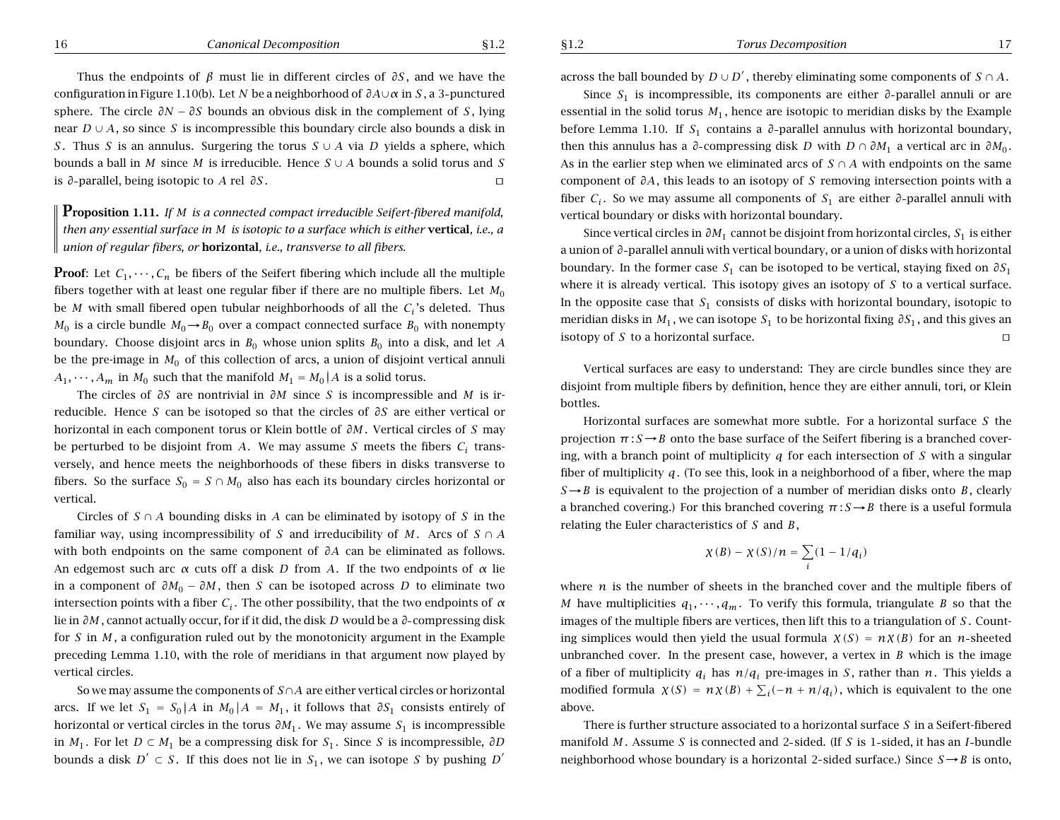Thus the endpoints of $\beta$ must lie in different circles of $\partial S$, and we have the configuration in Figure 1.10(b). Let $N$ be a neighborhood of $\partial A \cup \alpha$ in $S$, a 3-punctured sphere. The circle $\partial N - \partial S$ bounds an obvious disk in the complement of $S$, lying near $D \cup A$, so since $S$ is incompressible this boundary circle also bounds a disk in $S$. Thus $S$ is an annulus. Surgering the torus $S \cup A$ via $D$ yields a sphere, which bounds a ball in $M$ since $M$ is irreducible. Hence $S \cup A$ bounds a solid torus and $S$ is $\partial$-parallel, being isotopic to $A$ rel $\partial S$. □

**Proposition 1.11.** *If $M$ is a connected compact irreducible Seifert-fibered manifold, then any essential surface in $M$ is isotopic to a surface which is either* **vertical***, i.e., a union of regular fibers, or* **horizontal***, i.e., transverse to all fibers.*

**Proof**: Let $C_1, \cdots, C_n$ be fibers of the Seifert fibering which include all the multiple fibers together with at least one regular fiber if there are no multiple fibers. Let $M_0$ be $M$ with small fibered open tubular neighborhoods of all the $C_i$'s deleted. Thus $M_0$ is a circle bundle $M_0 \to B_0$ over a compact connected surface $B_0$ with nonempty boundary. Choose disjoint arcs in $B_0$ whose union splits $B_0$ into a disk, and let $A$ be the pre-image in $M_0$ of this collection of arcs, a union of disjoint vertical annuli $A_1, \cdots, A_m$ in $M_0$ such that the manifold $M_1 = M_0 | A$ is a solid torus.

The circles of $\partial S$ are nontrivial in $\partial M$ since $S$ is incompressible and $M$ is irreducible. Hence $S$ can be isotoped so that the circles of $\partial S$ are either vertical or horizontal in each component torus or Klein bottle of $\partial M$. Vertical circles of $S$ may be perturbed to be disjoint from $A$. We may assume $S$ meets the fibers $C_i$ transversely, and hence meets the neighborhoods of these fibers in disks transverse to fibers. So the surface $S_0 = S \cap M_0$ also has each its boundary circles horizontal or vertical.

Circles of $S \cap A$ bounding disks in $A$ can be eliminated by isotopy of $S$ in the familiar way, using incompressibility of $S$ and irreducibility of $M$. Arcs of $S \cap A$ with both endpoints on the same component of $\partial A$ can be eliminated as follows. An edgemost such arc $\alpha$ cuts off a disk $D$ from $A$. If the two endpoints of $\alpha$ lie in a component of $\partial M_0 - \partial M$, then $S$ can be isotoped across $D$ to eliminate two intersection points with a fiber $C_i$. The other possibility, that the two endpoints of $\alpha$ lie in $\partial M$, cannot actually occur, for if it did, the disk $D$ would be a $\partial$-compressing disk for $S$ in $M$, a configuration ruled out by the monotonicity argument in the Example preceding Lemma 1.10, with the role of meridians in that argument now played by vertical circles.

So we may assume the components of $S \cap A$ are either vertical circles or horizontal arcs. If we let $S_1 = S_0 | A$ in $M_0 | A = M_1$, it follows that $\partial S_1$ consists entirely of horizontal or vertical circles in the torus $\partial M_1$. We may assume $S_1$ is incompressible in $M_1$. For let $D \subset M_1$ be a compressing disk for $S_1$. Since $S$ is incompressible, $\partial D$ bounds a disk $D' \subset S$. If this does not lie in $S_1$, we can isotope $S$ by pushing $D'$ across the ball bounded by $D \cup D'$, thereby eliminating some components of $S \cap A$.

Since $S_1$ is incompressible, its components are either $\partial$-parallel annuli or are essential in the solid torus $M_1$, hence are isotopic to meridian disks by the Example before Lemma 1.10. If $S_1$ contains a $\partial$-parallel annulus with horizontal boundary, then this annulus has a $\partial$-compressing disk $D$ with $D \cap \partial M_1$ a vertical arc in $\partial M_0$. As in the earlier step when we eliminated arcs of $S \cap A$ with endpoints on the same component of $\partial A$, this leads to an isotopy of $S$ removing intersection points with a fiber $C_i$. So we may assume all components of $S_1$ are either $\partial$-parallel annuli with vertical boundary or disks with horizontal boundary.

Since vertical circles in $\partial M_1$ cannot be disjoint from horizontal circles, $S_1$ is either a union of $\partial$-parallel annuli with vertical boundary, or a union of disks with horizontal boundary. In the former case $S_1$ can be isotoped to be vertical, staying fixed on $\partial S_1$ where it is already vertical. This isotopy gives an isotopy of $S$ to a vertical surface. In the opposite case that $S_1$ consists of disks with horizontal boundary, isotopic to meridian disks in $M_1$, we can isotope $S_1$ to be horizontal fixing $\partial S_1$, and this gives an isotopy of $S$ to a horizontal surface. □

Vertical surfaces are easy to understand: They are circle bundles since they are disjoint from multiple fibers by definition, hence they are either annuli, tori, or Klein bottles.

Horizontal surfaces are somewhat more subtle. For a horizontal surface $S$ the projection $\pi : S \to B$ onto the base surface of the Seifert fibering is a branched covering, with a branch point of multiplicity $q$ for each intersection of $S$ with a singular fiber of multiplicity $q$. (To see this, look in a neighborhood of a fiber, where the map $S \to B$ is equivalent to the projection of a number of meridian disks onto $B$, clearly a branched covering.) For this branched covering $\pi : S \to B$ there is a useful formula relating the Euler characteristics of $S$ and $B$,

$$\chi(B) - \chi(S)/n = \sum_i (1 - 1/q_i)$$

where $n$ is the number of sheets in the branched cover and the multiple fibers of $M$ have multiplicities $q_1, \cdots, q_m$. To verify this formula, triangulate $B$ so that the images of the multiple fibers are vertices, then lift this to a triangulation of $S$. Counting simplices would then yield the usual formula $\chi(S) = n\chi(B)$ for an $n$-sheeted unbranched cover. In the present case, however, a vertex in $B$ which is the image of a fiber of multiplicity $q_i$ has $n/q_i$ pre-images in $S$, rather than $n$. This yields a modified formula $\chi(S) = n\chi(B) + \sum_i(-n + n/q_i)$, which is equivalent to the one above.

There is further structure associated to a horizontal surface $S$ in a Seifert-fibered manifold $M$. Assume $S$ is connected and 2-sided. (If $S$ is 1-sided, it has an $I$-bundle neighborhood whose boundary is a horizontal 2-sided surface.) Since $S \to B$ is onto,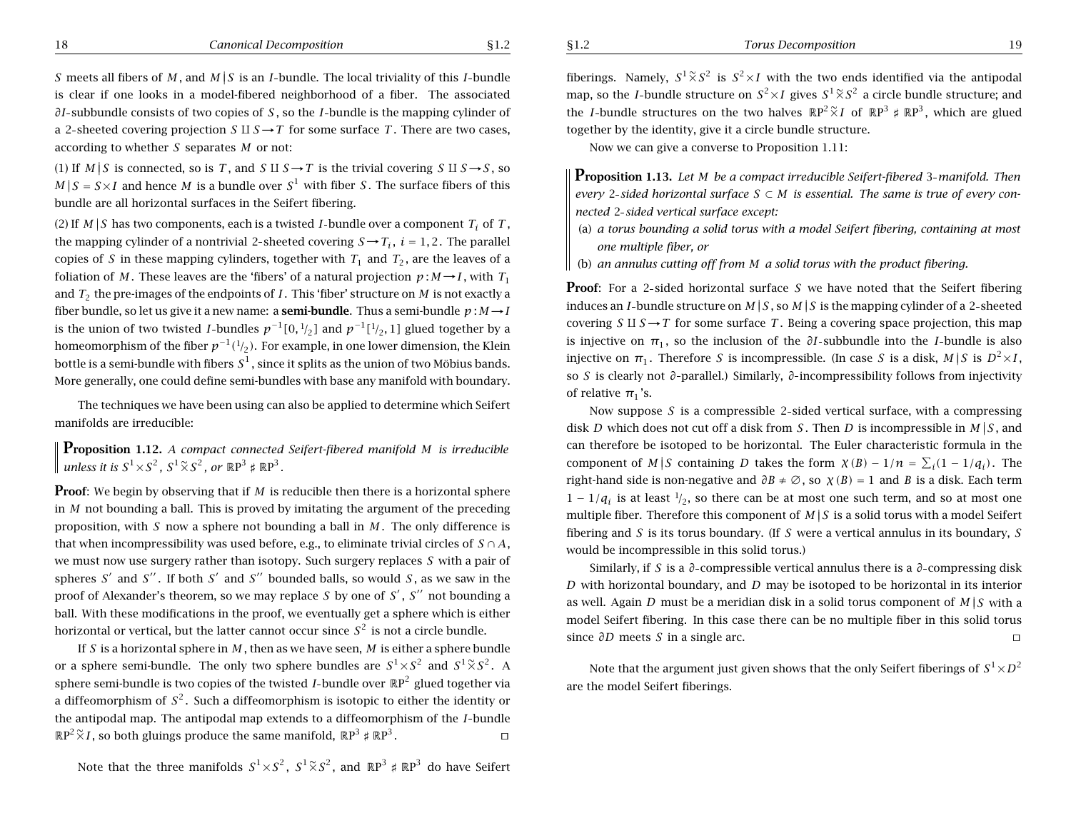$S$ meets all fibers of $M$, and $M|S$ is an $I$-bundle. The local triviality of this $I$-bundle is clear if one looks in a model-fibered neighborhood of a fiber. The associated $\partial I$-subbundle consists of two copies of $S$, so the $I$-bundle is the mapping cylinder of a 2-sheeted covering projection $S \amalg S \to T$ for some surface $T$. There are two cases, according to whether $S$ separates $M$ or not:

(1) If $M|S$ is connected, so is $T$, and $S \amalg S \to T$ is the trivial covering $S \amalg S \to S$, so $M|S = S \times I$ and hence $M$ is a bundle over $S^1$ with fiber $S$. The surface fibers of this bundle are all horizontal surfaces in the Seifert fibering.

(2) If $M|S$ has two components, each is a twisted $I$-bundle over a component $T_i$ of $T$, the mapping cylinder of a nontrivial 2-sheeted covering $S \to T_i$, $i = 1, 2$. The parallel copies of $S$ in these mapping cylinders, together with $T_1$ and $T_2$, are the leaves of a foliation of $M$. These leaves are the 'fibers' of a natural projection $p : M \to I$, with $T_1$ and $T_2$ the pre-images of the endpoints of $I$. This 'fiber' structure on $M$ is not exactly a fiber bundle, so let us give it a new name: a **semi-bundle**. Thus a semi-bundle $p : M \to I$ is the union of two twisted $I$-bundles $p^{-1}[0, 1/2]$ and $p^{-1}[1/2, 1]$ glued together by a homeomorphism of the fiber $p^{-1}(1/2)$. For example, in one lower dimension, the Klein bottle is a semi-bundle with fibers $S^1$, since it splits as the union of two Möbius bands. More generally, one could define semi-bundles with base any manifold with boundary.

The techniques we have been using can also be applied to determine which Seifert manifolds are irreducible:

**Proposition 1.12.** *A compact connected Seifert-fibered manifold $M$ is irreducible unless it is $S^1 \times S^2$, $S^1 \tilde{\times} S^2$, or $\mathbb{RP}^3 \sharp \mathbb{RP}^3$.*

**Proof**: We begin by observing that if $M$ is reducible then there is a horizontal sphere in $M$ not bounding a ball. This is proved by imitating the argument of the preceding proposition, with $S$ now a sphere not bounding a ball in $M$. The only difference is that when incompressibility was used before, e.g., to eliminate trivial circles of $S \cap A$, we must now use surgery rather than isotopy. Such surgery replaces $S$ with a pair of spheres $S'$ and $S''$. If both $S'$ and $S''$ bounded balls, so would $S$, as we saw in the proof of Alexander's theorem, so we may replace $S$ by one of $S'$, $S''$ not bounding a ball. With these modifications in the proof, we eventually get a sphere which is either horizontal or vertical, but the latter cannot occur since $S^2$ is not a circle bundle.

If $S$ is a horizontal sphere in $M$, then as we have seen, $M$ is either a sphere bundle or a sphere semi-bundle. The only two sphere bundles are $S^1 \times S^2$ and $S^1 \tilde{\times} S^2$. A sphere semi-bundle is two copies of the twisted $I$-bundle over $\mathbb{RP}^2$ glued together via a diffeomorphism of $S^2$. Such a diffeomorphism is isotopic to either the identity or the antipodal map. The antipodal map extends to a diffeomorphism of the $I$-bundle $\mathbb{RP}^2 \tilde{\times} I$, so both gluings produce the same manifold, $\mathbb{RP}^3 \sharp \mathbb{RP}^3$. $\square$

Note that the three manifolds $S^1 \times S^2$, $S^1 \tilde{\times} S^2$, and $\mathbb{RP}^3 \sharp \mathbb{RP}^3$ do have Seifert fiberings. Namely, $S^1 \tilde{\times} S^2$ is $S^2 \times I$ with the two ends identified via the antipodal map, so the $I$-bundle structure on $S^2 \times I$ gives $S^1 \tilde{\times} S^2$ a circle bundle structure; and the $I$-bundle structures on the two halves $\mathbb{RP}^2 \tilde{\times} I$ of $\mathbb{RP}^3 \sharp \mathbb{RP}^3$, which are glued together by the identity, give it a circle bundle structure.

Now we can give a converse to Proposition 1.11:

**Proposition 1.13.** *Let $M$ be a compact irreducible Seifert-fibered 3-manifold. Then every 2-sided horizontal surface $S \subset M$ is essential. The same is true of every connected 2-sided vertical surface except:*

*(a) a torus bounding a solid torus with a model Seifert fibering, containing at most one multiple fiber, or*

*(b) an annulus cutting off from $M$ a solid torus with the product fibering.*

**Proof**: For a 2-sided horizontal surface $S$ we have noted that the Seifert fibering induces an $I$-bundle structure on $M|S$, so $M|S$ is the mapping cylinder of a 2-sheeted covering $S \amalg S \to T$ for some surface $T$. Being a covering space projection, this map is injective on $\pi_1$, so the inclusion of the $\partial I$-subbundle into the $I$-bundle is also injective on $\pi_1$. Therefore $S$ is incompressible. (In case $S$ is a disk, $M|S$ is $D^2 \times I$, so $S$ is clearly not $\partial$-parallel.) Similarly, $\partial$-incompressibility follows from injectivity of relative $\pi_1$'s.

Now suppose $S$ is a compressible 2-sided vertical surface, with a compressing disk $D$ which does not cut off a disk from $S$. Then $D$ is incompressible in $M|S$, and can therefore be isotoped to be horizontal. The Euler characteristic formula in the component of $M|S$ containing $D$ takes the form $\chi(B) - 1/n = \sum_i (1 - 1/q_i)$. The right-hand side is non-negative and $\partial B \neq \emptyset$, so $\chi(B) = 1$ and $B$ is a disk. Each term $1 - 1/q_i$ is at least $1/2$, so there can be at most one such term, and so at most one multiple fiber. Therefore this component of $M|S$ is a solid torus with a model Seifert fibering and $S$ is its torus boundary. (If $S$ were a vertical annulus in its boundary, $S$ would be incompressible in this solid torus.)

Similarly, if $S$ is a $\partial$-compressible vertical annulus there is a $\partial$-compressing disk $D$ with horizontal boundary, and $D$ may be isotoped to be horizontal in its interior as well. Again $D$ must be a meridian disk in a solid torus component of $M|S$ with a model Seifert fibering. In this case there can be no multiple fiber in this solid torus since $\partial D$ meets $S$ in a single arc. $\square$

Note that the argument just given shows that the only Seifert fiberings of $S^1 \times D^2$ are the model Seifert fiberings.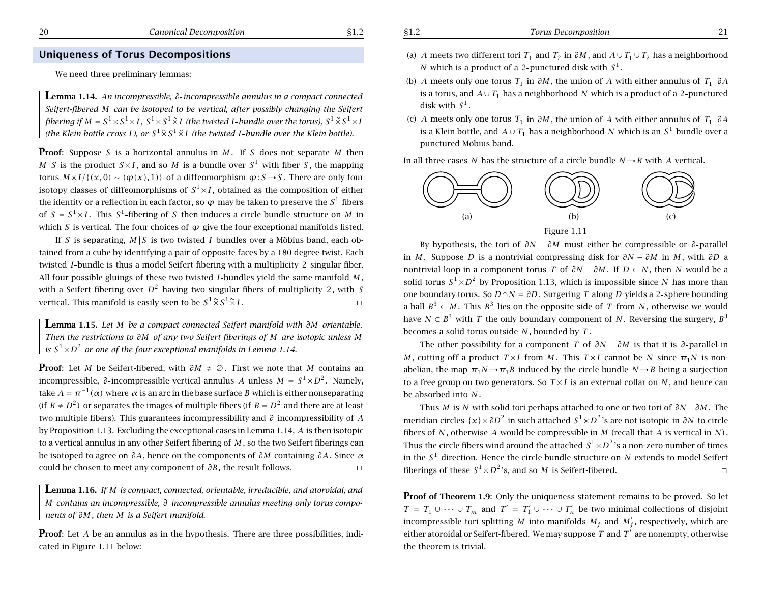## Uniqueness of Torus Decompositions

We need three preliminary lemmas:

**Lemma 1.14.** *An incompressible, $\partial$-incompressible annulus in a compact connected Seifert-fibered $M$ can be isotoped to be vertical, after possibly changing the Seifert fibering if $M = S^1 \times S^1 \times I$, $S^1 \times S^1 \tilde{\times} I$ (the twisted $I$-bundle over the torus), $S^1 \tilde{\times} S^1 \times I$ (the Klein bottle cross $I$), or $S^1 \tilde{\times} S^1 \tilde{\times} I$ (the twisted $I$-bundle over the Klein bottle).*

**Proof**: Suppose $S$ is a horizontal annulus in $M$. If $S$ does not separate $M$ then $M|S$ is the product $S \times I$, and so $M$ is a bundle over $S^1$ with fiber $S$, the mapping torus $M \times I / \{(x,0) \sim (\varphi(x),1)\}$ of a diffeomorphism $\varphi : S \to S$. There are only four isotopy classes of diffeomorphisms of $S^1 \times I$, obtained as the composition of either the identity or a reflection in each factor, so $\varphi$ may be taken to preserve the $S^1$ fibers of $S = S^1 \times I$. This $S^1$-fibering of $S$ then induces a circle bundle structure on $M$ in which $S$ is vertical. The four choices of $\varphi$ give the four exceptional manifolds listed.

If $S$ is separating, $M|S$ is two twisted $I$-bundles over a Möbius band, each obtained from a cube by identifying a pair of opposite faces by a 180 degree twist. Each twisted $I$-bundle is thus a model Seifert fibering with a multiplicity 2 singular fiber. All four possible gluings of these two twisted $I$-bundles yield the same manifold $M$, with a Seifert fibering over $D^2$ having two singular fibers of multiplicity 2, with $S$ vertical. This manifold is easily seen to be $S^1 \tilde{\times} S^1 \tilde{\times} I$. □

**Lemma 1.15.** *Let $M$ be a compact connected Seifert manifold with $\partial M$ orientable. Then the restrictions to $\partial M$ of any two Seifert fiberings of $M$ are isotopic unless $M$ is $S^1 \times D^2$ or one of the four exceptional manifolds in Lemma 1.14.*

**Proof**: Let $M$ be Seifert-fibered, with $\partial M \neq \emptyset$. First we note that $M$ contains an incompressible, $\partial$-incompressible vertical annulus $A$ unless $M = S^1 \times D^2$. Namely, take $A = \pi^{-1}(\alpha)$ where $\alpha$ is an arc in the base surface $B$ which is either nonseparating (if $B \neq D^2$) or separates the images of multiple fibers (if $B = D^2$ and there are at least two multiple fibers). This guarantees incompressibility and $\partial$-incompressibility of $A$ by Proposition 1.13. Excluding the exceptional cases in Lemma 1.14, $A$ is then isotopic to a vertical annulus in any other Seifert fibering of $M$, so the two Seifert fiberings can be isotoped to agree on $\partial A$, hence on the components of $\partial M$ containing $\partial A$. Since $\alpha$ could be chosen to meet any component of $\partial B$, the result follows. □

**Lemma 1.16.** *If $M$ is compact, connected, orientable, irreducible, and atoroidal, and $M$ contains an incompressible, $\partial$-incompressible annulus meeting only torus components of $\partial M$, then $M$ is a Seifert manifold.*

**Proof**: Let $A$ be an annulus as in the hypothesis. There are three possibilities, indicated in Figure 1.11 below:

(a) $A$ meets two different tori $T_1$ and $T_2$ in $\partial M$, and $A \cup T_1 \cup T_2$ has a neighborhood $N$ which is a product of a 2-punctured disk with $S^1$.

(b) $A$ meets only one torus $T_1$ in $\partial M$, the union of $A$ with either annulus of $T_1 | \partial A$ is a torus, and $A \cup T_1$ has a neighborhood $N$ which is a product of a 2-punctured disk with $S^1$.

(c) $A$ meets only one torus $T_1$ in $\partial M$, the union of $A$ with either annulus of $T_1 | \partial A$ is a Klein bottle, and $A \cup T_1$ has a neighborhood $N$ which is an $S^1$ bundle over a punctured Möbius band.

In all three cases $N$ has the structure of a circle bundle $N \to B$ with $A$ vertical.

(a) (b) (c)

Figure 1.11

By hypothesis, the tori of $\partial N - \partial M$ must either be compressible or $\partial$-parallel in $M$. Suppose $D$ is a nontrivial compressing disk for $\partial N - \partial M$ in $M$, with $\partial D$ a nontrivial loop in a component torus $T$ of $\partial N - \partial M$. If $D \subset N$, then $N$ would be a solid torus $S^1 \times D^2$ by Proposition 1.13, which is impossible since $N$ has more than one boundary torus. So $D \cap N = \partial D$. Surgering $T$ along $D$ yields a 2-sphere bounding a ball $B^3 \subset M$. This $B^3$ lies on the opposite side of $T$ from $N$, otherwise we would have $N \subset B^3$ with $T$ the only boundary component of $N$. Reversing the surgery, $B^3$ becomes a solid torus outside $N$, bounded by $T$.

The other possibility for a component $T$ of $\partial N - \partial M$ is that it is $\partial$-parallel in $M$, cutting off a product $T \times I$ from $M$. This $T \times I$ cannot be $N$ since $\pi_1 N$ is nonabelian, the map $\pi_1 N \to \pi_1 B$ induced by the circle bundle $N \to B$ being a surjection to a free group on two generators. So $T \times I$ is an external collar on $N$, and hence can be absorbed into $N$.

Thus $M$ is $N$ with solid tori perhaps attached to one or two tori of $\partial N - \partial M$. The meridian circles $\{x\} \times \partial D^2$ in such attached $S^1 \times D^2$'s are not isotopic in $\partial N$ to circle fibers of $N$, otherwise $A$ would be compressible in $M$ (recall that $A$ is vertical in $N$). Thus the circle fibers wind around the attached $S^1 \times D^2$'s a non-zero number of times in the $S^1$ direction. Hence the circle bundle structure on $N$ extends to model Seifert fiberings of these $S^1 \times D^2$'s, and so $M$ is Seifert-fibered. □

**Proof of Theorem 1.9**: Only the uniqueness statement remains to be proved. So let $T = T_1 \cup \cdots \cup T_m$ and $T' = T'_1 \cup \cdots \cup T'_n$ be two minimal collections of disjoint incompressible tori splitting $M$ into manifolds $M_j$ and $M'_j$, respectively, which are either atoroidal or Seifert-fibered. We may suppose $T$ and $T'$ are nonempty, otherwise the theorem is trivial.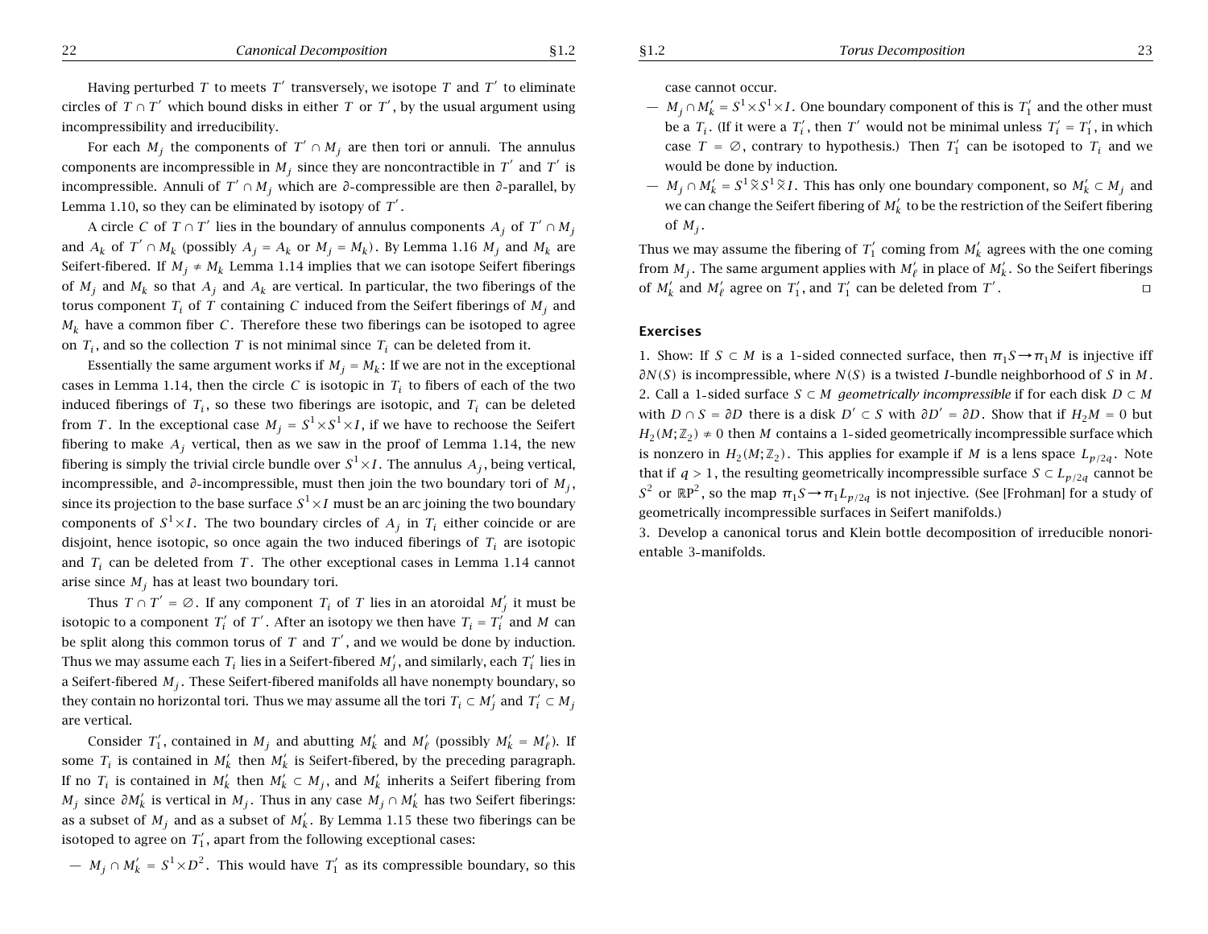Having perturbed $T$ to meets $T'$ transversely, we isotope $T$ and $T'$ to eliminate circles of $T \cap T'$ which bound disks in either $T$ or $T'$, by the usual argument using incompressibility and irreducibility.

For each $M_j$ the components of $T' \cap M_j$ are then tori or annuli. The annulus components are incompressible in $M_j$ since they are noncontractible in $T'$ and $T'$ is incompressible. Annuli of $T' \cap M_j$ which are $\partial$-compressible are then $\partial$-parallel, by Lemma 1.10, so they can be eliminated by isotopy of $T'$.

A circle $C$ of $T \cap T'$ lies in the boundary of annulus components $A_j$ of $T' \cap M_j$ and $A_k$ of $T' \cap M_k$ (possibly $A_j = A_k$ or $M_j = M_k$). By Lemma 1.16 $M_j$ and $M_k$ are Seifert-fibered. If $M_j \neq M_k$ Lemma 1.14 implies that we can isotope Seifert fiberings of $M_j$ and $M_k$ so that $A_j$ and $A_k$ are vertical. In particular, the two fiberings of the torus component $T_i$ of $T$ containing $C$ induced from the Seifert fiberings of $M_j$ and $M_k$ have a common fiber $C$. Therefore these two fiberings can be isotoped to agree on $T_i$, and so the collection $T$ is not minimal since $T_i$ can be deleted from it.

Essentially the same argument works if $M_j = M_k$: If we are not in the exceptional cases in Lemma 1.14, then the circle $C$ is isotopic in $T_i$ to fibers of each of the two induced fiberings of $T_i$, so these two fiberings are isotopic, and $T_i$ can be deleted from $T$. In the exceptional case $M_j = S^1 \times S^1 \times I$, if we have to rechoose the Seifert fibering to make $A_j$ vertical, then as we saw in the proof of Lemma 1.14, the new fibering is simply the trivial circle bundle over $S^1 \times I$. The annulus $A_j$, being vertical, incompressible, and $\partial$-incompressible, must then join the two boundary tori of $M_j$, since its projection to the base surface $S^1 \times I$ must be an arc joining the two boundary components of $S^1 \times I$. The two boundary circles of $A_j$ in $T_i$ either coincide or are disjoint, hence isotopic, so once again the two induced fiberings of $T_i$ are isotopic and $T_i$ can be deleted from $T$. The other exceptional cases in Lemma 1.14 cannot arise since $M_j$ has at least two boundary tori.

Thus $T \cap T' = \varnothing$. If any component $T_i$ of $T$ lies in an atoroidal $M'_j$ it must be isotopic to a component $T'_i$ of $T'$. After an isotopy we then have $T_i = T'_i$ and $M$ can be split along this common torus of $T$ and $T'$, and we would be done by induction. Thus we may assume each $T_i$ lies in a Seifert-fibered $M'_j$, and similarly, each $T'_i$ lies in a Seifert-fibered $M_j$. These Seifert-fibered manifolds all have nonempty boundary, so they contain no horizontal tori. Thus we may assume all the tori $T_i \subset M'_j$ and $T'_i \subset M_j$ are vertical.

Consider $T'_1$, contained in $M_j$ and abutting $M'_k$ and $M'_\ell$ (possibly $M'_k = M'_\ell$). If some $T_i$ is contained in $M'_k$ then $M'_k$ is Seifert-fibered, by the preceding paragraph. If no $T_i$ is contained in $M'_k$ then $M'_k \subset M_j$, and $M'_k$ inherits a Seifert fibering from $M_j$ since $\partial M'_k$ is vertical in $M_j$. Thus in any case $M_j \cap M'_k$ has two Seifert fiberings: as a subset of $M_j$ and as a subset of $M'_k$. By Lemma 1.15 these two fiberings can be isotoped to agree on $T'_1$, apart from the following exceptional cases:

— $M_j \cap M'_k = S^1 \times D^2$. This would have $T'_1$ as its compressible boundary, so this case cannot occur.

— $M_j \cap M'_k = S^1 \times S^1 \times I$. One boundary component of this is $T'_1$ and the other must be a $T_i$. (If it were a $T'_i$, then $T'$ would not be minimal unless $T'_i = T'_1$, in which case $T = \varnothing$, contrary to hypothesis.) Then $T'_1$ can be isotoped to $T_i$ and we would be done by induction.

— $M_j \cap M'_k = S^1 \tilde{\times} S^1 \tilde{\times} I$. This has only one boundary component, so $M'_k \subset M_j$ and we can change the Seifert fibering of $M'_k$ to be the restriction of the Seifert fibering of $M_j$.

Thus we may assume the fibering of $T'_1$ coming from $M'_k$ agrees with the one coming from $M_j$. The same argument applies with $M'_\ell$ in place of $M'_k$. So the Seifert fiberings of $M'_k$ and $M'_\ell$ agree on $T'_1$, and $T'_1$ can be deleted from $T'$. ◻

### Exercises

1. Show: If $S \subset M$ is a 1-sided connected surface, then $\pi_1 S \to \pi_1 M$ is injective iff $\partial N(S)$ is incompressible, where $N(S)$ is a twisted $I$-bundle neighborhood of $S$ in $M$.

2. Call a 1-sided surface $S \subset M$ *geometrically incompressible* if for each disk $D \subset M$ with $D \cap S = \partial D$ there is a disk $D' \subset S$ with $\partial D' = \partial D$. Show that if $H_2 M = 0$ but $H_2(M;\mathbb{Z}_2) \neq 0$ then $M$ contains a 1-sided geometrically incompressible surface which is nonzero in $H_2(M;\mathbb{Z}_2)$. This applies for example if $M$ is a lens space $L_{p/2q}$. Note that if $q > 1$, the resulting geometrically incompressible surface $S \subset L_{p/2q}$ cannot be $S^2$ or $\mathbb{R}P^2$, so the map $\pi_1 S \to \pi_1 L_{p/2q}$ is not injective. (See [Frohman] for a study of geometrically incompressible surfaces in Seifert manifolds.)

3. Develop a canonical torus and Klein bottle decomposition of irreducible nonorientable 3-manifolds.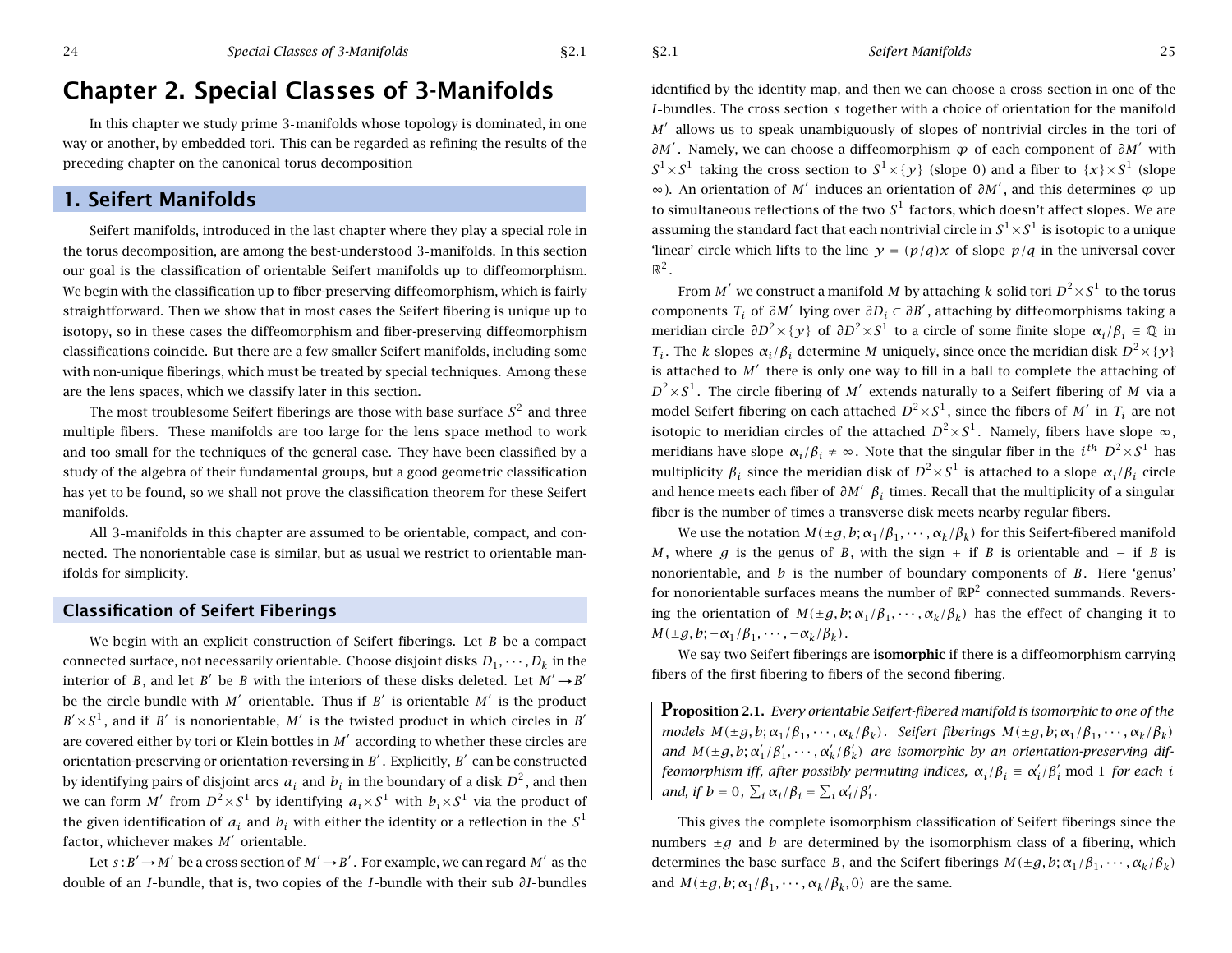# Chapter 2. Special Classes of 3-Manifolds

In this chapter we study prime 3-manifolds whose topology is dominated, in one way or another, by embedded tori. This can be regarded as refining the results of the preceding chapter on the canonical torus decomposition

## 1. Seifert Manifolds

Seifert manifolds, introduced in the last chapter where they play a special role in the torus decomposition, are among the best-understood 3-manifolds. In this section our goal is the classification of orientable Seifert manifolds up to diffeomorphism. We begin with the classification up to fiber-preserving diffeomorphism, which is fairly straightforward. Then we show that in most cases the Seifert fibering is unique up to isotopy, so in these cases the diffeomorphism and fiber-preserving diffeomorphism classifications coincide. But there are a few smaller Seifert manifolds, including some with non-unique fiberings, which must be treated by special techniques. Among these are the lens spaces, which we classify later in this section.

The most troublesome Seifert fiberings are those with base surface $S^2$ and three multiple fibers. These manifolds are too large for the lens space method to work and too small for the techniques of the general case. They have been classified by a study of the algebra of their fundamental groups, but a good geometric classification has yet to be found, so we shall not prove the classification theorem for these Seifert manifolds.

All 3-manifolds in this chapter are assumed to be orientable, compact, and connected. The nonorientable case is similar, but as usual we restrict to orientable manifolds for simplicity.

### Classification of Seifert Fiberings

We begin with an explicit construction of Seifert fiberings. Let $B$ be a compact connected surface, not necessarily orientable. Choose disjoint disks $D_1, \cdots, D_k$ in the interior of $B$, and let $B'$ be $B$ with the interiors of these disks deleted. Let $M' \to B'$ be the circle bundle with $M'$ orientable. Thus if $B'$ is orientable $M'$ is the product $B' \times S^1$, and if $B'$ is nonorientable, $M'$ is the twisted product in which circles in $B'$ are covered either by tori or Klein bottles in $M'$ according to whether these circles are orientation-preserving or orientation-reversing in $B'$. Explicitly, $B'$ can be constructed by identifying pairs of disjoint arcs $a_i$ and $b_i$ in the boundary of a disk $D^2$, and then we can form $M'$ from $D^2 \times S^1$ by identifying $a_i \times S^1$ with $b_i \times S^1$ via the product of the given identification of $a_i$ and $b_i$ with either the identity or a reflection in the $S^1$ factor, whichever makes $M'$ orientable.

Let $s : B' \to M'$ be a cross section of $M' \to B'$. For example, we can regard $M'$ as the double of an $I$-bundle, that is, two copies of the $I$-bundle with their sub $\partial I$-bundles identified by the identity map, and then we can choose a cross section in one of the $I$-bundles. The cross section $s$ together with a choice of orientation for the manifold $M'$ allows us to speak unambiguously of slopes of nontrivial circles in the tori of $\partial M'$. Namely, we can choose a diffeomorphism $\varphi$ of each component of $\partial M'$ with $S^1 \times S^1$ taking the cross section to $S^1 \times \{y\}$ (slope 0) and a fiber to $\{x\} \times S^1$ (slope $\infty$). An orientation of $M'$ induces an orientation of $\partial M'$, and this determines $\varphi$ up to simultaneous reflections of the two $S^1$ factors, which doesn't affect slopes. We are assuming the standard fact that each nontrivial circle in $S^1 \times S^1$ is isotopic to a unique 'linear' circle which lifts to the line $y = (p/q)x$ of slope $p/q$ in the universal cover $\mathbb{R}^2$.

From $M'$ we construct a manifold $M$ by attaching $k$ solid tori $D^2 \times S^1$ to the torus components $T_i$ of $\partial M'$ lying over $\partial D_i \subset \partial B'$, attaching by diffeomorphisms taking a meridian circle $\partial D^2 \times \{y\}$ of $\partial D^2 \times S^1$ to a circle of some finite slope $\alpha_i/\beta_i \in \mathbb{Q}$ in $T_i$. The $k$ slopes $\alpha_i/\beta_i$ determine $M$ uniquely, since once the meridian disk $D^2 \times \{y\}$ is attached to $M'$ there is only one way to fill in a ball to complete the attaching of $D^2 \times S^1$. The circle fibering of $M'$ extends naturally to a Seifert fibering of $M$ via a model Seifert fibering on each attached $D^2 \times S^1$, since the fibers of $M'$ in $T_i$ are not isotopic to meridian circles of the attached $D^2 \times S^1$. Namely, fibers have slope $\infty$, meridians have slope $\alpha_i/\beta_i \neq \infty$. Note that the singular fiber in the $i^{th}$ $D^2 \times S^1$ has multiplicity $\beta_i$ since the meridian disk of $D^2 \times S^1$ is attached to a slope $\alpha_i/\beta_i$ circle and hence meets each fiber of $\partial M'$ $\beta_i$ times. Recall that the multiplicity of a singular fiber is the number of times a transverse disk meets nearby regular fibers.

We use the notation $M(\pm g, b; \alpha_1/\beta_1, \cdots, \alpha_k/\beta_k)$ for this Seifert-fibered manifold $M$, where $g$ is the genus of $B$, with the sign $+$ if $B$ is orientable and $-$ if $B$ is nonorientable, and $b$ is the number of boundary components of $B$. Here 'genus' for nonorientable surfaces means the number of $\mathbb{R}\mathrm{P}^2$ connected summands. Reversing the orientation of $M(\pm g, b; \alpha_1/\beta_1, \cdots, \alpha_k/\beta_k)$ has the effect of changing it to $M(\pm g, b; -\alpha_1/\beta_1, \cdots, -\alpha_k/\beta_k)$.

We say two Seifert fiberings are **isomorphic** if there is a diffeomorphism carrying fibers of the first fibering to fibers of the second fibering.

**Proposition 2.1.** *Every orientable Seifert-fibered manifold is isomorphic to one of the models $M(\pm g, b; \alpha_1/\beta_1, \cdots, \alpha_k/\beta_k)$. Seifert fiberings $M(\pm g, b; \alpha_1/\beta_1, \cdots, \alpha_k/\beta_k)$ and $M(\pm g, b; \alpha_1'/\beta_1', \cdots, \alpha_k'/\beta_k')$ are isomorphic by an orientation-preserving diffeomorphism iff, after possibly permuting indices, $\alpha_i/\beta_i \equiv \alpha_i'/\beta_i' \bmod 1$ for each $i$ and, if $b = 0$, $\sum_i \alpha_i/\beta_i = \sum_i \alpha_i'/\beta_i'$.*

This gives the complete isomorphism classification of Seifert fiberings since the numbers $\pm g$ and $b$ are determined by the isomorphism class of a fibering, which determines the base surface $B$, and the Seifert fiberings $M(\pm g, b; \alpha_1/\beta_1, \cdots, \alpha_k/\beta_k)$ and $M(\pm g, b; \alpha_1/\beta_1, \cdots, \alpha_k/\beta_k, 0)$ are the same.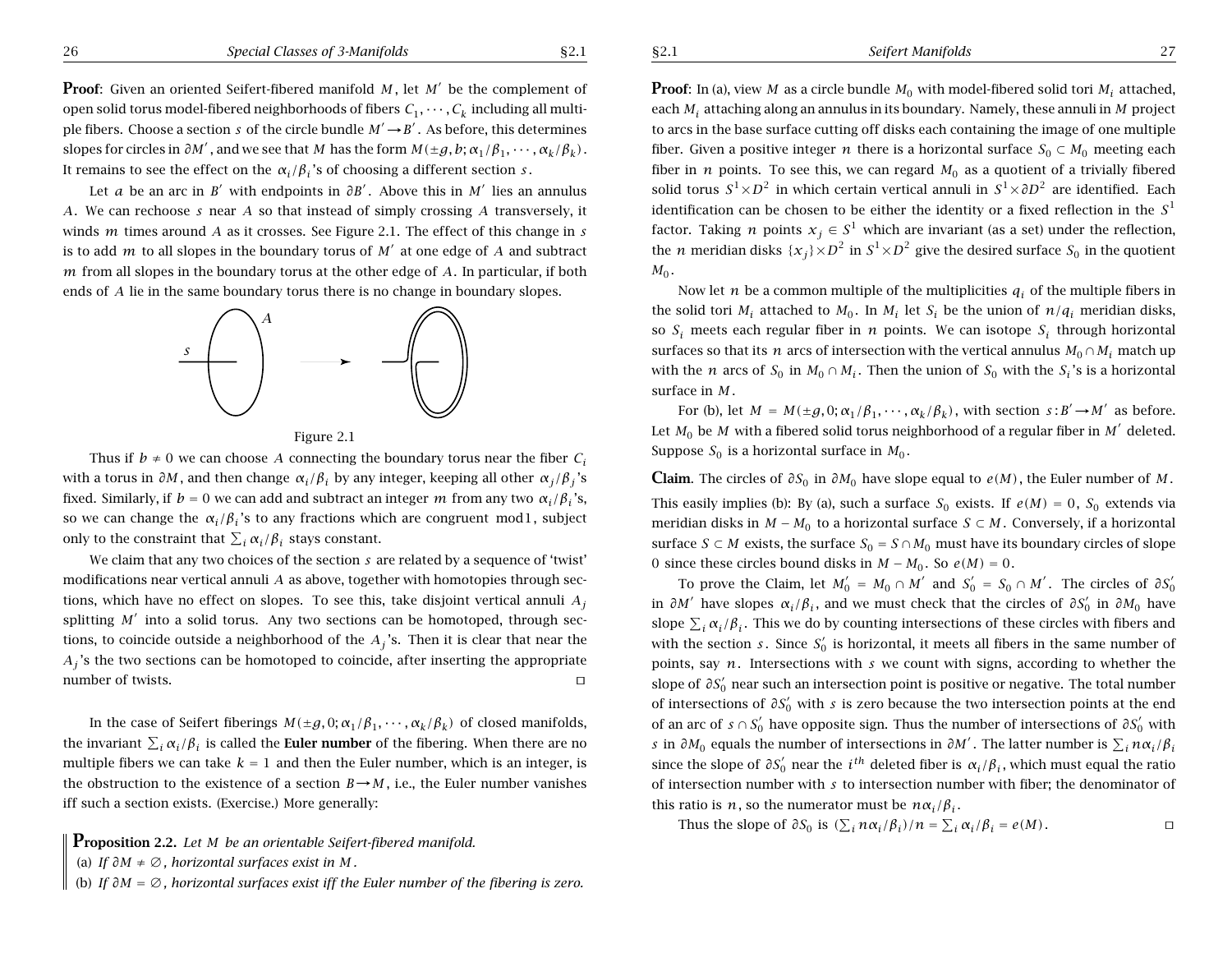**Proof**: Given an oriented Seifert-fibered manifold $M$, let $M'$ be the complement of open solid torus model-fibered neighborhoods of fibers $C_1, \cdots, C_k$ including all multiple fibers. Choose a section $s$ of the circle bundle $M' \to B'$. As before, this determines slopes for circles in $\partial M'$, and we see that $M$ has the form $M(\pm g, b; \alpha_1/\beta_1, \cdots, \alpha_k/\beta_k)$. It remains to see the effect on the $\alpha_i/\beta_i$'s of choosing a different section $s$.

Let $a$ be an arc in $B'$ with endpoints in $\partial B'$. Above this in $M'$ lies an annulus $A$. We can rechoose $s$ near $A$ so that instead of simply crossing $A$ transversely, it winds $m$ times around $A$ as it crosses. See Figure 2.1. The effect of this change in $s$ is to add $m$ to all slopes in the boundary torus of $M'$ at one edge of $A$ and subtract $m$ from all slopes in the boundary torus at the other edge of $A$. In particular, if both ends of $A$ lie in the same boundary torus there is no change in boundary slopes.

Figure 2.1

Thus if $b \neq 0$ we can choose $A$ connecting the boundary torus near the fiber $C_i$ with a torus in $\partial M$, and then change $\alpha_i/\beta_i$ by any integer, keeping all other $\alpha_j/\beta_j$'s fixed. Similarly, if $b = 0$ we can add and subtract an integer $m$ from any two $\alpha_i/\beta_i$'s, so we can change the $\alpha_i/\beta_i$'s to any fractions which are congruent mod 1, subject only to the constraint that $\sum_i \alpha_i/\beta_i$ stays constant.

We claim that any two choices of the section $s$ are related by a sequence of 'twist' modifications near vertical annuli $A$ as above, together with homotopies through sections, which have no effect on slopes. To see this, take disjoint vertical annuli $A_j$ splitting $M'$ into a solid torus. Any two sections can be homotoped, through sections, to coincide outside a neighborhood of the $A_j$'s. Then it is clear that near the $A_j$'s the two sections can be homotoped to coincide, after inserting the appropriate number of twists. □

In the case of Seifert fiberings $M(\pm g, 0; \alpha_1/\beta_1, \cdots, \alpha_k/\beta_k)$ of closed manifolds, the invariant $\sum_i \alpha_i/\beta_i$ is called the **Euler number** of the fibering. When there are no multiple fibers we can take $k = 1$ and then the Euler number, which is an integer, is the obstruction to the existence of a section $B \to M$, i.e., the Euler number vanishes iff such a section exists. (Exercise.) More generally:

**Proposition 2.2.** *Let $M$ be an orientable Seifert-fibered manifold.*
(a) *If $\partial M \neq \emptyset$, horizontal surfaces exist in $M$.*
(b) *If $\partial M = \emptyset$, horizontal surfaces exist iff the Euler number of the fibering is zero.*

**Proof**: In (a), view $M$ as a circle bundle $M_0$ with model-fibered solid tori $M_i$ attached, each $M_i$ attaching along an annulus in its boundary. Namely, these annuli in $M$ project to arcs in the base surface cutting off disks each containing the image of one multiple fiber. Given a positive integer $n$ there is a horizontal surface $S_0 \subset M_0$ meeting each fiber in $n$ points. To see this, we can regard $M_0$ as a quotient of a trivially fibered solid torus $S^1 \times D^2$ in which certain vertical annuli in $S^1 \times \partial D^2$ are identified. Each identification can be chosen to be either the identity or a fixed reflection in the $S^1$ factor. Taking $n$ points $x_j \in S^1$ which are invariant (as a set) under the reflection, the $n$ meridian disks $\{x_j\} \times D^2$ in $S^1 \times D^2$ give the desired surface $S_0$ in the quotient $M_0$.

Now let $n$ be a common multiple of the multiplicities $q_i$ of the multiple fibers in the solid tori $M_i$ attached to $M_0$. In $M_i$ let $S_i$ be the union of $n/q_i$ meridian disks, so $S_i$ meets each regular fiber in $n$ points. We can isotope $S_i$ through horizontal surfaces so that its $n$ arcs of intersection with the vertical annulus $M_0 \cap M_i$ match up with the $n$ arcs of $S_0$ in $M_0 \cap M_i$. Then the union of $S_0$ with the $S_i$'s is a horizontal surface in $M$.

For (b), let $M = M(\pm g, 0; \alpha_1/\beta_1, \cdots, \alpha_k/\beta_k)$, with section $s : B' \to M'$ as before. Let $M_0$ be $M$ with a fibered solid torus neighborhood of a regular fiber in $M'$ deleted. Suppose $S_0$ is a horizontal surface in $M_0$.

**Claim**. The circles of $\partial S_0$ in $\partial M_0$ have slope equal to $e(M)$, the Euler number of $M$.

This easily implies (b): By (a), such a surface $S_0$ exists. If $e(M) = 0$, $S_0$ extends via meridian disks in $M - M_0$ to a horizontal surface $S \subset M$. Conversely, if a horizontal surface $S \subset M$ exists, the surface $S_0 = S \cap M_0$ must have its boundary circles of slope 0 since these circles bound disks in $M - M_0$. So $e(M) = 0$.

To prove the Claim, let $M_0' = M_0 \cap M'$ and $S_0' = S_0 \cap M'$. The circles of $\partial S_0'$ in $\partial M'$ have slopes $\alpha_i/\beta_i$, and we must check that the circles of $\partial S_0'$ in $\partial M_0$ have slope $\sum_i \alpha_i/\beta_i$. This we do by counting intersections of these circles with fibers and with the section $s$. Since $S_0'$ is horizontal, it meets all fibers in the same number of points, say $n$. Intersections with $s$ we count with signs, according to whether the slope of $\partial S_0'$ near such an intersection point is positive or negative. The total number of intersections of $\partial S_0'$ with $s$ is zero because the two intersection points at the end of an arc of $s \cap S_0'$ have opposite sign. Thus the number of intersections of $\partial S_0'$ with $s$ in $\partial M_0$ equals the number of intersections in $\partial M'$. The latter number is $\sum_i n\alpha_i/\beta_i$ since the slope of $\partial S_0'$ near the $i^{th}$ deleted fiber is $\alpha_i/\beta_i$, which must equal the ratio of intersection number with $s$ to intersection number with fiber; the denominator of this ratio is $n$, so the numerator must be $n\alpha_i/\beta_i$.

Thus the slope of $\partial S_0$ is $(\sum_i n\alpha_i/\beta_i)/n = \sum_i \alpha_i/\beta_i = e(M)$. □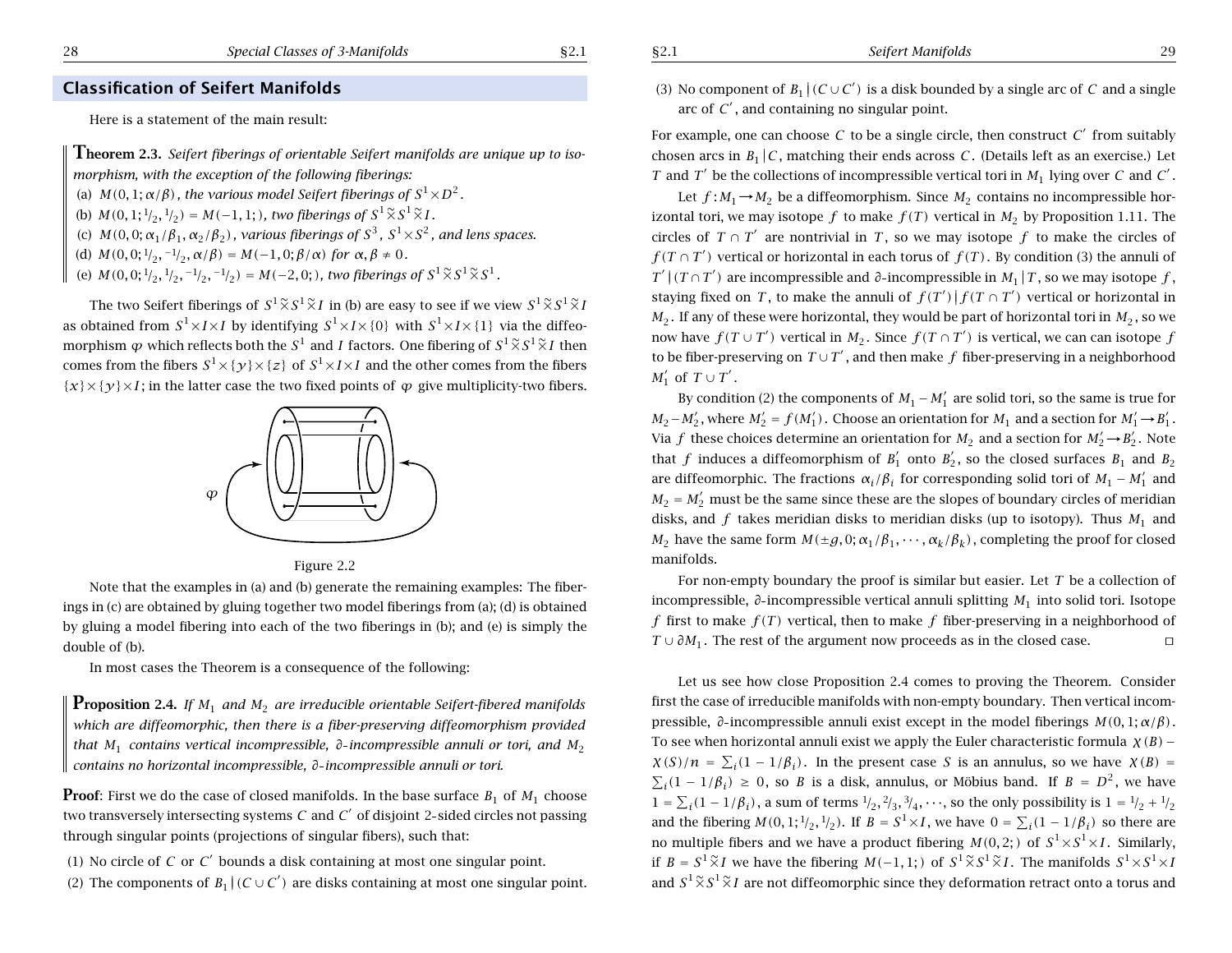## Classification of Seifert Manifolds

Here is a statement of the main result:

**Theorem 2.3.** *Seifert fiberings of orientable Seifert manifolds are unique up to isomorphism, with the exception of the following fiberings:*

(a) $M(0,1;\alpha/\beta)$*, the various model Seifert fiberings of* $S^1\times D^2$.

(b) $M(0,1;{}^1\!/_2,{}^1\!/_2) = M(-1,1;)$*, two fiberings of* $S^1\widetilde{\times} S^1\widetilde{\times} I$.

(c) $M(0,0;\alpha_1/\beta_1,\alpha_2/\beta_2)$*, various fiberings of* $S^3$*,* $S^1\times S^2$*, and lens spaces.*

(d) $M(0,0;{}^1\!/_2,{}^{-1}\!/_2,\alpha/\beta) = M(-1,0;\beta/\alpha)$ *for* $\alpha,\beta\neq 0$.

(e) $M(0,0;{}^1\!/_2,{}^1\!/_2,{}^{-1}\!/_2,{}^{-1}\!/_2) = M(-2,0;)$*, two fiberings of* $S^1\widetilde{\times} S^1\widetilde{\times} S^1$.

The two Seifert fiberings of $S^1\widetilde{\times} S^1\widetilde{\times} I$ in (b) are easy to see if we view $S^1\widetilde{\times} S^1\widetilde{\times} I$ as obtained from $S^1\times I\times I$ by identifying $S^1\times I\times\{0\}$ with $S^1\times I\times\{1\}$ via the diffeomorphism $\varphi$ which reflects both the $S^1$ and $I$ factors. One fibering of $S^1\widetilde{\times} S^1\widetilde{\times} I$ then comes from the fibers $S^1\times\{y\}\times\{z\}$ of $S^1\times I\times I$ and the other comes from the fibers $\{x\}\times\{y\}\times I$; in the latter case the two fixed points of $\varphi$ give multiplicity-two fibers.

Figure 2.2

Note that the examples in (a) and (b) generate the remaining examples: The fiberings in (c) are obtained by gluing together two model fiberings from (a); (d) is obtained by gluing a model fibering into each of the two fiberings in (b); and (e) is simply the double of (b).

In most cases the Theorem is a consequence of the following:

**Proposition 2.4.** *If* $M_1$ *and* $M_2$ *are irreducible orientable Seifert-fibered manifolds which are diffeomorphic, then there is a fiber-preserving diffeomorphism provided that* $M_1$ *contains vertical incompressible,* $\partial$*-incompressible annuli or tori, and* $M_2$ *contains no horizontal incompressible,* $\partial$*-incompressible annuli or tori.*

**Proof**: First we do the case of closed manifolds. In the base surface $B_1$ of $M_1$ choose two transversely intersecting systems $C$ and $C'$ of disjoint 2-sided circles not passing through singular points (projections of singular fibers), such that:

(1) No circle of $C$ or $C'$ bounds a disk containing at most one singular point.

(2) The components of $B_1\,|\,(C\cup C')$ are disks containing at most one singular point.

(3) No component of $B_1\,|\,(C\cup C')$ is a disk bounded by a single arc of $C$ and a single arc of $C'$, and containing no singular point.

For example, one can choose $C$ to be a single circle, then construct $C'$ from suitably chosen arcs in $B_1\,|\,C$, matching their ends across $C$. (Details left as an exercise.) Let $T$ and $T'$ be the collections of incompressible vertical tori in $M_1$ lying over $C$ and $C'$.

Let $f:M_1\to M_2$ be a diffeomorphism. Since $M_2$ contains no incompressible horizontal tori, we may isotope $f$ to make $f(T)$ vertical in $M_2$ by Proposition 1.11. The circles of $T\cap T'$ are nontrivial in $T$, so we may isotope $f$ to make the circles of $f(T\cap T')$ vertical or horizontal in each torus of $f(T)$. By condition (3) the annuli of $T'\,|\,(T\cap T')$ are incompressible and $\partial$-incompressible in $M_1\,|\,T$, so we may isotope $f$, staying fixed on $T$, to make the annuli of $f(T')\,|\,f(T\cap T')$ vertical or horizontal in $M_2$. If any of these were horizontal, they would be part of horizontal tori in $M_2$, so we now have $f(T\cup T')$ vertical in $M_2$. Since $f(T\cap T')$ is vertical, we can can isotope $f$ to be fiber-preserving on $T\cup T'$, and then make $f$ fiber-preserving in a neighborhood $M_1'$ of $T\cup T'$.

By condition (2) the components of $M_1 - M_1'$ are solid tori, so the same is true for $M_2 - M_2'$, where $M_2' = f(M_1')$. Choose an orientation for $M_1$ and a section for $M_1'\to B_1'$. Via $f$ these choices determine an orientation for $M_2$ and a section for $M_2'\to B_2'$. Note that $f$ induces a diffeomorphism of $B_1'$ onto $B_2'$, so the closed surfaces $B_1$ and $B_2$ are diffeomorphic. The fractions $\alpha_i/\beta_i$ for corresponding solid tori of $M_1 - M_1'$ and $M_2 = M_2'$ must be the same since these are the slopes of boundary circles of meridian disks, and $f$ takes meridian disks to meridian disks (up to isotopy). Thus $M_1$ and $M_2$ have the same form $M(\pm g,0;\alpha_1/\beta_1,\cdots,\alpha_k/\beta_k)$, completing the proof for closed manifolds.

For non-empty boundary the proof is similar but easier. Let $T$ be a collection of incompressible, $\partial$-incompressible vertical annuli splitting $M_1$ into solid tori. Isotope $f$ first to make $f(T)$ vertical, then to make $f$ fiber-preserving in a neighborhood of $T\cup\partial M_1$. The rest of the argument now proceeds as in the closed case. ◻

Let us see how close Proposition 2.4 comes to proving the Theorem. Consider first the case of irreducible manifolds with non-empty boundary. Then vertical incompressible, $\partial$-incompressible annuli exist except in the model fiberings $M(0,1;\alpha/\beta)$. To see when horizontal annuli exist we apply the Euler characteristic formula $\chi(B) - \chi(S)/n = \sum_i(1-1/\beta_i)$. In the present case $S$ is an annulus, so we have $\chi(B) = \sum_i(1-1/\beta_i)\geq 0$, so $B$ is a disk, annulus, or Möbius band. If $B = D^2$, we have $1 = \sum_i(1-1/\beta_i)$, a sum of terms ${}^1\!/_2, {}^2\!/_3, {}^3\!/_4,\cdots$, so the only possibility is $1 = {}^1\!/_2 + {}^1\!/_2$ and the fibering $M(0,1;{}^1\!/_2,{}^1\!/_2)$. If $B = S^1\times I$, we have $0 = \sum_i(1-1/\beta_i)$ so there are no multiple fibers and we have a product fibering $M(0,2;)$ of $S^1\times S^1\times I$. Similarly, if $B = S^1\widetilde{\times} I$ we have the fibering $M(-1,1;)$ of $S^1\widetilde{\times} S^1\widetilde{\times} I$. The manifolds $S^1\times S^1\times I$ and $S^1\widetilde{\times} S^1\widetilde{\times} I$ are not diffeomorphic since they deformation retract onto a torus and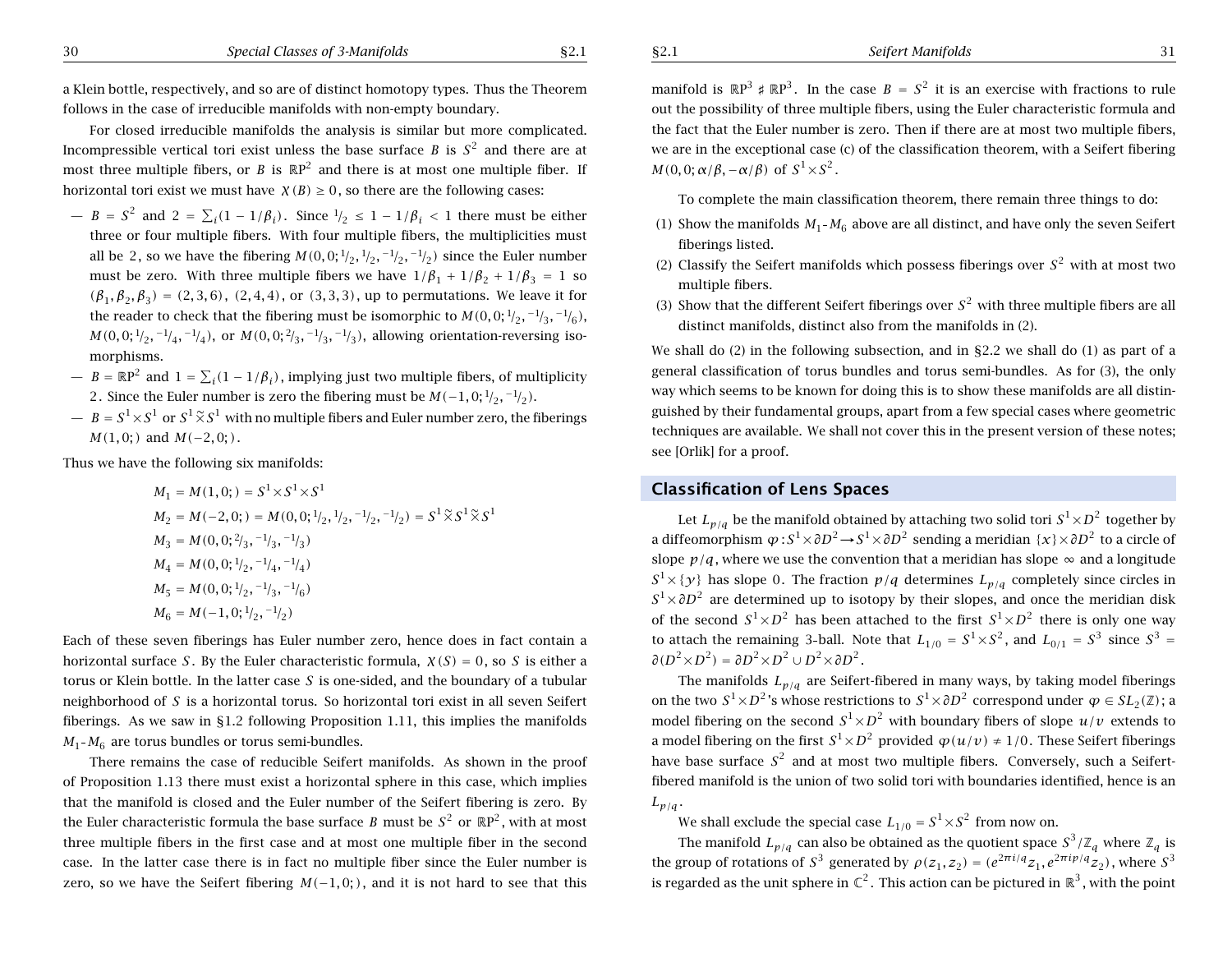a Klein bottle, respectively, and so are of distinct homotopy types. Thus the Theorem follows in the case of irreducible manifolds with non-empty boundary.

For closed irreducible manifolds the analysis is similar but more complicated. Incompressible vertical tori exist unless the base surface $B$ is $S^2$ and there are at most three multiple fibers, or $B$ is $\mathbb{R}P^2$ and there is at most one multiple fiber. If horizontal tori exist we must have $\chi(B) \geq 0$, so there are the following cases:

— $B = S^2$ and $2 = \sum_i (1 - 1/\beta_i)$. Since $1/2 \leq 1 - 1/\beta_i < 1$ there must be either three or four multiple fibers. With four multiple fibers, the multiplicities must all be $2$, so we have the fibering $M(0,0;1/2,1/2,-1/2,-1/2)$ since the Euler number must be zero. With three multiple fibers we have $1/\beta_1 + 1/\beta_2 + 1/\beta_3 = 1$ so $(\beta_1,\beta_2,\beta_3) = (2,3,6)$, $(2,4,4)$, or $(3,3,3)$, up to permutations. We leave it for the reader to check that the fibering must be isomorphic to $M(0,0;1/2,-1/3,-1/6)$, $M(0,0;1/2,-1/4,-1/4)$, or $M(0,0;2/3,-1/3,-1/3)$, allowing orientation-reversing isomorphisms.

— $B = \mathbb{R}P^2$ and $1 = \sum_i (1 - 1/\beta_i)$, implying just two multiple fibers, of multiplicity $2$. Since the Euler number is zero the fibering must be $M(-1,0;1/2,-1/2)$.

— $B = S^1 \times S^1$ or $S^1 \widetilde{\times} S^1$ with no multiple fibers and Euler number zero, the fiberings $M(1,0;)$ and $M(-2,0;)$.

Thus we have the following six manifolds:

$$M_1 = M(1,0;) = S^1 \times S^1 \times S^1$$

$$M_2 = M(-2,0;) = M(0,0;1/2,1/2,-1/2,-1/2) = S^1 \widetilde{\times} S^1 \widetilde{\times} S^1$$

$$M_3 = M(0,0;2/3,-1/3,-1/3)$$

$$M_4 = M(0,0;1/2,-1/4,-1/4)$$

$$M_5 = M(0,0;1/2,-1/3,-1/6)$$

$$M_6 = M(-1,0;1/2,-1/2)$$

Each of these seven fiberings has Euler number zero, hence does in fact contain a horizontal surface $S$. By the Euler characteristic formula, $\chi(S) = 0$, so $S$ is either a torus or Klein bottle. In the latter case $S$ is one-sided, and the boundary of a tubular neighborhood of $S$ is a horizontal torus. So horizontal tori exist in all seven Seifert fiberings. As we saw in §1.2 following Proposition 1.11, this implies the manifolds $M_1$-$M_6$ are torus bundles or torus semi-bundles.

There remains the case of reducible Seifert manifolds. As shown in the proof of Proposition 1.13 there must exist a horizontal sphere in this case, which implies that the manifold is closed and the Euler number of the Seifert fibering is zero. By the Euler characteristic formula the base surface $B$ must be $S^2$ or $\mathbb{R}P^2$, with at most three multiple fibers in the first case and at most one multiple fiber in the second case. In the latter case there is in fact no multiple fiber since the Euler number is zero, so we have the Seifert fibering $M(-1,0;)$, and it is not hard to see that this manifold is $\mathbb{R}P^3 \sharp \mathbb{R}P^3$. In the case $B = S^2$ it is an exercise with fractions to rule out the possibility of three multiple fibers, using the Euler characteristic formula and the fact that the Euler number is zero. Then if there are at most two multiple fibers, we are in the exceptional case (c) of the classification theorem, with a Seifert fibering $M(0,0;\alpha/\beta,-\alpha/\beta)$ of $S^1 \times S^2$.

To complete the main classification theorem, there remain three things to do:

(1) Show the manifolds $M_1$-$M_6$ above are all distinct, and have only the seven Seifert fiberings listed.

(2) Classify the Seifert manifolds which possess fiberings over $S^2$ with at most two multiple fibers.

(3) Show that the different Seifert fiberings over $S^2$ with three multiple fibers are all distinct manifolds, distinct also from the manifolds in (2).

We shall do (2) in the following subsection, and in §2.2 we shall do (1) as part of a general classification of torus bundles and torus semi-bundles. As for (3), the only way which seems to be known for doing this is to show these manifolds are all distinguished by their fundamental groups, apart from a few special cases where geometric techniques are available. We shall not cover this in the present version of these notes; see [Orlik] for a proof.

## Classification of Lens Spaces

Let $L_{p/q}$ be the manifold obtained by attaching two solid tori $S^1 \times D^2$ together by a diffeomorphism $\varphi: S^1 \times \partial D^2 \to S^1 \times \partial D^2$ sending a meridian $\{x\} \times \partial D^2$ to a circle of slope $p/q$, where we use the convention that a meridian has slope $\infty$ and a longitude $S^1 \times \{y\}$ has slope $0$. The fraction $p/q$ determines $L_{p/q}$ completely since circles in $S^1 \times \partial D^2$ are determined up to isotopy by their slopes, and once the meridian disk of the second $S^1 \times D^2$ has been attached to the first $S^1 \times D^2$ there is only one way to attach the remaining 3-ball. Note that $L_{1/0} = S^1 \times S^2$, and $L_{0/1} = S^3$ since $S^3 = \partial(D^2 \times D^2) = \partial D^2 \times D^2 \cup D^2 \times \partial D^2$.

The manifolds $L_{p/q}$ are Seifert-fibered in many ways, by taking model fiberings on the two $S^1 \times D^2$'s whose restrictions to $S^1 \times \partial D^2$ correspond under $\varphi \in SL_2(\mathbb{Z})$; a model fibering on the second $S^1 \times D^2$ with boundary fibers of slope $u/v$ extends to a model fibering on the first $S^1 \times D^2$ provided $\varphi(u/v) \neq 1/0$. These Seifert fiberings have base surface $S^2$ and at most two multiple fibers. Conversely, such a Seifert-fibered manifold is the union of two solid tori with boundaries identified, hence is an $L_{p/q}$.

We shall exclude the special case $L_{1/0} = S^1 \times S^2$ from now on.

The manifold $L_{p/q}$ can also be obtained as the quotient space $S^3/\mathbb{Z}_q$ where $\mathbb{Z}_q$ is the group of rotations of $S^3$ generated by $\rho(z_1,z_2) = (e^{2\pi i/q}z_1, e^{2\pi ip/q}z_2)$, where $S^3$ is regarded as the unit sphere in $\mathbb{C}^2$. This action can be pictured in $\mathbb{R}^3$, with the point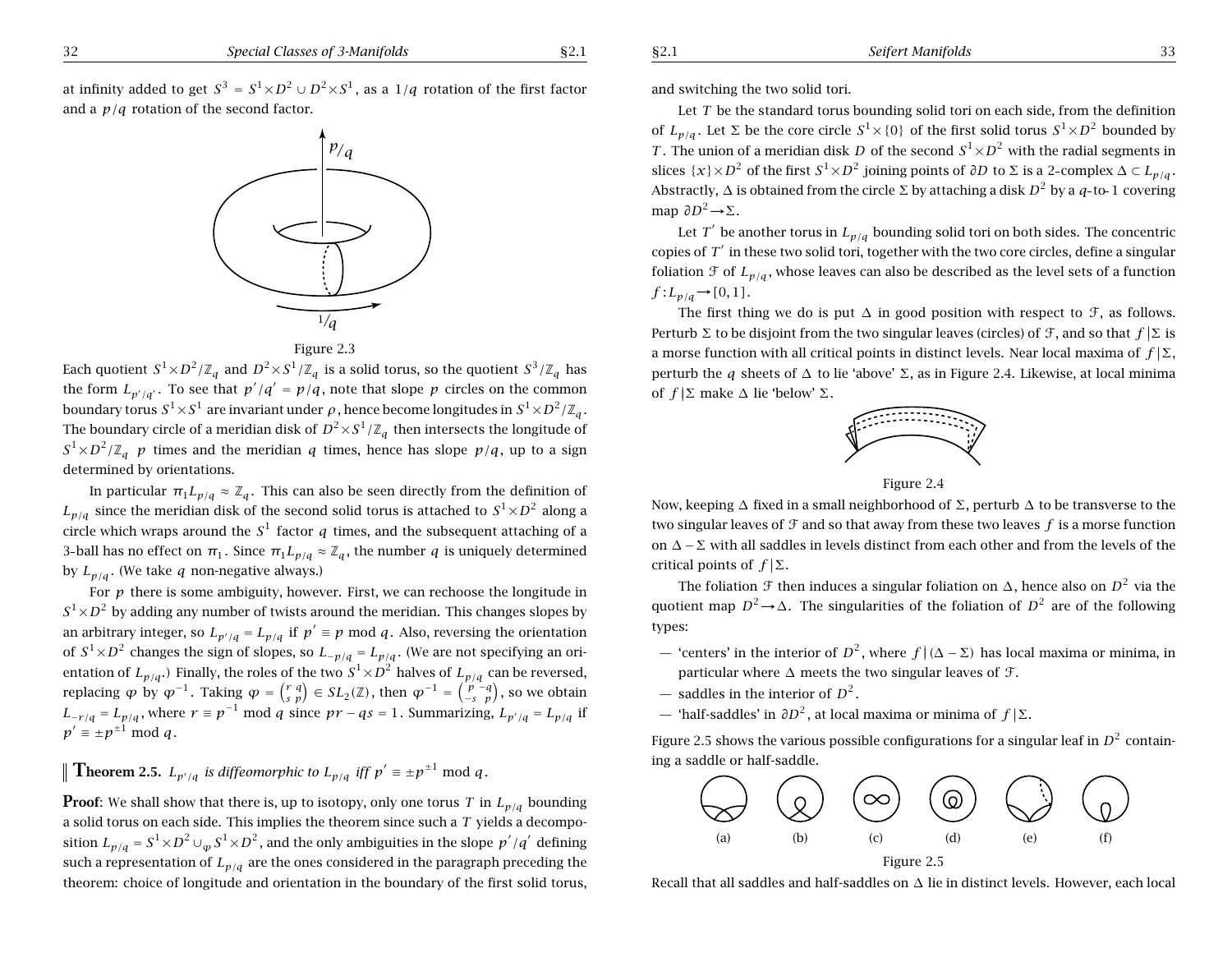at infinity added to get $S^3 = S^1\times D^2 \cup D^2\times S^1$, as a $1/q$ rotation of the first factor and a $p/q$ rotation of the second factor.

Figure 2.3

Each quotient $S^1\times D^2/\mathbb{Z}_q$ and $D^2\times S^1/\mathbb{Z}_q$ is a solid torus, so the quotient $S^3/\mathbb{Z}_q$ has the form $L_{p'/q'}$. To see that $p'/q' = p/q$, note that slope $p$ circles on the common boundary torus $S^1\times S^1$ are invariant under $\rho$, hence become longitudes in $S^1\times D^2/\mathbb{Z}_q$. The boundary circle of a meridian disk of $D^2\times S^1/\mathbb{Z}_q$ then intersects the longitude of $S^1\times D^2/\mathbb{Z}_q$ $p$ times and the meridian $q$ times, hence has slope $p/q$, up to a sign determined by orientations.

In particular $\pi_1 L_{p/q} \approx \mathbb{Z}_q$. This can also be seen directly from the definition of $L_{p/q}$ since the meridian disk of the second solid torus is attached to $S^1\times D^2$ along a circle which wraps around the $S^1$ factor $q$ times, and the subsequent attaching of a 3-ball has no effect on $\pi_1$. Since $\pi_1 L_{p/q} \approx \mathbb{Z}_q$, the number $q$ is uniquely determined by $L_{p/q}$. (We take $q$ non-negative always.)

For $p$ there is some ambiguity, however. First, we can rechoose the longitude in $S^1\times D^2$ by adding any number of twists around the meridian. This changes slopes by an arbitrary integer, so $L_{p'/q} = L_{p/q}$ if $p' \equiv p \bmod q$. Also, reversing the orientation of $S^1\times D^2$ changes the sign of slopes, so $L_{-p/q} = L_{p/q}$. (We are not specifying an orientation of $L_{p/q}$.) Finally, the roles of the two $S^1\times D^2$ halves of $L_{p/q}$ can be reversed, replacing $\varphi$ by $\varphi^{-1}$. Taking $\varphi = \begin{pmatrix} r & q \\ s & p \end{pmatrix} \in SL_2(\mathbb{Z})$, then $\varphi^{-1} = \begin{pmatrix} p & -q \\ -s & p \end{pmatrix}$, so we obtain $L_{-r/q} = L_{p/q}$, where $r \equiv p^{-1} \bmod q$ since $pr - qs = 1$. Summarizing, $L_{p'/q} = L_{p/q}$ if $p' \equiv \pm p^{\pm 1} \bmod q$.

**Theorem 2.5.** *$L_{p'/q}$ is diffeomorphic to $L_{p/q}$ iff $p' \equiv \pm p^{\pm 1} \bmod q$.*

**Proof**: We shall show that there is, up to isotopy, only one torus $T$ in $L_{p/q}$ bounding a solid torus on each side. This implies the theorem since such a $T$ yields a decomposition $L_{p/q} = S^1\times D^2 \cup_\varphi S^1\times D^2$, and the only ambiguities in the slope $p'/q'$ defining such a representation of $L_{p/q}$ are the ones considered in the paragraph preceding the theorem: choice of longitude and orientation in the boundary of the first solid torus, and switching the two solid tori.

Let $T$ be the standard torus bounding solid tori on each side, from the definition of $L_{p/q}$. Let $\Sigma$ be the core circle $S^1\times\{0\}$ of the first solid torus $S^1\times D^2$ bounded by $T$. The union of a meridian disk $D$ of the second $S^1\times D^2$ with the radial segments in slices $\{x\}\times D^2$ of the first $S^1\times D^2$ joining points of $\partial D$ to $\Sigma$ is a 2-complex $\Delta \subset L_{p/q}$. Abstractly, $\Delta$ is obtained from the circle $\Sigma$ by attaching a disk $D^2$ by a $q$-to-1 covering map $\partial D^2 \to \Sigma$.

Let $T'$ be another torus in $L_{p/q}$ bounding solid tori on both sides. The concentric copies of $T'$ in these two solid tori, together with the two core circles, define a singular foliation $\mathcal{F}$ of $L_{p/q}$, whose leaves can also be described as the level sets of a function $f : L_{p/q} \to [0,1]$.

The first thing we do is put $\Delta$ in good position with respect to $\mathcal{F}$, as follows. Perturb $\Sigma$ to be disjoint from the two singular leaves (circles) of $\mathcal{F}$, and so that $f\,|\,\Sigma$ is a morse function with all critical points in distinct levels. Near local maxima of $f\,|\,\Sigma$, perturb the $q$ sheets of $\Delta$ to lie 'above' $\Sigma$, as in Figure 2.4. Likewise, at local minima of $f\,|\,\Sigma$ make $\Delta$ lie 'below' $\Sigma$.

Figure 2.4

Now, keeping $\Delta$ fixed in a small neighborhood of $\Sigma$, perturb $\Delta$ to be transverse to the two singular leaves of $\mathcal{F}$ and so that away from these two leaves $f$ is a morse function on $\Delta - \Sigma$ with all saddles in levels distinct from each other and from the levels of the critical points of $f\,|\,\Sigma$.

The foliation $\mathcal{F}$ then induces a singular foliation on $\Delta$, hence also on $D^2$ via the quotient map $D^2 \to \Delta$. The singularities of the foliation of $D^2$ are of the following types:

- 'centers' in the interior of $D^2$, where $f\,|\,(\Delta - \Sigma)$ has local maxima or minima, in particular where $\Delta$ meets the two singular leaves of $\mathcal{F}$.
- saddles in the interior of $D^2$.
- 'half-saddles' in $\partial D^2$, at local maxima or minima of $f\,|\,\Sigma$.

Figure 2.5 shows the various possible configurations for a singular leaf in $D^2$ containing a saddle or half-saddle.

(a) (b) (c) (d) (e) (f)

Figure 2.5

Recall that all saddles and half-saddles on $\Delta$ lie in distinct levels. However, each local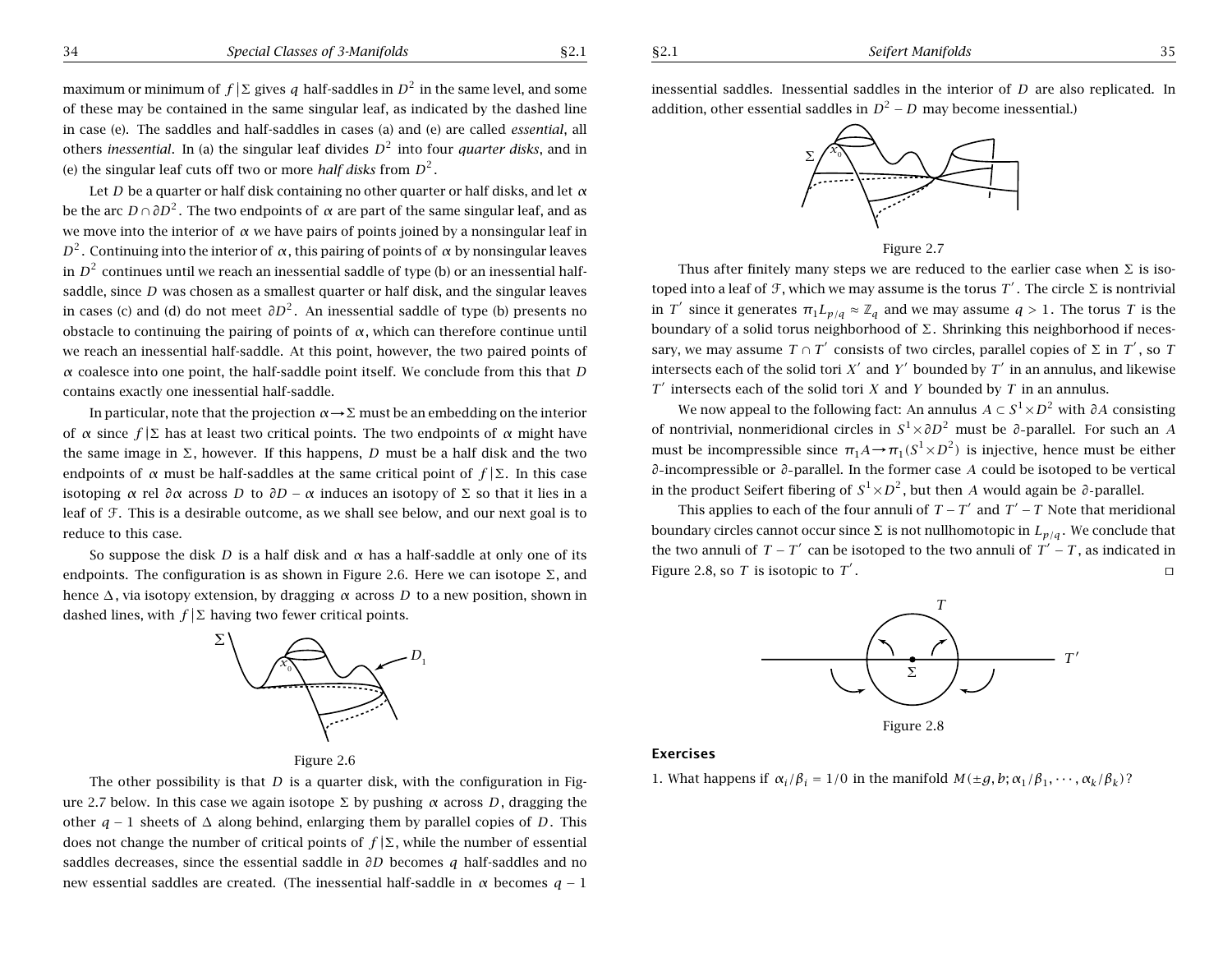maximum or minimum of $f\,|\,\Sigma$ gives $q$ half-saddles in $D^2$ in the same level, and some of these may be contained in the same singular leaf, as indicated by the dashed line in case (e). The saddles and half-saddles in cases (a) and (e) are called *essential*, all others *inessential*. In (a) the singular leaf divides $D^2$ into four *quarter disks*, and in (e) the singular leaf cuts off two or more *half disks* from $D^2$.

Let $D$ be a quarter or half disk containing no other quarter or half disks, and let $\alpha$ be the arc $D \cap \partial D^2$. The two endpoints of $\alpha$ are part of the same singular leaf, and as we move into the interior of $\alpha$ we have pairs of points joined by a nonsingular leaf in $D^2$. Continuing into the interior of $\alpha$, this pairing of points of $\alpha$ by nonsingular leaves in $D^2$ continues until we reach an inessential saddle of type (b) or an inessential half-saddle, since $D$ was chosen as a smallest quarter or half disk, and the singular leaves in cases (c) and (d) do not meet $\partial D^2$. An inessential saddle of type (b) presents no obstacle to continuing the pairing of points of $\alpha$, which can therefore continue until we reach an inessential half-saddle. At this point, however, the two paired points of $\alpha$ coalesce into one point, the half-saddle point itself. We conclude from this that $D$ contains exactly one inessential half-saddle.

In particular, note that the projection $\alpha \to \Sigma$ must be an embedding on the interior of $\alpha$ since $f\,|\,\Sigma$ has at least two critical points. The two endpoints of $\alpha$ might have the same image in $\Sigma$, however. If this happens, $D$ must be a half disk and the two endpoints of $\alpha$ must be half-saddles at the same critical point of $f\,|\,\Sigma$. In this case isotoping $\alpha$ rel $\partial\alpha$ across $D$ to $\partial D - \alpha$ induces an isotopy of $\Sigma$ so that it lies in a leaf of $\mathcal{F}$. This is a desirable outcome, as we shall see below, and our next goal is to reduce to this case.

So suppose the disk $D$ is a half disk and $\alpha$ has a half-saddle at only one of its endpoints. The configuration is as shown in Figure 2.6. Here we can isotope $\Sigma$, and hence $\Delta$, via isotopy extension, by dragging $\alpha$ across $D$ to a new position, shown in dashed lines, with $f\,|\,\Sigma$ having two fewer critical points.

Figure 2.6

The other possibility is that $D$ is a quarter disk, with the configuration in Figure 2.7 below. In this case we again isotope $\Sigma$ by pushing $\alpha$ across $D$, dragging the other $q-1$ sheets of $\Delta$ along behind, enlarging them by parallel copies of $D$. This does not change the number of critical points of $f\,|\,\Sigma$, while the number of essential saddles decreases, since the essential saddle in $\partial D$ becomes $q$ half-saddles and no new essential saddles are created. (The inessential half-saddle in $\alpha$ becomes $q-1$ inessential saddles. Inessential saddles in the interior of $D$ are also replicated. In addition, other essential saddles in $D^2 - D$ may become inessential.)

Figure 2.7

Thus after finitely many steps we are reduced to the earlier case when $\Sigma$ is isotoped into a leaf of $\mathcal{F}$, which we may assume is the torus $T'$. The circle $\Sigma$ is nontrivial in $T'$ since it generates $\pi_1 L_{p/q} \approx \mathbb{Z}_q$ and we may assume $q > 1$. The torus $T$ is the boundary of a solid torus neighborhood of $\Sigma$. Shrinking this neighborhood if necessary, we may assume $T \cap T'$ consists of two circles, parallel copies of $\Sigma$ in $T'$, so $T$ intersects each of the solid tori $X'$ and $Y'$ bounded by $T'$ in an annulus, and likewise $T'$ intersects each of the solid tori $X$ and $Y$ bounded by $T$ in an annulus.

We now appeal to the following fact: An annulus $A \subset S^1 \times D^2$ with $\partial A$ consisting of nontrivial, nonmeridional circles in $S^1 \times \partial D^2$ must be $\partial$-parallel. For such an $A$ must be incompressible since $\pi_1 A \to \pi_1(S^1 \times D^2)$ is injective, hence must be either $\partial$-incompressible or $\partial$-parallel. In the former case $A$ could be isotoped to be vertical in the product Seifert fibering of $S^1 \times D^2$, but then $A$ would again be $\partial$-parallel.

This applies to each of the four annuli of $T - T'$ and $T' - T$ Note that meridional boundary circles cannot occur since $\Sigma$ is not nullhomotopic in $L_{p/q}$. We conclude that the two annuli of $T - T'$ can be isotoped to the two annuli of $T' - T$, as indicated in Figure 2.8, so $T$ is isotopic to $T'$. □

Figure 2.8

### Exercises

1. What happens if $\alpha_i/\beta_i = 1/0$ in the manifold $M(\pm g, b; \alpha_1/\beta_1, \cdots, \alpha_k/\beta_k)$?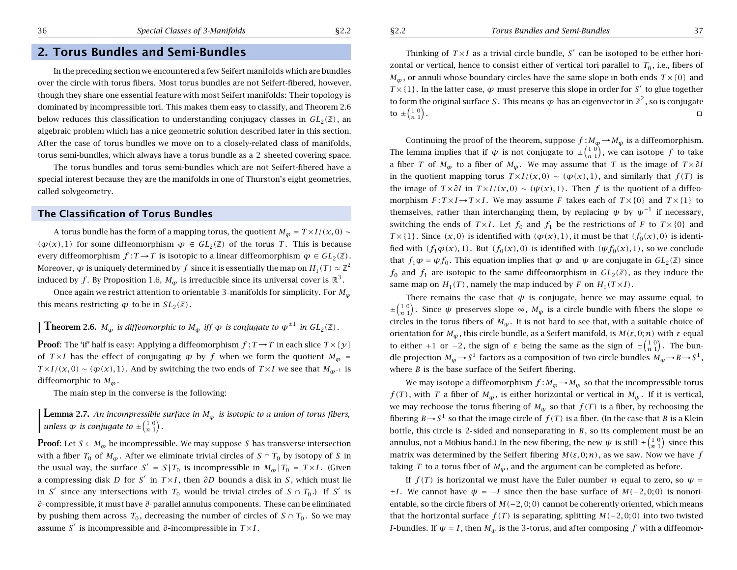## 2. Torus Bundles and Semi-Bundles

In the preceding section we encountered a few Seifert manifolds which are bundles over the circle with torus fibers. Most torus bundles are not Seifert-fibered, however, though they share one essential feature with most Seifert manifolds: Their topology is dominated by incompressible tori. This makes them easy to classify, and Theorem 2.6 below reduces this classification to understanding conjugacy classes in $GL_2(\mathbb{Z})$, an algebraic problem which has a nice geometric solution described later in this section. After the case of torus bundles we move on to a closely-related class of manifolds, torus semi-bundles, which always have a torus bundle as a 2-sheeted covering space.

The torus bundles and torus semi-bundles which are not Seifert-fibered have a special interest because they are the manifolds in one of Thurston's eight geometries, called solvgeometry.

### The Classification of Torus Bundles

A torus bundle has the form of a mapping torus, the quotient $M_\varphi = T \times I/(x,0) \sim (\varphi(x),1)$ for some diffeomorphism $\varphi \in GL_2(\mathbb{Z})$ of the torus $T$. This is because every diffeomorphism $f : T \to T$ is isotopic to a linear diffeomorphism $\varphi \in GL_2(\mathbb{Z})$. Moreover, $\varphi$ is uniquely determined by $f$ since it is essentially the map on $H_1(T) \approx \mathbb{Z}^2$ induced by $f$. By Proposition 1.6, $M_\varphi$ is irreducible since its universal cover is $\mathbb{R}^3$.

Once again we restrict attention to orientable 3-manifolds for simplicity. For $M_\varphi$ this means restricting $\varphi$ to be in $SL_2(\mathbb{Z})$.

**Theorem 2.6.** *$M_\varphi$ is diffeomorphic to $M_\psi$ iff $\varphi$ is conjugate to $\psi^{\pm 1}$ in $GL_2(\mathbb{Z})$.*

**Proof**: The 'if' half is easy: Applying a diffeomorphism $f : T \to T$ in each slice $T \times \{y\}$ of $T \times I$ has the effect of conjugating $\varphi$ by $f$ when we form the quotient $M_\varphi = T \times I/(x,0) \sim (\varphi(x),1)$. And by switching the two ends of $T \times I$ we see that $M_{\varphi^{-1}}$ is diffeomorphic to $M_\varphi$.

The main step in the converse is the following:

**Lemma 2.7.** *An incompressible surface in $M_\varphi$ is isotopic to a union of torus fibers, unless $\varphi$ is conjugate to $\pm\left(\begin{smallmatrix} 1 & 0 \\ n & 1 \end{smallmatrix}\right)$.*

**Proof**: Let $S \subset M_\varphi$ be incompressible. We may suppose $S$ has transverse intersection with a fiber $T_0$ of $M_\varphi$. After we eliminate trivial circles of $S \cap T_0$ by isotopy of $S$ in the usual way, the surface $S' = S \,|\, T_0$ is incompressible in $M_\varphi \,|\, T_0 = T \times I$. (Given a compressing disk $D$ for $S'$ in $T \times I$, then $\partial D$ bounds a disk in $S$, which must lie in $S'$ since any intersections with $T_0$ would be trivial circles of $S \cap T_0$.) If $S'$ is $\partial$-compressible, it must have $\partial$-parallel annulus components. These can be eliminated by pushing them across $T_0$, decreasing the number of circles of $S \cap T_0$. So we may assume $S'$ is incompressible and $\partial$-incompressible in $T \times I$.

Thinking of $T \times I$ as a trivial circle bundle, $S'$ can be isotoped to be either horizontal or vertical, hence to consist either of vertical tori parallel to $T_0$, i.e., fibers of $M_\varphi$, or annuli whose boundary circles have the same slope in both ends $T \times \{0\}$ and $T \times \{1\}$. In the latter case, $\varphi$ must preserve this slope in order for $S'$ to glue together to form the original surface $S$. This means $\varphi$ has an eigenvector in $\mathbb{Z}^2$, so is conjugate to $\pm\left(\begin{smallmatrix} 1 & 0 \\ n & 1 \end{smallmatrix}\right)$. $\square$

Continuing the proof of the theorem, suppose $f : M_\varphi \to M_\psi$ is a diffeomorphism. The lemma implies that if $\psi$ is not conjugate to $\pm\left(\begin{smallmatrix} 1 & 0 \\ n & 1 \end{smallmatrix}\right)$, we can isotope $f$ to take a fiber $T$ of $M_\varphi$ to a fiber of $M_\psi$. We may assume that $T$ is the image of $T \times \partial I$ in the quotient mapping torus $T \times I/(x,0) \sim (\varphi(x),1)$, and similarly that $f(T)$ is the image of $T \times \partial I$ in $T \times I/(x,0) \sim (\psi(x),1)$. Then $f$ is the quotient of a diffeomorphism $F : T \times I \to T \times I$. We may assume $F$ takes each of $T \times \{0\}$ and $T \times \{1\}$ to themselves, rather than interchanging them, by replacing $\psi$ by $\psi^{-1}$ if necessary, switching the ends of $T \times I$. Let $f_0$ and $f_1$ be the restrictions of $F$ to $T \times \{0\}$ and $T \times \{1\}$. Since $(x,0)$ is identified with $(\varphi(x),1)$, it must be that $(f_0(x),0)$ is identified with $(f_1\varphi(x),1)$. But $(f_0(x),0)$ is identified with $(\psi f_0(x),1)$, so we conclude that $f_1\varphi = \psi f_0$. This equation implies that $\varphi$ and $\psi$ are conjugate in $GL_2(\mathbb{Z})$ since $f_0$ and $f_1$ are isotopic to the same diffeomorphism in $GL_2(\mathbb{Z})$, as they induce the same map on $H_1(T)$, namely the map induced by $F$ on $H_1(T \times I)$.

There remains the case that $\psi$ is conjugate, hence we may assume equal, to $\pm\left(\begin{smallmatrix} 1 & 0 \\ n & 1 \end{smallmatrix}\right)$. Since $\psi$ preserves slope $\infty$, $M_\psi$ is a circle bundle with fibers the slope $\infty$ circles in the torus fibers of $M_\psi$. It is not hard to see that, with a suitable choice of orientation for $M_\psi$, this circle bundle, as a Seifert manifold, is $M(\varepsilon, 0; n)$ with $\varepsilon$ equal to either $+1$ or $-2$, the sign of $\varepsilon$ being the same as the sign of $\pm\left(\begin{smallmatrix} 1 & 0 \\ n & 1 \end{smallmatrix}\right)$. The bundle projection $M_\psi \to S^1$ factors as a composition of two circle bundles $M_\psi \to B \to S^1$, where $B$ is the base surface of the Seifert fibering.

We may isotope a diffeomorphism $f : M_\varphi \to M_\psi$ so that the incompressible torus $f(T)$, with $T$ a fiber of $M_\varphi$, is either horizontal or vertical in $M_\psi$. If it is vertical, we may rechoose the torus fibering of $M_\psi$ so that $f(T)$ is a fiber, by rechoosing the fibering $B \to S^1$ so that the image circle of $f(T)$ is a fiber. (In the case that $B$ is a Klein bottle, this circle is 2-sided and nonseparating in $B$, so its complement must be an annulus, not a Möbius band.) In the new fibering, the new $\psi$ is still $\pm\left(\begin{smallmatrix} 1 & 0 \\ n & 1 \end{smallmatrix}\right)$ since this matrix was determined by the Seifert fibering $M(\varepsilon, 0; n)$, as we saw. Now we have $f$ taking $T$ to a torus fiber of $M_\psi$, and the argument can be completed as before.

If $f(T)$ is horizontal we must have the Euler number $n$ equal to zero, so $\psi = \pm I$. We cannot have $\psi = -I$ since then the base surface of $M(-2,0;0)$ is nonorientable, so the circle fibers of $M(-2,0;0)$ cannot be coherently oriented, which means that the horizontal surface $f(T)$ is separating, splitting $M(-2,0;0)$ into two twisted $I$-bundles. If $\psi = I$, then $M_\psi$ is the 3-torus, and after composing $f$ with a diffeomor-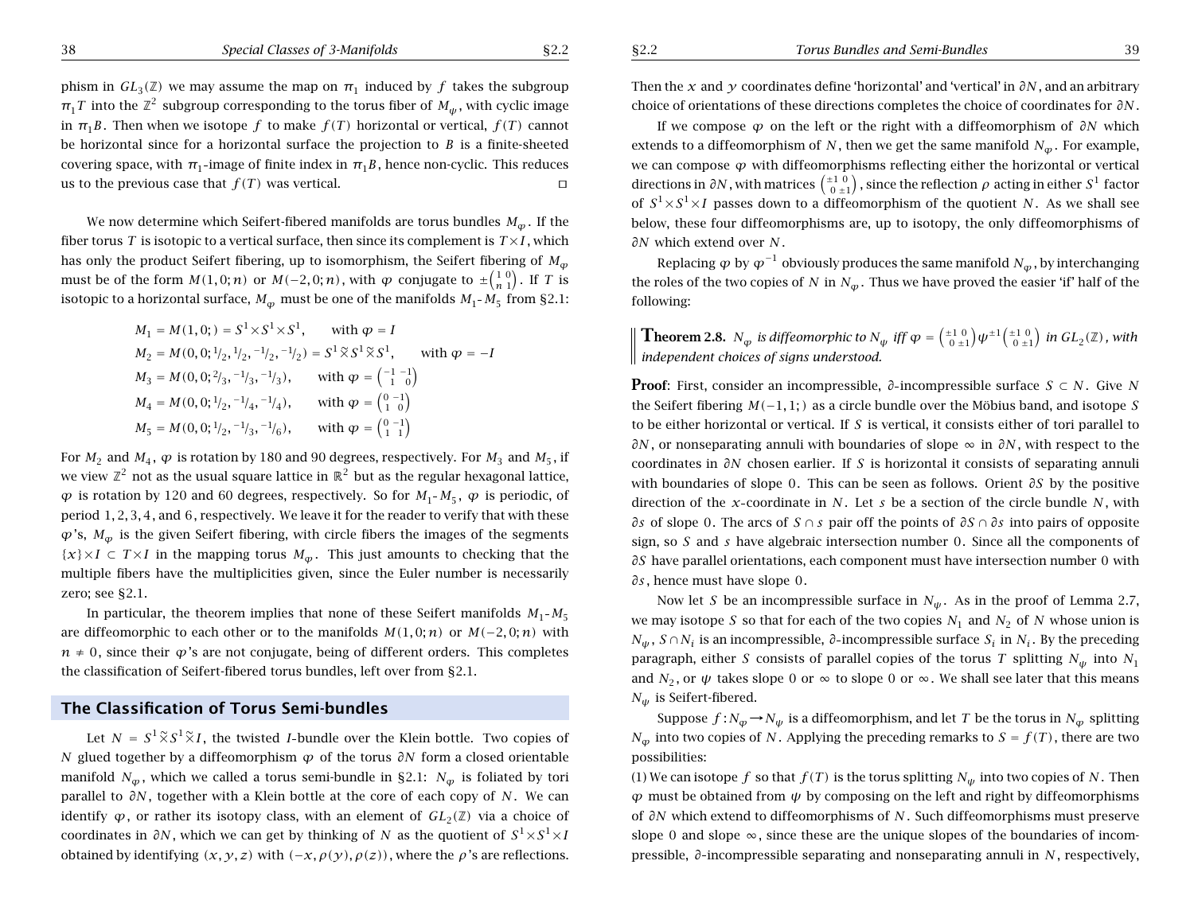phism in $GL_3(\mathbb{Z})$ we may assume the map on $\pi_1$ induced by $f$ takes the subgroup $\pi_1 T$ into the $\mathbb{Z}^2$ subgroup corresponding to the torus fiber of $M_\psi$, with cyclic image in $\pi_1 B$. Then when we isotope $f$ to make $f(T)$ horizontal or vertical, $f(T)$ cannot be horizontal since for a horizontal surface the projection to $B$ is a finite-sheeted covering space, with $\pi_1$-image of finite index in $\pi_1 B$, hence non-cyclic. This reduces us to the previous case that $f(T)$ was vertical. ◻

We now determine which Seifert-fibered manifolds are torus bundles $M_\varphi$. If the fiber torus $T$ is isotopic to a vertical surface, then since its complement is $T\times I$, which has only the product Seifert fibering, up to isomorphism, the Seifert fibering of $M_\varphi$ must be of the form $M(1,0;n)$ or $M(-2,0;n)$, with $\varphi$ conjugate to $\pm\begin{pmatrix}1&0\\n&1\end{pmatrix}$. If $T$ is isotopic to a horizontal surface, $M_\varphi$ must be one of the manifolds $M_1$-$M_5$ from §2.1:

$$M_1 = M(1,0;) = S^1\times S^1\times S^1, \qquad \text{with } \varphi = I$$
$$M_2 = M(0,0;{}^1\!/_2,{}^1\!/_2,{}^{-1}\!/_2,{}^{-1}\!/_2) = S^1\widetilde{\times}S^1\widetilde{\times}S^1, \qquad \text{with } \varphi = -I$$
$$M_3 = M(0,0;{}^2\!/_3,{}^{-1}\!/_3,{}^{-1}\!/_3), \qquad \text{with } \varphi = \begin{pmatrix}-1&-1\\1&0\end{pmatrix}$$
$$M_4 = M(0,0;{}^1\!/_2,{}^{-1}\!/_4,{}^{-1}\!/_4), \qquad \text{with } \varphi = \begin{pmatrix}0&-1\\1&0\end{pmatrix}$$
$$M_5 = M(0,0;{}^1\!/_2,{}^{-1}\!/_3,{}^{-1}\!/_6), \qquad \text{with } \varphi = \begin{pmatrix}0&-1\\1&1\end{pmatrix}$$

For $M_2$ and $M_4$, $\varphi$ is rotation by 180 and 90 degrees, respectively. For $M_3$ and $M_5$, if we view $\mathbb{Z}^2$ not as the usual square lattice in $\mathbb{R}^2$ but as the regular hexagonal lattice, $\varphi$ is rotation by 120 and 60 degrees, respectively. So for $M_1$-$M_5$, $\varphi$ is periodic, of period $1, 2, 3, 4$, and $6$, respectively. We leave it for the reader to verify that with these $\varphi$'s, $M_\varphi$ is the given Seifert fibering, with circle fibers the images of the segments $\{x\}\times I \subset T\times I$ in the mapping torus $M_\varphi$. This just amounts to checking that the multiple fibers have the multiplicities given, since the Euler number is necessarily zero; see §2.1.

In particular, the theorem implies that none of these Seifert manifolds $M_1$-$M_5$ are diffeomorphic to each other or to the manifolds $M(1,0;n)$ or $M(-2,0;n)$ with $n\neq 0$, since their $\varphi$'s are not conjugate, being of different orders. This completes the classification of Seifert-fibered torus bundles, left over from §2.1.

## The Classification of Torus Semi-bundles

Let $N = S^1\widetilde{\times}S^1\widetilde{\times}I$, the twisted $I$-bundle over the Klein bottle. Two copies of $N$ glued together by a diffeomorphism $\varphi$ of the torus $\partial N$ form a closed orientable manifold $N_\varphi$, which we called a torus semi-bundle in §2.1: $N_\varphi$ is foliated by tori parallel to $\partial N$, together with a Klein bottle at the core of each copy of $N$. We can identify $\varphi$, or rather its isotopy class, with an element of $GL_2(\mathbb{Z})$ via a choice of coordinates in $\partial N$, which we can get by thinking of $N$ as the quotient of $S^1\times S^1\times I$ obtained by identifying $(x,y,z)$ with $(-x,\rho(y),\rho(z))$, where the $\rho$'s are reflections. Then the $x$ and $y$ coordinates define 'horizontal' and 'vertical' in $\partial N$, and an arbitrary choice of orientations of these directions completes the choice of coordinates for $\partial N$.

If we compose $\varphi$ on the left or the right with a diffeomorphism of $\partial N$ which extends to a diffeomorphism of $N$, then we get the same manifold $N_\varphi$. For example, we can compose $\varphi$ with diffeomorphisms reflecting either the horizontal or vertical directions in $\partial N$, with matrices $\begin{pmatrix}\pm1&0\\0&\pm1\end{pmatrix}$, since the reflection $\rho$ acting in either $S^1$ factor of $S^1\times S^1\times I$ passes down to a diffeomorphism of the quotient $N$. As we shall see below, these four diffeomorphisms are, up to isotopy, the only diffeomorphisms of $\partial N$ which extend over $N$.

Replacing $\varphi$ by $\varphi^{-1}$ obviously produces the same manifold $N_\varphi$, by interchanging the roles of the two copies of $N$ in $N_\varphi$. Thus we have proved the easier 'if' half of the following:

**Theorem 2.8.** *$N_\varphi$ is diffeomorphic to $N_\psi$ iff $\varphi = \begin{pmatrix}\pm1&0\\0&\pm1\end{pmatrix}\psi^{\pm1}\begin{pmatrix}\pm1&0\\0&\pm1\end{pmatrix}$ in $GL_2(\mathbb{Z})$, with independent choices of signs understood.*

**Proof**: First, consider an incompressible, $\partial$-incompressible surface $S\subset N$. Give $N$ the Seifert fibering $M(-1,1;)$ as a circle bundle over the Möbius band, and isotope $S$ to be either horizontal or vertical. If $S$ is vertical, it consists either of tori parallel to $\partial N$, or nonseparating annuli with boundaries of slope $\infty$ in $\partial N$, with respect to the coordinates in $\partial N$ chosen earlier. If $S$ is horizontal it consists of separating annuli with boundaries of slope $0$. This can be seen as follows. Orient $\partial S$ by the positive direction of the $x$-coordinate in $N$. Let $s$ be a section of the circle bundle $N$, with $\partial s$ of slope $0$. The arcs of $S\cap s$ pair off the points of $\partial S\cap\partial s$ into pairs of opposite sign, so $S$ and $s$ have algebraic intersection number $0$. Since all the components of $\partial S$ have parallel orientations, each component must have intersection number $0$ with $\partial s$, hence must have slope $0$.

Now let $S$ be an incompressible surface in $N_\psi$. As in the proof of Lemma 2.7, we may isotope $S$ so that for each of the two copies $N_1$ and $N_2$ of $N$ whose union is $N_\psi$, $S\cap N_i$ is an incompressible, $\partial$-incompressible surface $S_i$ in $N_i$. By the preceding paragraph, either $S$ consists of parallel copies of the torus $T$ splitting $N_\psi$ into $N_1$ and $N_2$, or $\psi$ takes slope $0$ or $\infty$ to slope $0$ or $\infty$. We shall see later that this means $N_\psi$ is Seifert-fibered.

Suppose $f:N_\varphi\to N_\psi$ is a diffeomorphism, and let $T$ be the torus in $N_\varphi$ splitting $N_\varphi$ into two copies of $N$. Applying the preceding remarks to $S = f(T)$, there are two possibilities:

(1) We can isotope $f$ so that $f(T)$ is the torus splitting $N_\psi$ into two copies of $N$. Then $\varphi$ must be obtained from $\psi$ by composing on the left and right by diffeomorphisms of $\partial N$ which extend to diffeomorphisms of $N$. Such diffeomorphisms must preserve slope $0$ and slope $\infty$, since these are the unique slopes of the boundaries of incompressible, $\partial$-incompressible separating and nonseparating annuli in $N$, respectively,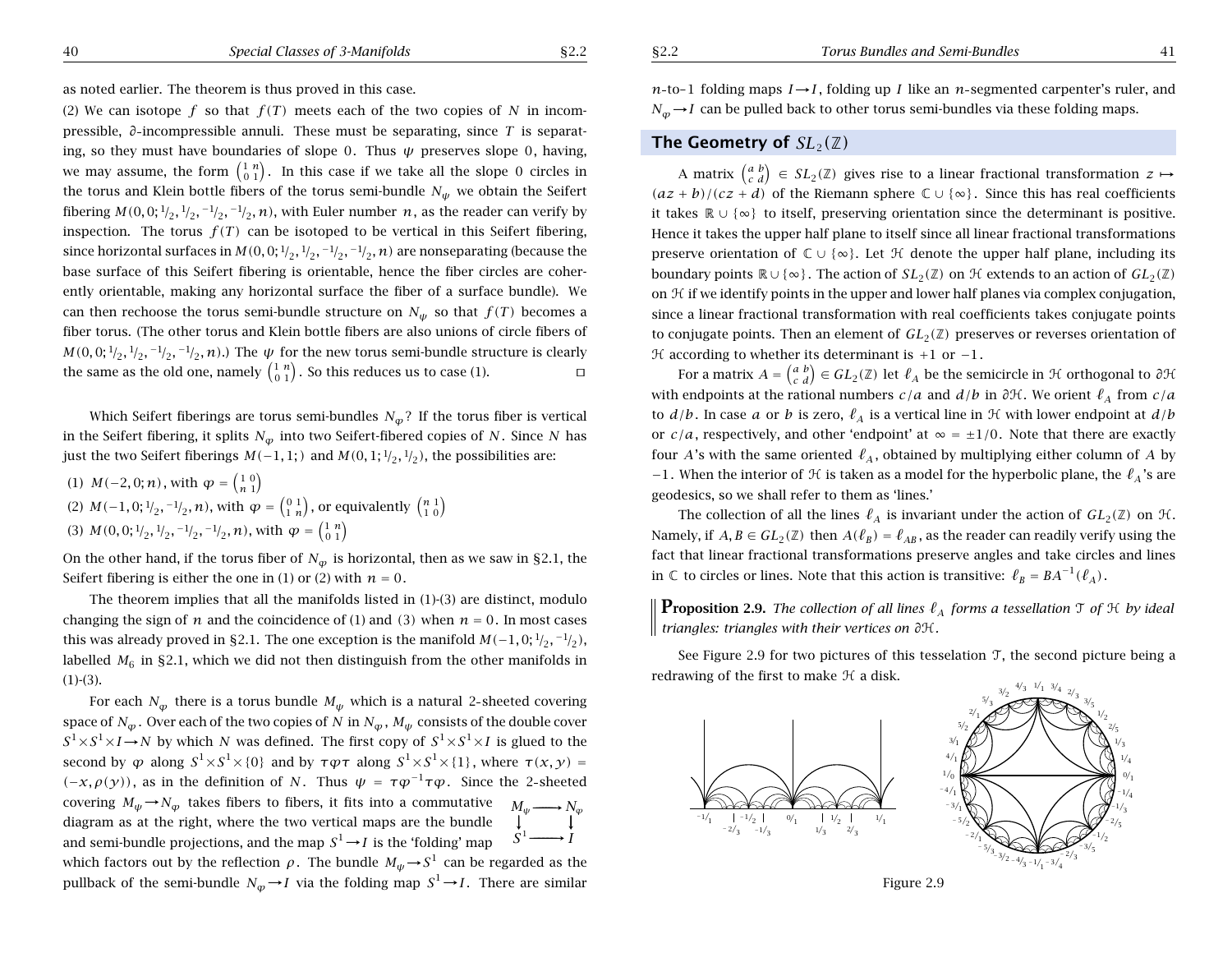as noted earlier. The theorem is thus proved in this case.

(2) We can isotope $f$ so that $f(T)$ meets each of the two copies of $N$ in incompressible, $\partial$-incompressible annuli. These must be separating, since $T$ is separating, so they must have boundaries of slope 0. Thus $\psi$ preserves slope 0, having, we may assume, the form $\begin{pmatrix} 1 & n \\ 0 & 1 \end{pmatrix}$. In this case if we take all the slope 0 circles in the torus and Klein bottle fibers of the torus semi-bundle $N_\psi$ we obtain the Seifert fibering $M(0,0;{}^1/_2,{}^1/_2,{}^{-1}/_2,{}^{-1}/_2,n)$, with Euler number $n$, as the reader can verify by inspection. The torus $f(T)$ can be isotoped to be vertical in this Seifert fibering, since horizontal surfaces in $M(0,0;{}^1/_2,{}^1/_2,{}^{-1}/_2,{}^{-1}/_2,n)$ are nonseparating (because the base surface of this Seifert fibering is orientable, hence the fiber circles are coherently orientable, making any horizontal surface the fiber of a surface bundle). We can then rechoose the torus semi-bundle structure on $N_\psi$ so that $f(T)$ becomes a fiber torus. (The other torus and Klein bottle fibers are also unions of circle fibers of $M(0,0;{}^1/_2,{}^1/_2,{}^{-1}/_2,{}^{-1}/_2,n)$.) The $\psi$ for the new torus semi-bundle structure is clearly the same as the old one, namely $\begin{pmatrix} 1 & n \\ 0 & 1 \end{pmatrix}$. So this reduces us to case (1). □

Which Seifert fiberings are torus semi-bundles $N_\varphi$? If the torus fiber is vertical in the Seifert fibering, it splits $N_\varphi$ into two Seifert-fibered copies of $N$. Since $N$ has just the two Seifert fiberings $M(-1,1;)$ and $M(0,1;{}^1/_2,{}^1/_2)$, the possibilities are:

(1) $M(-2,0;n)$, with $\varphi = \begin{pmatrix} 1 & 0 \\ n & 1 \end{pmatrix}$

(2) $M(-1,0;{}^1/_2,{}^{-1}/_2,n)$, with $\varphi = \begin{pmatrix} 0 & 1 \\ 1 & n \end{pmatrix}$, or equivalently $\begin{pmatrix} n & 1 \\ 1 & 0 \end{pmatrix}$

(3) $M(0,0;{}^1/_2,{}^1/_2,{}^{-1}/_2,{}^{-1}/_2,n)$, with $\varphi = \begin{pmatrix} 1 & n \\ 0 & 1 \end{pmatrix}$

On the other hand, if the torus fiber of $N_\varphi$ is horizontal, then as we saw in §2.1, the Seifert fibering is either the one in (1) or (2) with $n = 0$.

The theorem implies that all the manifolds listed in (1)-(3) are distinct, modulo changing the sign of $n$ and the coincidence of (1) and (3) when $n = 0$. In most cases this was already proved in §2.1. The one exception is the manifold $M(-1,0;{}^1/_2,{}^{-1}/_2)$, labelled $M_6$ in §2.1, which we did not then distinguish from the other manifolds in (1)-(3).

For each $N_\varphi$ there is a torus bundle $M_\psi$ which is a natural 2-sheeted covering space of $N_\varphi$. Over each of the two copies of $N$ in $N_\varphi$, $M_\psi$ consists of the double cover $S^1\times S^1\times I \to N$ by which $N$ was defined. The first copy of $S^1\times S^1\times I$ is glued to the second by $\varphi$ along $S^1\times S^1\times\{0\}$ and by $\tau\varphi\tau$ along $S^1\times S^1\times\{1\}$, where $\tau(x,y) = (-x,\rho(y))$, as in the definition of $N$. Thus $\psi = \tau\varphi^{-1}\tau\varphi$. Since the 2-sheeted covering $M_\psi \to N_\varphi$ takes fibers to fibers, it fits into a commutative diagram as at the right, where the two vertical maps are the bundle and semi-bundle projections, and the map $S^1 \to I$ is the 'folding' map which factors out by the reflection $\rho$. The bundle $M_\psi \to S^1$ can be regarded as the pullback of the semi-bundle $N_\varphi \to I$ via the folding map $S^1 \to I$. There are similar $n$-to-1 folding maps $I \to I$, folding up $I$ like an $n$-segmented carpenter's ruler, and $N_\varphi \to I$ can be pulled back to other torus semi-bundles via these folding maps.

$$\begin{array}{ccc} M_\psi & \longrightarrow & N_\varphi \\ \downarrow & & \downarrow \\ S^1 & \longrightarrow & I \end{array}$$

## The Geometry of $SL_2(\mathbb{Z})$

A matrix $\begin{pmatrix} a & b \\ c & d \end{pmatrix} \in SL_2(\mathbb{Z})$ gives rise to a linear fractional transformation $z \mapsto (az+b)/(cz+d)$ of the Riemann sphere $\mathbb{C}\cup\{\infty\}$. Since this has real coefficients it takes $\mathbb{R}\cup\{\infty\}$ to itself, preserving orientation since the determinant is positive. Hence it takes the upper half plane to itself since all linear fractional transformations preserve orientation of $\mathbb{C}\cup\{\infty\}$. Let $\mathcal{H}$ denote the upper half plane, including its boundary points $\mathbb{R}\cup\{\infty\}$. The action of $SL_2(\mathbb{Z})$ on $\mathcal{H}$ extends to an action of $GL_2(\mathbb{Z})$ on $\mathcal{H}$ if we identify points in the upper and lower half planes via complex conjugation, since a linear fractional transformation with real coefficients takes conjugate points to conjugate points. Then an element of $GL_2(\mathbb{Z})$ preserves or reverses orientation of $\mathcal{H}$ according to whether its determinant is $+1$ or $-1$.

For a matrix $A = \begin{pmatrix} a & b \\ c & d \end{pmatrix} \in GL_2(\mathbb{Z})$ let $\ell_A$ be the semicircle in $\mathcal{H}$ orthogonal to $\partial\mathcal{H}$ with endpoints at the rational numbers $c/a$ and $d/b$ in $\partial\mathcal{H}$. We orient $\ell_A$ from $c/a$ to $d/b$. In case $a$ or $b$ is zero, $\ell_A$ is a vertical line in $\mathcal{H}$ with lower endpoint at $d/b$ or $c/a$, respectively, and other 'endpoint' at $\infty = \pm 1/0$. Note that there are exactly four $A$'s with the same oriented $\ell_A$, obtained by multiplying either column of $A$ by $-1$. When the interior of $\mathcal{H}$ is taken as a model for the hyperbolic plane, the $\ell_A$'s are geodesics, so we shall refer to them as 'lines.'

The collection of all the lines $\ell_A$ is invariant under the action of $GL_2(\mathbb{Z})$ on $\mathcal{H}$. Namely, if $A, B \in GL_2(\mathbb{Z})$ then $A(\ell_B) = \ell_{AB}$, as the reader can readily verify using the fact that linear fractional transformations preserve angles and take circles and lines in $\mathbb{C}$ to circles or lines. Note that this action is transitive: $\ell_B = BA^{-1}(\ell_A)$.

**Proposition 2.9.** *The collection of all lines $\ell_A$ forms a tessellation $\mathcal{T}$ of $\mathcal{H}$ by ideal triangles: triangles with their vertices on $\partial\mathcal{H}$.*

See Figure 2.9 for two pictures of this tesselation $\mathcal{T}$, the second picture being a redrawing of the first to make $\mathcal{H}$ a disk.

Figure 2.9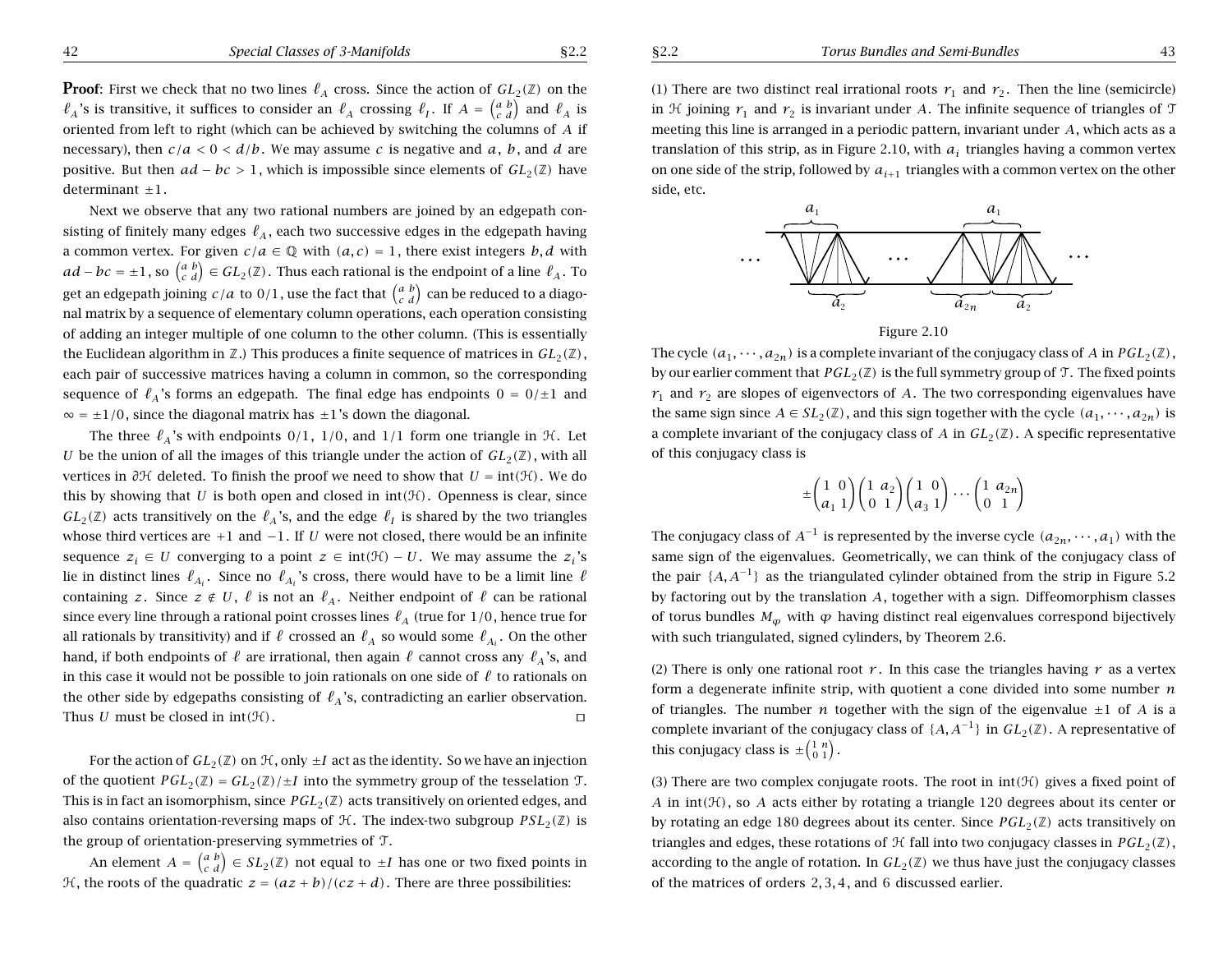**Proof**: First we check that no two lines $\ell_A$ cross. Since the action of $GL_2(\mathbb{Z})$ on the $\ell_A$'s is transitive, it suffices to consider an $\ell_A$ crossing $\ell_I$. If $A = \begin{pmatrix} a & b \\ c & d \end{pmatrix}$ and $\ell_A$ is oriented from left to right (which can be achieved by switching the columns of $A$ if necessary), then $c/a < 0 < d/b$. We may assume $c$ is negative and $a$, $b$, and $d$ are positive. But then $ad - bc > 1$, which is impossible since elements of $GL_2(\mathbb{Z})$ have determinant $\pm 1$.

Next we observe that any two rational numbers are joined by an edgepath consisting of finitely many edges $\ell_A$, each two successive edges in the edgepath having a common vertex. For given $c/a \in \mathbb{Q}$ with $(a, c) = 1$, there exist integers $b, d$ with $ad - bc = \pm 1$, so $\begin{pmatrix} a & b \\ c & d \end{pmatrix} \in GL_2(\mathbb{Z})$. Thus each rational is the endpoint of a line $\ell_A$. To get an edgepath joining $c/a$ to $0/1$, use the fact that $\begin{pmatrix} a & b \\ c & d \end{pmatrix}$ can be reduced to a diagonal matrix by a sequence of elementary column operations, each operation consisting of adding an integer multiple of one column to the other column. (This is essentially the Euclidean algorithm in $\mathbb{Z}$.) This produces a finite sequence of matrices in $GL_2(\mathbb{Z})$, each pair of successive matrices having a column in common, so the corresponding sequence of $\ell_A$'s forms an edgepath. The final edge has endpoints $0 = 0/\pm 1$ and $\infty = \pm 1/0$, since the diagonal matrix has $\pm 1$'s down the diagonal.

The three $\ell_A$'s with endpoints $0/1$, $1/0$, and $1/1$ form one triangle in $\mathcal{H}$. Let $U$ be the union of all the images of this triangle under the action of $GL_2(\mathbb{Z})$, with all vertices in $\partial \mathcal{H}$ deleted. To finish the proof we need to show that $U = \text{int}(\mathcal{H})$. We do this by showing that $U$ is both open and closed in $\text{int}(\mathcal{H})$. Openness is clear, since $GL_2(\mathbb{Z})$ acts transitively on the $\ell_A$'s, and the edge $\ell_I$ is shared by the two triangles whose third vertices are $+1$ and $-1$. If $U$ were not closed, there would be an infinite sequence $z_i \in U$ converging to a point $z \in \text{int}(\mathcal{H}) - U$. We may assume the $z_i$'s lie in distinct lines $\ell_{A_i}$. Since no $\ell_{A_i}$'s cross, there would be a limit line $\ell$ containing $z$. Since $z \notin U$, $\ell$ is not an $\ell_A$. Neither endpoint of $\ell$ can be rational since every line through a rational point crosses lines $\ell_A$ (true for $1/0$, hence true for all rationals by transitivity) and if $\ell$ crossed an $\ell_A$ so would some $\ell_{A_i}$. On the other hand, if both endpoints of $\ell$ are irrational, then again $\ell$ cannot cross any $\ell_A$'s, and in this case it would not be possible to join rationals on one side of $\ell$ to rationals on the other side by edgepaths consisting of $\ell_A$'s, contradicting an earlier observation. Thus $U$ must be closed in $\text{int}(\mathcal{H})$. □

For the action of $GL_2(\mathbb{Z})$ on $\mathcal{H}$, only $\pm I$ act as the identity. So we have an injection of the quotient $PGL_2(\mathbb{Z}) = GL_2(\mathbb{Z})/\pm I$ into the symmetry group of the tesselation $\mathcal{T}$. This is in fact an isomorphism, since $PGL_2(\mathbb{Z})$ acts transitively on oriented edges, and also contains orientation-reversing maps of $\mathcal{H}$. The index-two subgroup $PSL_2(\mathbb{Z})$ is the group of orientation-preserving symmetries of $\mathcal{T}$.

An element $A = \begin{pmatrix} a & b \\ c & d \end{pmatrix} \in SL_2(\mathbb{Z})$ not equal to $\pm I$ has one or two fixed points in $\mathcal{H}$, the roots of the quadratic $z = (az + b)/(cz + d)$. There are three possibilities:

(1) There are two distinct real irrational roots $r_1$ and $r_2$. Then the line (semicircle) in $\mathcal{H}$ joining $r_1$ and $r_2$ is invariant under $A$. The infinite sequence of triangles of $\mathcal{T}$ meeting this line is arranged in a periodic pattern, invariant under $A$, which acts as a translation of this strip, as in Figure 2.10, with $a_i$ triangles having a common vertex on one side of the strip, followed by $a_{i+1}$ triangles with a common vertex on the other side, etc.

Figure 2.10

The cycle $(a_1, \cdots, a_{2n})$ is a complete invariant of the conjugacy class of $A$ in $PGL_2(\mathbb{Z})$, by our earlier comment that $PGL_2(\mathbb{Z})$ is the full symmetry group of $\mathcal{T}$. The fixed points $r_1$ and $r_2$ are slopes of eigenvectors of $A$. The two corresponding eigenvalues have the same sign since $A \in SL_2(\mathbb{Z})$, and this sign together with the cycle $(a_1, \cdots, a_{2n})$ is a complete invariant of the conjugacy class of $A$ in $GL_2(\mathbb{Z})$. A specific representative of this conjugacy class is

$$\pm \begin{pmatrix} 1 & 0 \\ a_1 & 1 \end{pmatrix} \begin{pmatrix} 1 & a_2 \\ 0 & 1 \end{pmatrix} \begin{pmatrix} 1 & 0 \\ a_3 & 1 \end{pmatrix} \cdots \begin{pmatrix} 1 & a_{2n} \\ 0 & 1 \end{pmatrix}$$

The conjugacy class of $A^{-1}$ is represented by the inverse cycle $(a_{2n}, \cdots, a_1)$ with the same sign of the eigenvalues. Geometrically, we can think of the conjugacy class of the pair $\{A, A^{-1}\}$ as the triangulated cylinder obtained from the strip in Figure 5.2 by factoring out by the translation $A$, together with a sign. Diffeomorphism classes of torus bundles $M_\varphi$ with $\varphi$ having distinct real eigenvalues correspond bijectively with such triangulated, signed cylinders, by Theorem 2.6.

(2) There is only one rational root $r$. In this case the triangles having $r$ as a vertex form a degenerate infinite strip, with quotient a cone divided into some number $n$ of triangles. The number $n$ together with the sign of the eigenvalue $\pm 1$ of $A$ is a complete invariant of the conjugacy class of $\{A, A^{-1}\}$ in $GL_2(\mathbb{Z})$. A representative of this conjugacy class is $\pm \begin{pmatrix} 1 & n \\ 0 & 1 \end{pmatrix}$.

(3) There are two complex conjugate roots. The root in $\text{int}(\mathcal{H})$ gives a fixed point of $A$ in $\text{int}(\mathcal{H})$, so $A$ acts either by rotating a triangle 120 degrees about its center or by rotating an edge 180 degrees about its center. Since $PGL_2(\mathbb{Z})$ acts transitively on triangles and edges, these rotations of $\mathcal{H}$ fall into two conjugacy classes in $PGL_2(\mathbb{Z})$, according to the angle of rotation. In $GL_2(\mathbb{Z})$ we thus have just the conjugacy classes of the matrices of orders $2, 3, 4$, and $6$ discussed earlier.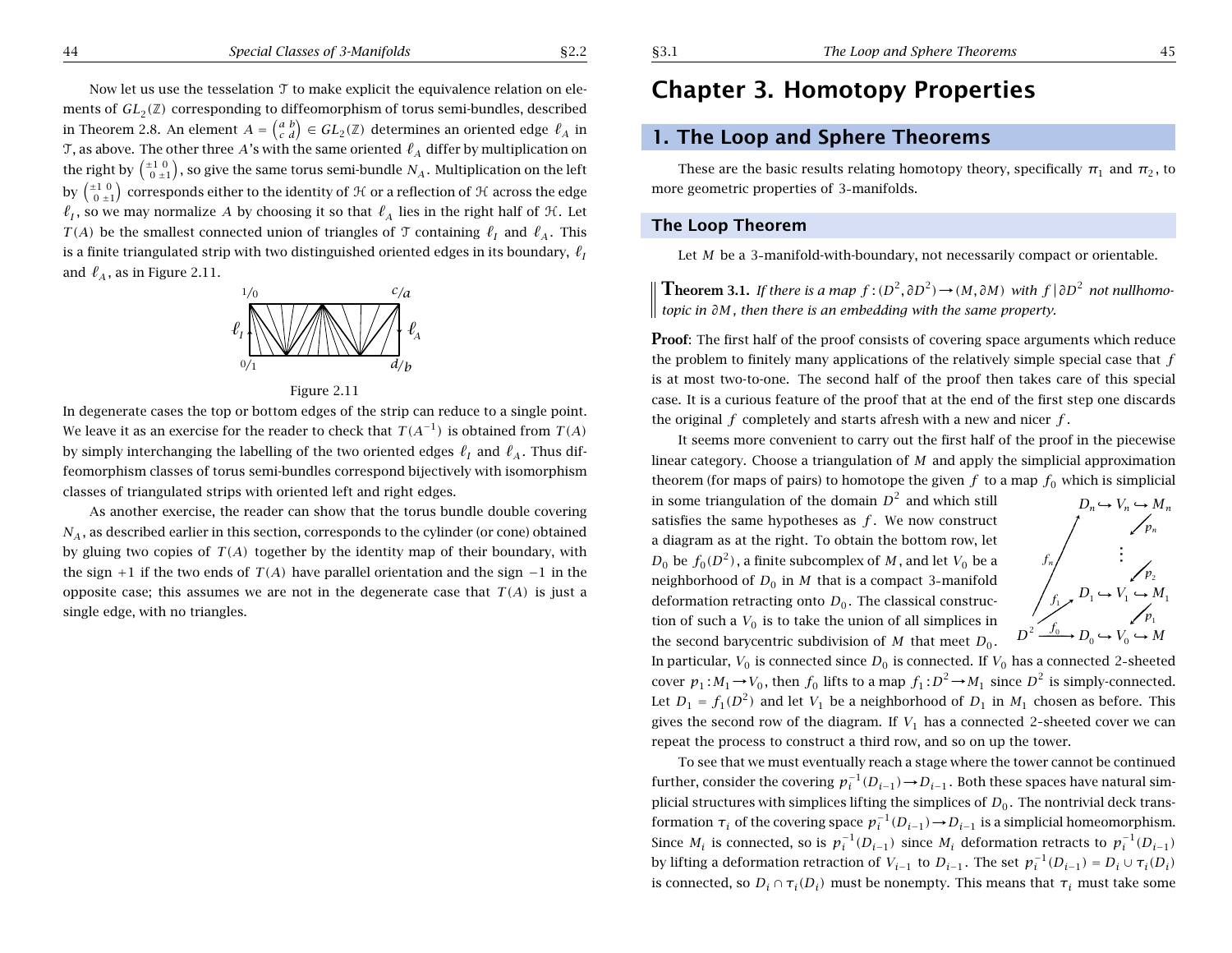Now let us use the tesselation $\mathcal{T}$ to make explicit the equivalence relation on elements of $GL_2(\mathbb{Z})$ corresponding to diffeomorphism of torus semi-bundles, described in Theorem 2.8. An element $A = \begin{pmatrix} a & b \\ c & d \end{pmatrix} \in GL_2(\mathbb{Z})$ determines an oriented edge $\ell_A$ in $\mathcal{T}$, as above. The other three $A$'s with the same oriented $\ell_A$ differ by multiplication on the right by $\begin{pmatrix} \pm 1 & 0 \\ 0 & \pm 1 \end{pmatrix}$, so give the same torus semi-bundle $N_A$. Multiplication on the left by $\begin{pmatrix} \pm 1 & 0 \\ 0 & \pm 1 \end{pmatrix}$ corresponds either to the identity of $\mathcal{H}$ or a reflection of $\mathcal{H}$ across the edge $\ell_I$, so we may normalize $A$ by choosing it so that $\ell_A$ lies in the right half of $\mathcal{H}$. Let $T(A)$ be the smallest connected union of triangles of $\mathcal{T}$ containing $\ell_I$ and $\ell_A$. This is a finite triangulated strip with two distinguished oriented edges in its boundary, $\ell_I$ and $\ell_A$, as in Figure 2.11.

Figure 2.11

In degenerate cases the top or bottom edges of the strip can reduce to a single point. We leave it as an exercise for the reader to check that $T(A^{-1})$ is obtained from $T(A)$ by simply interchanging the labelling of the two oriented edges $\ell_I$ and $\ell_A$. Thus diffeomorphism classes of torus semi-bundles correspond bijectively with isomorphism classes of triangulated strips with oriented left and right edges.

As another exercise, the reader can show that the torus bundle double covering $N_A$, as described earlier in this section, corresponds to the cylinder (or cone) obtained by gluing two copies of $T(A)$ together by the identity map of their boundary, with the sign $+1$ if the two ends of $T(A)$ have parallel orientation and the sign $-1$ in the opposite case; this assumes we are not in the degenerate case that $T(A)$ is just a single edge, with no triangles.

# Chapter 3. Homotopy Properties

## 1. The Loop and Sphere Theorems

These are the basic results relating homotopy theory, specifically $\pi_1$ and $\pi_2$, to more geometric properties of 3-manifolds.

### The Loop Theorem

Let $M$ be a 3-manifold-with-boundary, not necessarily compact or orientable.

**Theorem 3.1.** *If there is a map $f:(D^2,\partial D^2)\to(M,\partial M)$ with $f\,|\,\partial D^2$ not nullhomotopic in $\partial M$, then there is an embedding with the same property.*

**Proof**: The first half of the proof consists of covering space arguments which reduce the problem to finitely many applications of the relatively simple special case that $f$ is at most two-to-one. The second half of the proof then takes care of this special case. It is a curious feature of the proof that at the end of the first step one discards the original $f$ completely and starts afresh with a new and nicer $f$.

It seems more convenient to carry out the first half of the proof in the piecewise linear category. Choose a triangulation of $M$ and apply the simplicial approximation theorem (for maps of pairs) to homotope the given $f$ to a map $f_0$ which is simplicial in some triangulation of the domain $D^2$ and which still satisfies the same hypotheses as $f$. We now construct a diagram as at the right. To obtain the bottom row, let $D_0$ be $f_0(D^2)$, a finite subcomplex of $M$, and let $V_0$ be a neighborhood of $D_0$ in $M$ that is a compact 3-manifold deformation retracting onto $D_0$. The classical construction of such a $V_0$ is to take the union of all simplices in the second barycentric subdivision of $M$ that meet $D_0$. In particular, $V_0$ is connected since $D_0$ is connected. If $V_0$ has a connected 2-sheeted cover $p_1:M_1\to V_0$, then $f_0$ lifts to a map $f_1:D^2\to M_1$ since $D^2$ is simply-connected. Let $D_1=f_1(D^2)$ and let $V_1$ be a neighborhood of $D_1$ in $M_1$ chosen as before. This gives the second row of the diagram. If $V_1$ has a connected 2-sheeted cover we can repeat the process to construct a third row, and so on up the tower.

To see that we must eventually reach a stage where the tower cannot be continued further, consider the covering $p_i^{-1}(D_{i-1})\to D_{i-1}$. Both these spaces have natural simplicial structures with simplices lifting the simplices of $D_0$. The nontrivial deck transformation $\tau_i$ of the covering space $p_i^{-1}(D_{i-1})\to D_{i-1}$ is a simplicial homeomorphism. Since $M_i$ is connected, so is $p_i^{-1}(D_{i-1})$ since $M_i$ deformation retracts to $p_i^{-1}(D_{i-1})$ by lifting a deformation retraction of $V_{i-1}$ to $D_{i-1}$. The set $p_i^{-1}(D_{i-1})=D_i\cup\tau_i(D_i)$ is connected, so $D_i\cap\tau_i(D_i)$ must be nonempty. This means that $\tau_i$ must take some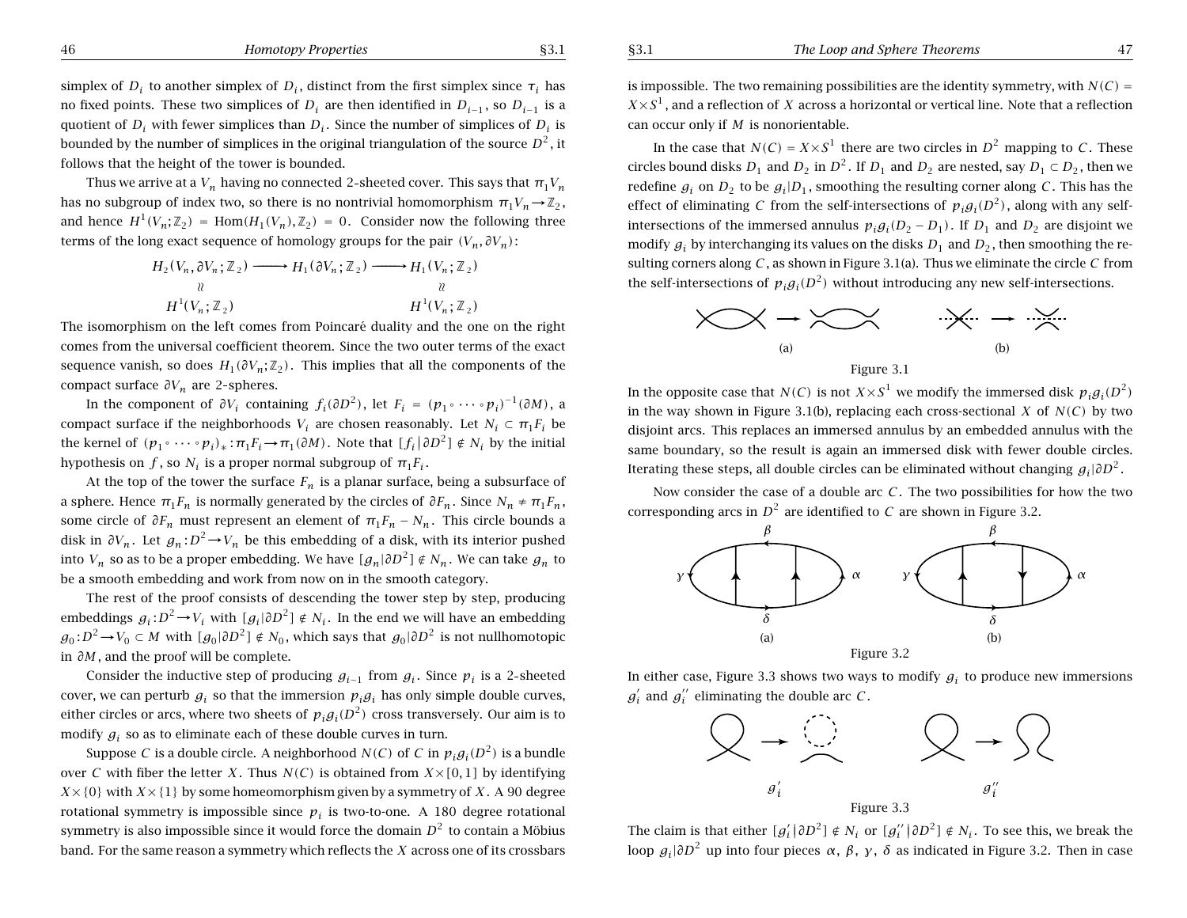simplex of $D_i$ to another simplex of $D_i$, distinct from the first simplex since $\tau_i$ has no fixed points. These two simplices of $D_i$ are then identified in $D_{i-1}$, so $D_{i-1}$ is a quotient of $D_i$ with fewer simplices than $D_i$. Since the number of simplices of $D_i$ is bounded by the number of simplices in the original triangulation of the source $D^2$, it follows that the height of the tower is bounded.

Thus we arrive at a $V_n$ having no connected 2-sheeted cover. This says that $\pi_1 V_n$ has no subgroup of index two, so there is no nontrivial homomorphism $\pi_1 V_n \to \mathbb{Z}_2$, and hence $H^1(V_n;\mathbb{Z}_2) = \mathrm{Hom}(H_1(V_n),\mathbb{Z}_2) = 0$. Consider now the following three terms of the long exact sequence of homology groups for the pair $(V_n, \partial V_n)$:

$$\begin{array}{ccccc} H_2(V_n,\partial V_n;\mathbb{Z}_2) & \longrightarrow & H_1(\partial V_n;\mathbb{Z}_2) & \longrightarrow & H_1(V_n;\mathbb{Z}_2) \\ \wr\wr & & & & \wr\wr \\ H^1(V_n;\mathbb{Z}_2) & & & & H^1(V_n;\mathbb{Z}_2) \end{array}$$

The isomorphism on the left comes from Poincaré duality and the one on the right comes from the universal coefficient theorem. Since the two outer terms of the exact sequence vanish, so does $H_1(\partial V_n;\mathbb{Z}_2)$. This implies that all the components of the compact surface $\partial V_n$ are 2-spheres.

In the component of $\partial V_i$ containing $f_i(\partial D^2)$, let $F_i = (p_1 \circ \cdots \circ p_i)^{-1}(\partial M)$, a compact surface if the neighborhoods $V_i$ are chosen reasonably. Let $N_i \subset \pi_1 F_i$ be the kernel of $(p_1 \circ \cdots \circ p_i)_* : \pi_1 F_i \to \pi_1(\partial M)$. Note that $[f_i\,|\,\partial D^2] \notin N_i$ by the initial hypothesis on $f$, so $N_i$ is a proper normal subgroup of $\pi_1 F_i$.

At the top of the tower the surface $F_n$ is a planar surface, being a subsurface of a sphere. Hence $\pi_1 F_n$ is normally generated by the circles of $\partial F_n$. Since $N_n \neq \pi_1 F_n$, some circle of $\partial F_n$ must represent an element of $\pi_1 F_n - N_n$. This circle bounds a disk in $\partial V_n$. Let $g_n : D^2 \to V_n$ be this embedding of a disk, with its interior pushed into $V_n$ so as to be a proper embedding. We have $[g_n|\partial D^2] \notin N_n$. We can take $g_n$ to be a smooth embedding and work from now on in the smooth category.

The rest of the proof consists of descending the tower step by step, producing embeddings $g_i : D^2 \to V_i$ with $[g_i|\partial D^2] \notin N_i$. In the end we will have an embedding $g_0 : D^2 \to V_0 \subset M$ with $[g_0|\partial D^2] \notin N_0$, which says that $g_0|\partial D^2$ is not nullhomotopic in $\partial M$, and the proof will be complete.

Consider the inductive step of producing $g_{i-1}$ from $g_i$. Since $p_i$ is a 2-sheeted cover, we can perturb $g_i$ so that the immersion $p_i g_i$ has only simple double curves, either circles or arcs, where two sheets of $p_i g_i(D^2)$ cross transversely. Our aim is to modify $g_i$ so as to eliminate each of these double curves in turn.

Suppose $C$ is a double circle. A neighborhood $N(C)$ of $C$ in $p_i g_i(D^2)$ is a bundle over $C$ with fiber the letter $X$. Thus $N(C)$ is obtained from $X \times [0,1]$ by identifying $X \times \{0\}$ with $X \times \{1\}$ by some homeomorphism given by a symmetry of $X$. A 90 degree rotational symmetry is impossible since $p_i$ is two-to-one. A 180 degree rotational symmetry is also impossible since it would force the domain $D^2$ to contain a Möbius band. For the same reason a symmetry which reflects the $X$ across one of its crossbars is impossible. The two remaining possibilities are the identity symmetry, with $N(C) = X \times S^1$, and a reflection of $X$ across a horizontal or vertical line. Note that a reflection can occur only if $M$ is nonorientable.

In the case that $N(C) = X \times S^1$ there are two circles in $D^2$ mapping to $C$. These circles bound disks $D_1$ and $D_2$ in $D^2$. If $D_1$ and $D_2$ are nested, say $D_1 \subset D_2$, then we redefine $g_i$ on $D_2$ to be $g_i|D_1$, smoothing the resulting corner along $C$. This has the effect of eliminating $C$ from the self-intersections of $p_i g_i(D^2)$, along with any self-intersections of the immersed annulus $p_i g_i(D_2 - D_1)$. If $D_1$ and $D_2$ are disjoint we modify $g_i$ by interchanging its values on the disks $D_1$ and $D_2$, then smoothing the resulting corners along $C$, as shown in Figure 3.1(a). Thus we eliminate the circle $C$ from the self-intersections of $p_i g_i(D^2)$ without introducing any new self-intersections.

(a) (b)

Figure 3.1

In the opposite case that $N(C)$ is not $X \times S^1$ we modify the immersed disk $p_i g_i(D^2)$ in the way shown in Figure 3.1(b), replacing each cross-sectional $X$ of $N(C)$ by two disjoint arcs. This replaces an immersed annulus by an embedded annulus with the same boundary, so the result is again an immersed disk with fewer double circles. Iterating these steps, all double circles can be eliminated without changing $g_i|\partial D^2$.

Now consider the case of a double arc $C$. The two possibilities for how the two corresponding arcs in $D^2$ are identified to $C$ are shown in Figure 3.2.

(a) (b)

Figure 3.2

In either case, Figure 3.3 shows two ways to modify $g_i$ to produce new immersions $g_i'$ and $g_i''$ eliminating the double arc $C$.

$g_i'$ $g_i''$

Figure 3.3

The claim is that either $[g_i'|\partial D^2] \notin N_i$ or $[g_i''|\partial D^2] \notin N_i$. To see this, we break the loop $g_i|\partial D^2$ up into four pieces $\alpha$, $\beta$, $\gamma$, $\delta$ as indicated in Figure 3.2. Then in case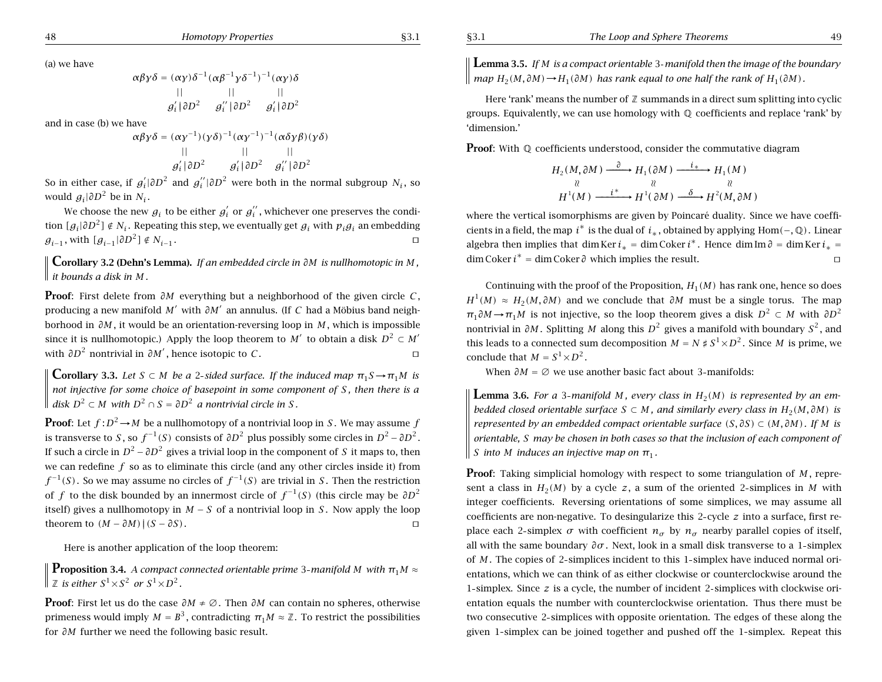(a) we have

$$\begin{array}{c} \alpha\beta\gamma\delta = (\alpha\gamma)\delta^{-1}(\alpha\beta^{-1}\gamma\delta^{-1})^{-1}(\alpha\gamma)\delta \\ \qquad || \qquad\qquad || \qquad\qquad || \\ g_i'|\partial D^2 \quad g_i''|\partial D^2 \quad g_i'|\partial D^2 \end{array}$$

and in case (b) we have

$$\begin{array}{c} \alpha\beta\gamma\delta = (\alpha\gamma^{-1})(\gamma\delta)^{-1}(\alpha\gamma^{-1})^{-1}(\alpha\delta\gamma\beta)(\gamma\delta) \\ \qquad || \qquad\qquad || \qquad\qquad || \\ g_i'|\partial D^2 \quad g_i'|\partial D^2 \quad g_i''|\partial D^2 \end{array}$$

So in either case, if $g_i'|\partial D^2$ and $g_i''|\partial D^2$ were both in the normal subgroup $N_i$, so would $g_i|\partial D^2$ be in $N_i$.

We choose the new $g_i$ to be either $g_i'$ or $g_i''$, whichever one preserves the condition $[g_i|\partial D^2] \notin N_i$. Repeating this step, we eventually get $g_i$ with $p_i g_i$ an embedding $g_{i-1}$, with $[g_{i-1}|\partial D^2] \notin N_{i-1}$. ◻

**Corollary 3.2 (Dehn's Lemma).** *If an embedded circle in $\partial M$ is nullhomotopic in $M$, it bounds a disk in $M$.*

**Proof**: First delete from $\partial M$ everything but a neighborhood of the given circle $C$, producing a new manifold $M'$ with $\partial M'$ an annulus. (If $C$ had a Möbius band neighborhood in $\partial M$, it would be an orientation-reversing loop in $M$, which is impossible since it is nullhomotopic.) Apply the loop theorem to $M'$ to obtain a disk $D^2 \subset M'$ with $\partial D^2$ nontrivial in $\partial M'$, hence isotopic to $C$. ◻

**Corollary 3.3.** *Let $S \subset M$ be a 2-sided surface. If the induced map $\pi_1 S \to \pi_1 M$ is not injective for some choice of basepoint in some component of $S$, then there is a disk $D^2 \subset M$ with $D^2 \cap S = \partial D^2$ a nontrivial circle in $S$.*

**Proof**: Let $f : D^2 \to M$ be a nullhomotopy of a nontrivial loop in $S$. We may assume $f$ is transverse to $S$, so $f^{-1}(S)$ consists of $\partial D^2$ plus possibly some circles in $D^2 - \partial D^2$. If such a circle in $D^2 - \partial D^2$ gives a trivial loop in the component of $S$ it maps to, then we can redefine $f$ so as to eliminate this circle (and any other circles inside it) from $f^{-1}(S)$. So we may assume no circles of $f^{-1}(S)$ are trivial in $S$. Then the restriction of $f$ to the disk bounded by an innermost circle of $f^{-1}(S)$ (this circle may be $\partial D^2$ itself) gives a nullhomotopy in $M - S$ of a nontrivial loop in $S$. Now apply the loop theorem to $(M - \partial M) \,|\, (S - \partial S)$. ◻

Here is another application of the loop theorem:

**Proposition 3.4.** *A compact connected orientable prime 3-manifold $M$ with $\pi_1 M \approx \mathbb{Z}$ is either $S^1 \times S^2$ or $S^1 \times D^2$.*

**Proof**: First let us do the case $\partial M \neq \varnothing$. Then $\partial M$ can contain no spheres, otherwise primeness would imply $M = B^3$, contradicting $\pi_1 M \approx \mathbb{Z}$. To restrict the possibilities for $\partial M$ further we need the following basic result.

**Lemma 3.5.** *If $M$ is a compact orientable 3-manifold then the image of the boundary map $H_2(M, \partial M) \to H_1(\partial M)$ has rank equal to one half the rank of $H_1(\partial M)$.*

Here 'rank' means the number of $\mathbb{Z}$ summands in a direct sum splitting into cyclic groups. Equivalently, we can use homology with $\mathbb{Q}$ coefficients and replace 'rank' by 'dimension.'

**Proof**: With $\mathbb{Q}$ coefficients understood, consider the commutative diagram

$$\begin{array}{ccccc} H_2(M,\partial M) & \xrightarrow{\partial} & H_1(\partial M) & \xrightarrow{i_*} & H_1(M) \\ \wr\wr & & \wr\wr & & \wr\wr \\ H^1(M) & \xrightarrow{i^*} & H^1(\partial M) & \xrightarrow{\delta} & H^2(M,\partial M) \end{array}$$

where the vertical isomorphisms are given by Poincaré duality. Since we have coefficients in a field, the map $i^*$ is the dual of $i_*$, obtained by applying $\mathrm{Hom}(-,\mathbb{Q})$. Linear algebra then implies that $\dim \mathrm{Ker}\, i_* = \dim \mathrm{Coker}\, i^*$. Hence $\dim \mathrm{Im}\, \partial = \dim \mathrm{Ker}\, i_* = \dim \mathrm{Coker}\, i^* = \dim \mathrm{Coker}\, \partial$ which implies the result. ◻

Continuing with the proof of the Proposition, $H_1(M)$ has rank one, hence so does $H^1(M) \approx H_2(M, \partial M)$ and we conclude that $\partial M$ must be a single torus. The map $\pi_1 \partial M \to \pi_1 M$ is not injective, so the loop theorem gives a disk $D^2 \subset M$ with $\partial D^2$ nontrivial in $\partial M$. Splitting $M$ along this $D^2$ gives a manifold with boundary $S^2$, and this leads to a connected sum decomposition $M = N \,\sharp\, S^1 \times D^2$. Since $M$ is prime, we conclude that $M = S^1 \times D^2$.

When $\partial M = \varnothing$ we use another basic fact about 3-manifolds:

**Lemma 3.6.** *For a 3-manifold $M$, every class in $H_2(M)$ is represented by an embedded closed orientable surface $S \subset M$, and similarly every class in $H_2(M, \partial M)$ is represented by an embedded compact orientable surface $(S, \partial S) \subset (M, \partial M)$. If $M$ is orientable, $S$ may be chosen in both cases so that the inclusion of each component of $S$ into $M$ induces an injective map on $\pi_1$.*

**Proof**: Taking simplicial homology with respect to some triangulation of $M$, represent a class in $H_2(M)$ by a cycle $z$, a sum of the oriented 2-simplices in $M$ with integer coefficients. Reversing orientations of some simplices, we may assume all coefficients are non-negative. To desingularize this 2-cycle $z$ into a surface, first replace each 2-simplex $\sigma$ with coefficient $n_\sigma$ by $n_\sigma$ nearby parallel copies of itself, all with the same boundary $\partial\sigma$. Next, look in a small disk transverse to a 1-simplex of $M$. The copies of 2-simplices incident to this 1-simplex have induced normal orientations, which we can think of as either clockwise or counterclockwise around the 1-simplex. Since $z$ is a cycle, the number of incident 2-simplices with clockwise orientation equals the number with counterclockwise orientation. Thus there must be two consecutive 2-simplices with opposite orientation. The edges of these along the given 1-simplex can be joined together and pushed off the 1-simplex. Repeat this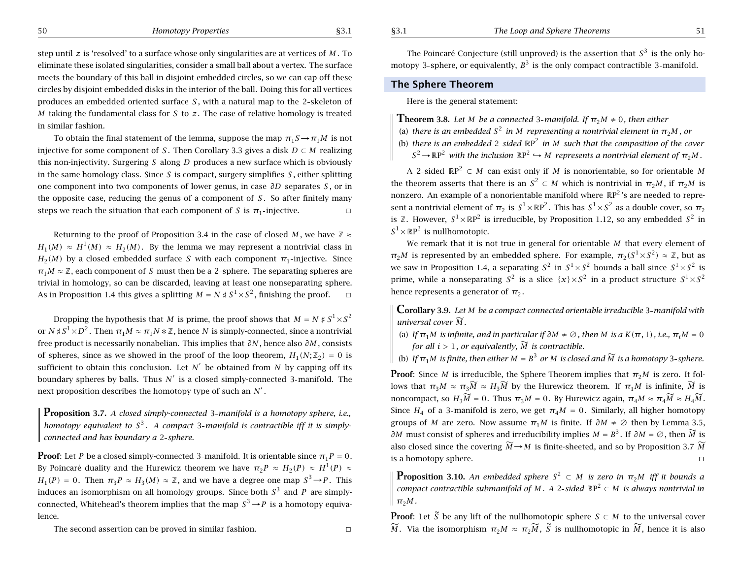step until $z$ is 'resolved' to a surface whose only singularities are at vertices of $M$. To eliminate these isolated singularities, consider a small ball about a vertex. The surface meets the boundary of this ball in disjoint embedded circles, so we can cap off these circles by disjoint embedded disks in the interior of the ball. Doing this for all vertices produces an embedded oriented surface $S$, with a natural map to the 2-skeleton of $M$ taking the fundamental class for $S$ to $z$. The case of relative homology is treated in similar fashion.

To obtain the final statement of the lemma, suppose the map $\pi_1 S \to \pi_1 M$ is not injective for some component of $S$. Then Corollary 3.3 gives a disk $D \subset M$ realizing this non-injectivity. Surgering $S$ along $D$ produces a new surface which is obviously in the same homology class. Since $S$ is compact, surgery simplifies $S$, either splitting one component into two components of lower genus, in case $\partial D$ separates $S$, or in the opposite case, reducing the genus of a component of $S$. So after finitely many steps we reach the situation that each component of $S$ is $\pi_1$-injective. □

Returning to the proof of Proposition 3.4 in the case of closed $M$, we have $\mathbb{Z} \approx H_1(M) \approx H^1(M) \approx H_2(M)$. By the lemma we may represent a nontrivial class in $H_2(M)$ by a closed embedded surface $S$ with each component $\pi_1$-injective. Since $\pi_1 M \approx \mathbb{Z}$, each component of $S$ must then be a 2-sphere. The separating spheres are trivial in homology, so can be discarded, leaving at least one nonseparating sphere. As in Proposition 1.4 this gives a splitting $M = N \sharp S^1 \times S^2$, finishing the proof. □

Dropping the hypothesis that $M$ is prime, the proof shows that $M = N \sharp S^1 \times S^2$ or $N \sharp S^1 \times D^2$. Then $\pi_1 M \approx \pi_1 N * \mathbb{Z}$, hence $N$ is simply-connected, since a nontrivial free product is necessarily nonabelian. This implies that $\partial N$, hence also $\partial M$, consists of spheres, since as we showed in the proof of the loop theorem, $H_1(N; \mathbb{Z}_2) = 0$ is sufficient to obtain this conclusion. Let $N'$ be obtained from $N$ by capping off its boundary spheres by balls. Thus $N'$ is a closed simply-connected 3-manifold. The next proposition describes the homotopy type of such an $N'$.

**Proposition 3.7.** *A closed simply-connected 3-manifold is a homotopy sphere, i.e., homotopy equivalent to $S^3$. A compact 3-manifold is contractible iff it is simply-connected and has boundary a 2-sphere.*

**Proof**: Let $P$ be a closed simply-connected 3-manifold. It is orientable since $\pi_1 P = 0$. By Poincaré duality and the Hurewicz theorem we have $\pi_2 P \approx H_2(P) \approx H^1(P) \approx H_1(P) = 0$. Then $\pi_3 P \approx H_3(M) \approx \mathbb{Z}$, and we have a degree one map $S^3 \to P$. This induces an isomorphism on all homology groups. Since both $S^3$ and $P$ are simply-connected, Whitehead's theorem implies that the map $S^3 \to P$ is a homotopy equivalence.

The second assertion can be proved in similar fashion. □

The Poincaré Conjecture (still unproved) is the assertion that $S^3$ is the only homotopy 3-sphere, or equivalently, $B^3$ is the only compact contractible 3-manifold.

## The Sphere Theorem

Here is the general statement:

**Theorem 3.8.** *Let $M$ be a connected 3-manifold. If $\pi_2 M \neq 0$, then either*

(a) *there is an embedded $S^2$ in $M$ representing a nontrivial element in $\pi_2 M$, or*

(b) *there is an embedded 2-sided $\mathbb{RP}^2$ in $M$ such that the composition of the cover $S^2 \to \mathbb{RP}^2$ with the inclusion $\mathbb{RP}^2 \hookrightarrow M$ represents a nontrivial element of $\pi_2 M$.*

A 2-sided $\mathbb{RP}^2 \subset M$ can exist only if $M$ is nonorientable, so for orientable $M$ the theorem asserts that there is an $S^2 \subset M$ which is nontrivial in $\pi_2 M$, if $\pi_2 M$ is nonzero. An example of a nonorientable manifold where $\mathbb{RP}^2$'s are needed to represent a nontrivial element of $\pi_2$ is $S^1 \times \mathbb{RP}^2$. This has $S^1 \times S^2$ as a double cover, so $\pi_2$ is $\mathbb{Z}$. However, $S^1 \times \mathbb{RP}^2$ is irreducible, by Proposition 1.12, so any embedded $S^2$ in $S^1 \times \mathbb{RP}^2$ is nullhomotopic.

We remark that it is not true in general for orientable $M$ that every element of $\pi_2 M$ is represented by an embedded sphere. For example, $\pi_2(S^1 \times S^2) \approx \mathbb{Z}$, but as we saw in Proposition 1.4, a separating $S^2$ in $S^1 \times S^2$ bounds a ball since $S^1 \times S^2$ is prime, while a nonseparating $S^2$ is a slice $\{x\} \times S^2$ in a product structure $S^1 \times S^2$ hence represents a generator of $\pi_2$.

**Corollary 3.9.** *Let $M$ be a compact connected orientable irreducible 3-manifold with universal cover $\widetilde{M}$.*

(a) *If $\pi_1 M$ is infinite, and in particular if $\partial M \neq \emptyset$, then $M$ is a $K(\pi, 1)$, i.e., $\pi_i M = 0$ for all $i > 1$, or equivalently, $\widetilde{M}$ is contractible.*

(b) *If $\pi_1 M$ is finite, then either $M = B^3$ or $M$ is closed and $\widetilde{M}$ is a homotopy 3-sphere.*

**Proof**: Since $M$ is irreducible, the Sphere Theorem implies that $\pi_2 M$ is zero. It follows that $\pi_3 M \approx \pi_3 \widetilde{M} \approx H_3 \widetilde{M}$ by the Hurewicz theorem. If $\pi_1 M$ is infinite, $\widetilde{M}$ is noncompact, so $H_3 \widetilde{M} = 0$. Thus $\pi_3 M = 0$. By Hurewicz again, $\pi_4 M \approx \pi_4 \widetilde{M} \approx H_4 \widetilde{M}$. Since $H_4$ of a 3-manifold is zero, we get $\pi_4 M = 0$. Similarly, all higher homotopy groups of $M$ are zero. Now assume $\pi_1 M$ is finite. If $\partial M \neq \emptyset$ then by Lemma 3.5, $\partial M$ must consist of spheres and irreducibility implies $M = B^3$. If $\partial M = \emptyset$, then $\widetilde{M}$ is also closed since the covering $\widetilde{M} \to M$ is finite-sheeted, and so by Proposition 3.7 $\widetilde{M}$ is a homotopy sphere. □

**Proposition 3.10.** *An embedded sphere $S^2 \subset M$ is zero in $\pi_2 M$ iff it bounds a compact contractible submanifold of $M$. A 2-sided $\mathbb{RP}^2 \subset M$ is always nontrivial in $\pi_2 M$.*

**Proof**: Let $\widetilde{S}$ be any lift of the nullhomotopic sphere $S \subset M$ to the universal cover $\widetilde{M}$. Via the isomorphism $\pi_2 M \approx \pi_2 \widetilde{M}$, $\widetilde{S}$ is nullhomotopic in $\widetilde{M}$, hence it is also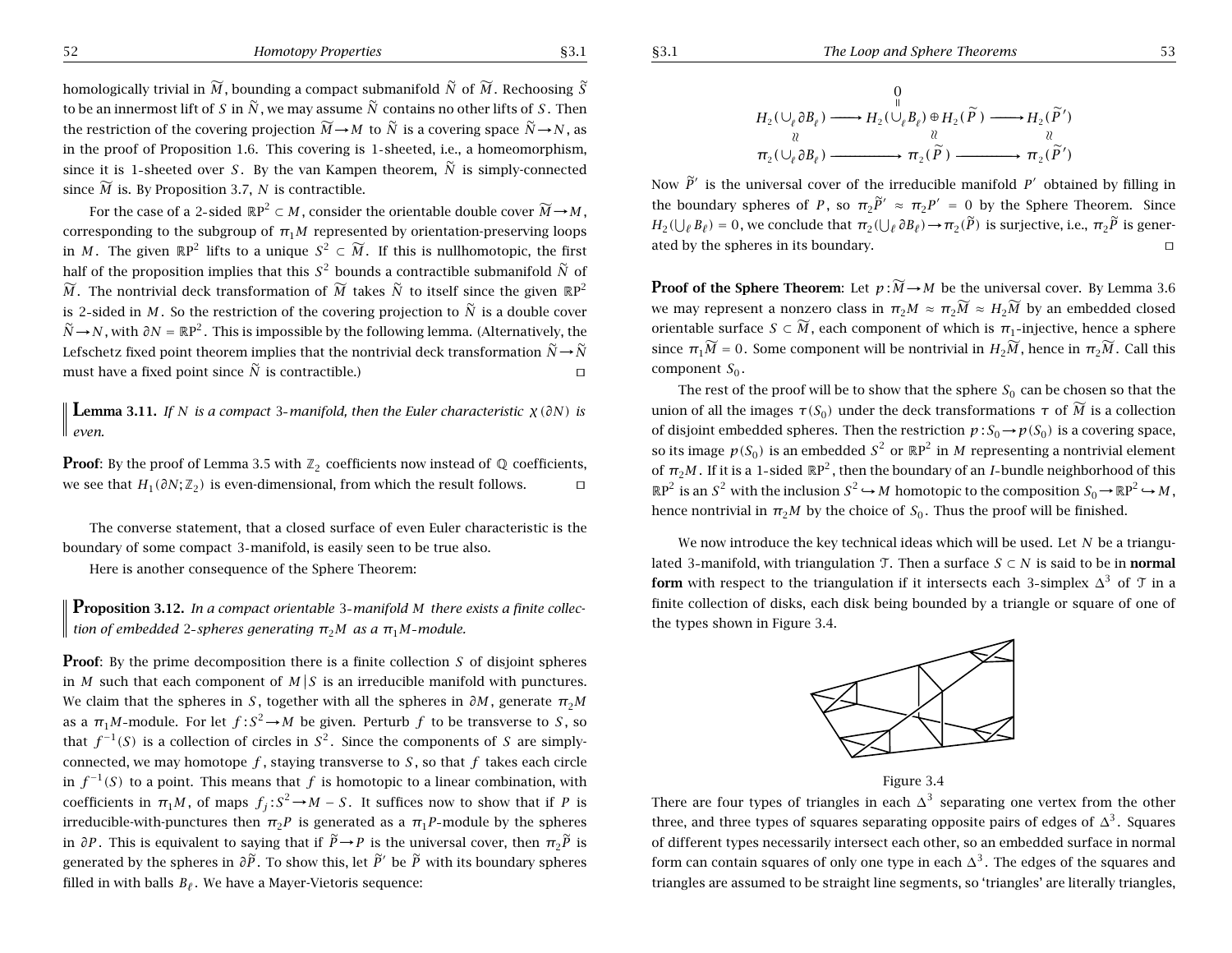homologically trivial in $\widetilde{M}$, bounding a compact submanifold $\widetilde{N}$ of $\widetilde{M}$. Rechoosing $\widetilde{S}$ to be an innermost lift of $S$ in $\widetilde{N}$, we may assume $\widetilde{N}$ contains no other lifts of $S$. Then the restriction of the covering projection $\widetilde{M} \to M$ to $\widetilde{N}$ is a covering space $\widetilde{N} \to N$, as in the proof of Proposition 1.6. This covering is 1-sheeted, i.e., a homeomorphism, since it is 1-sheeted over $S$. By the van Kampen theorem, $\widetilde{N}$ is simply-connected since $\widetilde{M}$ is. By Proposition 3.7, $N$ is contractible.

For the case of a 2-sided $\mathbb{RP}^2 \subset M$, consider the orientable double cover $\widetilde{M} \to M$, corresponding to the subgroup of $\pi_1 M$ represented by orientation-preserving loops in $M$. The given $\mathbb{RP}^2$ lifts to a unique $S^2 \subset \widetilde{M}$. If this is nullhomotopic, the first half of the proposition implies that this $S^2$ bounds a contractible submanifold $\widetilde{N}$ of $\widetilde{M}$. The nontrivial deck transformation of $\widetilde{M}$ takes $\widetilde{N}$ to itself since the given $\mathbb{RP}^2$ is 2-sided in $M$. So the restriction of the covering projection to $\widetilde{N}$ is a double cover $\widetilde{N} \to N$, with $\partial N = \mathbb{RP}^2$. This is impossible by the following lemma. (Alternatively, the Lefschetz fixed point theorem implies that the nontrivial deck transformation $\widetilde{N} \to \widetilde{N}$ must have a fixed point since $\widetilde{N}$ is contractible.) □

**Lemma 3.11.** *If $N$ is a compact 3-manifold, then the Euler characteristic $\chi(\partial N)$ is even.*

**Proof**: By the proof of Lemma 3.5 with $\mathbb{Z}_2$ coefficients now instead of $\mathbb{Q}$ coefficients, we see that $H_1(\partial N; \mathbb{Z}_2)$ is even-dimensional, from which the result follows. □

The converse statement, that a closed surface of even Euler characteristic is the boundary of some compact 3-manifold, is easily seen to be true also.

Here is another consequence of the Sphere Theorem:

**Proposition 3.12.** *In a compact orientable 3-manifold $M$ there exists a finite collection of embedded 2-spheres generating $\pi_2 M$ as a $\pi_1 M$-module.*

**Proof**: By the prime decomposition there is a finite collection $S$ of disjoint spheres in $M$ such that each component of $M \,|\, S$ is an irreducible manifold with punctures. We claim that the spheres in $S$, together with all the spheres in $\partial M$, generate $\pi_2 M$ as a $\pi_1 M$-module. For let $f : S^2 \to M$ be given. Perturb $f$ to be transverse to $S$, so that $f^{-1}(S)$ is a collection of circles in $S^2$. Since the components of $S$ are simply-connected, we may homotope $f$, staying transverse to $S$, so that $f$ takes each circle in $f^{-1}(S)$ to a point. This means that $f$ is homotopic to a linear combination, with coefficients in $\pi_1 M$, of maps $f_j : S^2 \to M - S$. It suffices now to show that if $P$ is irreducible-with-punctures then $\pi_2 P$ is generated as a $\pi_1 P$-module by the spheres in $\partial P$. This is equivalent to saying that if $\widetilde{P} \to P$ is the universal cover, then $\pi_2 \widetilde{P}$ is generated by the spheres in $\partial \widetilde{P}$. To show this, let $\widetilde{P}'$ be $\widetilde{P}$ with its boundary spheres filled in with balls $B_\ell$. We have a Mayer-Vietoris sequence:

$$
\begin{array}{ccccc}
 & & 0 & & \\
 & & \| & & \\
H_2(\cup_\ell \partial B_\ell) & \longrightarrow & H_2(\cup_\ell B_\ell) \oplus H_2(\widetilde{P}) & \longrightarrow & H_2(\widetilde{P}') \\
\wr\wr & & \wr\wr & & \wr\wr \\
\pi_2(\cup_\ell \partial B_\ell) & \longrightarrow & \pi_2(\widetilde{P}) & \longrightarrow & \pi_2(\widetilde{P}')
\end{array}
$$

Now $\widetilde{P}'$ is the universal cover of the irreducible manifold $P'$ obtained by filling in the boundary spheres of $P$, so $\pi_2 \widetilde{P}' \approx \pi_2 P' = 0$ by the Sphere Theorem. Since $H_2(\bigcup_\ell B_\ell) = 0$, we conclude that $\pi_2(\bigcup_\ell \partial B_\ell) \to \pi_2(\widetilde{P})$ is surjective, i.e., $\pi_2 \widetilde{P}$ is generated by the spheres in its boundary. □

**Proof of the Sphere Theorem**: Let $p : \widetilde{M} \to M$ be the universal cover. By Lemma 3.6 we may represent a nonzero class in $\pi_2 M \approx \pi_2 \widetilde{M} \approx H_2 \widetilde{M}$ by an embedded closed orientable surface $S \subset \widetilde{M}$, each component of which is $\pi_1$-injective, hence a sphere since $\pi_1 \widetilde{M} = 0$. Some component will be nontrivial in $H_2 \widetilde{M}$, hence in $\pi_2 \widetilde{M}$. Call this component $S_0$.

The rest of the proof will be to show that the sphere $S_0$ can be chosen so that the union of all the images $\tau(S_0)$ under the deck transformations $\tau$ of $\widetilde{M}$ is a collection of disjoint embedded spheres. Then the restriction $p : S_0 \to p(S_0)$ is a covering space, so its image $p(S_0)$ is an embedded $S^2$ or $\mathbb{RP}^2$ in $M$ representing a nontrivial element of $\pi_2 M$. If it is a 1-sided $\mathbb{RP}^2$, then the boundary of an $I$-bundle neighborhood of this $\mathbb{RP}^2$ is an $S^2$ with the inclusion $S^2 \hookrightarrow M$ homotopic to the composition $S_0 \to \mathbb{RP}^2 \hookrightarrow M$, hence nontrivial in $\pi_2 M$ by the choice of $S_0$. Thus the proof will be finished.

We now introduce the key technical ideas which will be used. Let $N$ be a triangulated 3-manifold, with triangulation $\mathcal{T}$. Then a surface $S \subset N$ is said to be in **normal form** with respect to the triangulation if it intersects each 3-simplex $\Delta^3$ of $\mathcal{T}$ in a finite collection of disks, each disk being bounded by a triangle or square of one of the types shown in Figure 3.4.

Figure 3.4

There are four types of triangles in each $\Delta^3$ separating one vertex from the other three, and three types of squares separating opposite pairs of edges of $\Delta^3$. Squares of different types necessarily intersect each other, so an embedded surface in normal form can contain squares of only one type in each $\Delta^3$. The edges of the squares and triangles are assumed to be straight line segments, so 'triangles' are literally triangles,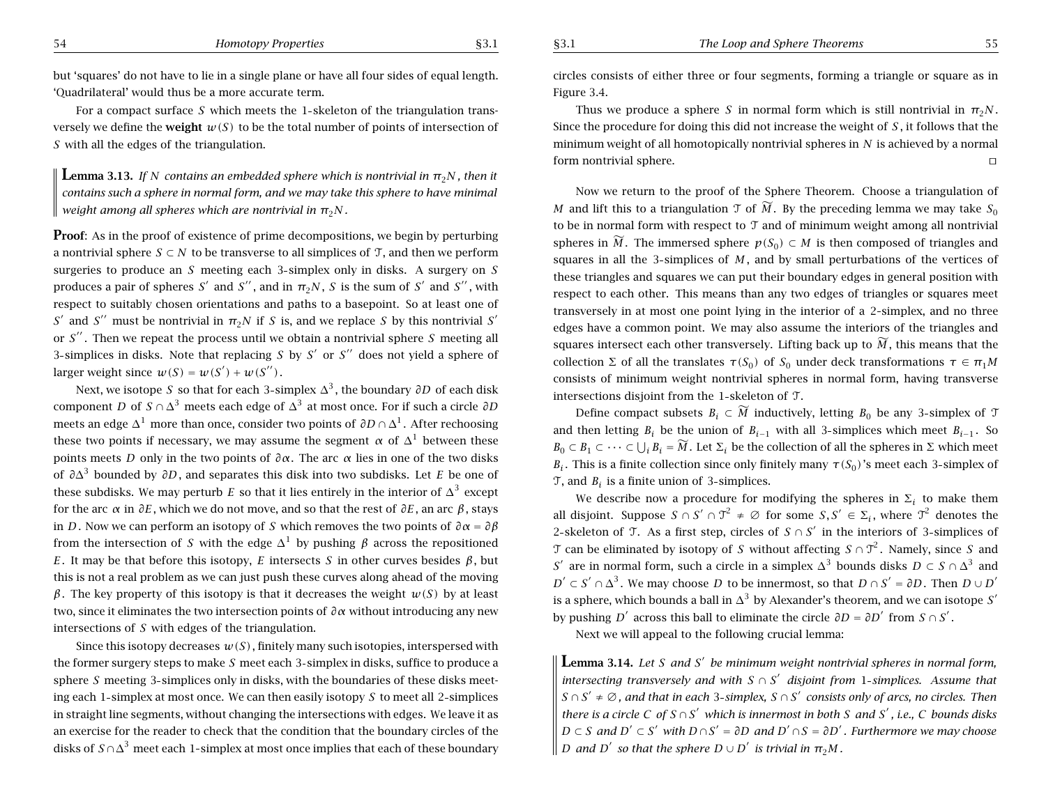but 'squares' do not have to lie in a single plane or have all four sides of equal length. 'Quadrilateral' would thus be a more accurate term.

For a compact surface $S$ which meets the 1-skeleton of the triangulation transversely we define the **weight** $w(S)$ to be the total number of points of intersection of $S$ with all the edges of the triangulation.

**Lemma 3.13.** *If $N$ contains an embedded sphere which is nontrivial in $\pi_2 N$, then it contains such a sphere in normal form, and we may take this sphere to have minimal weight among all spheres which are nontrivial in $\pi_2 N$.*

**Proof**: As in the proof of existence of prime decompositions, we begin by perturbing a nontrivial sphere $S \subset N$ to be transverse to all simplices of $\mathcal{T}$, and then we perform surgeries to produce an $S$ meeting each 3-simplex only in disks. A surgery on $S$ produces a pair of spheres $S'$ and $S''$, and in $\pi_2 N$, $S$ is the sum of $S'$ and $S''$, with respect to suitably chosen orientations and paths to a basepoint. So at least one of $S'$ and $S''$ must be nontrivial in $\pi_2 N$ if $S$ is, and we replace $S$ by this nontrivial $S'$ or $S''$. Then we repeat the process until we obtain a nontrivial sphere $S$ meeting all 3-simplices in disks. Note that replacing $S$ by $S'$ or $S''$ does not yield a sphere of larger weight since $w(S) = w(S') + w(S'')$.

Next, we isotope $S$ so that for each 3-simplex $\Delta^3$, the boundary $\partial D$ of each disk component $D$ of $S \cap \Delta^3$ meets each edge of $\Delta^3$ at most once. For if such a circle $\partial D$ meets an edge $\Delta^1$ more than once, consider two points of $\partial D \cap \Delta^1$. After rechoosing these two points if necessary, we may assume the segment $\alpha$ of $\Delta^1$ between these points meets $D$ only in the two points of $\partial\alpha$. The arc $\alpha$ lies in one of the two disks of $\partial\Delta^3$ bounded by $\partial D$, and separates this disk into two subdisks. Let $E$ be one of these subdisks. We may perturb $E$ so that it lies entirely in the interior of $\Delta^3$ except for the arc $\alpha$ in $\partial E$, which we do not move, and so that the rest of $\partial E$, an arc $\beta$, stays in $D$. Now we can perform an isotopy of $S$ which removes the two points of $\partial\alpha = \partial\beta$ from the intersection of $S$ with the edge $\Delta^1$ by pushing $\beta$ across the repositioned $E$. It may be that before this isotopy, $E$ intersects $S$ in other curves besides $\beta$, but this is not a real problem as we can just push these curves along ahead of the moving $\beta$. The key property of this isotopy is that it decreases the weight $w(S)$ by at least two, since it eliminates the two intersection points of $\partial\alpha$ without introducing any new intersections of $S$ with edges of the triangulation.

Since this isotopy decreases $w(S)$, finitely many such isotopies, interspersed with the former surgery steps to make $S$ meet each 3-simplex in disks, suffice to produce a sphere $S$ meeting 3-simplices only in disks, with the boundaries of these disks meeting each 1-simplex at most once. We can then easily isotopy $S$ to meet all 2-simplices in straight line segments, without changing the intersections with edges. We leave it as an exercise for the reader to check that the condition that the boundary circles of the disks of $S \cap \Delta^3$ meet each 1-simplex at most once implies that each of these boundary circles consists of either three or four segments, forming a triangle or square as in Figure 3.4.

Thus we produce a sphere $S$ in normal form which is still nontrivial in $\pi_2 N$. Since the procedure for doing this did not increase the weight of $S$, it follows that the minimum weight of all homotopically nontrivial spheres in $N$ is achieved by a normal form nontrivial sphere. $\square$

Now we return to the proof of the Sphere Theorem. Choose a triangulation of $M$ and lift this to a triangulation $\mathcal{T}$ of $\widetilde{M}$. By the preceding lemma we may take $S_0$ to be in normal form with respect to $\mathcal{T}$ and of minimum weight among all nontrivial spheres in $\widetilde{M}$. The immersed sphere $p(S_0) \subset M$ is then composed of triangles and squares in all the 3-simplices of $M$, and by small perturbations of the vertices of these triangles and squares we can put their boundary edges in general position with respect to each other. This means than any two edges of triangles or squares meet transversely in at most one point lying in the interior of a 2-simplex, and no three edges have a common point. We may also assume the interiors of the triangles and squares intersect each other transversely. Lifting back up to $\widetilde{M}$, this means that the collection $\Sigma$ of all the translates $\tau(S_0)$ of $S_0$ under deck transformations $\tau \in \pi_1 M$ consists of minimum weight nontrivial spheres in normal form, having transverse intersections disjoint from the 1-skeleton of $\mathcal{T}$.

Define compact subsets $B_i \subset \widetilde{M}$ inductively, letting $B_0$ be any 3-simplex of $\mathcal{T}$ and then letting $B_i$ be the union of $B_{i-1}$ with all 3-simplices which meet $B_{i-1}$. So $B_0 \subset B_1 \subset \cdots \subset \bigcup_i B_i = \widetilde{M}$. Let $\Sigma_i$ be the collection of all the spheres in $\Sigma$ which meet $B_i$. This is a finite collection since only finitely many $\tau(S_0)$'s meet each 3-simplex of $\mathcal{T}$, and $B_i$ is a finite union of 3-simplices.

We describe now a procedure for modifying the spheres in $\Sigma_i$ to make them all disjoint. Suppose $S \cap S' \cap \mathcal{T}^2 \neq \emptyset$ for some $S, S' \in \Sigma_i$, where $\mathcal{T}^2$ denotes the 2-skeleton of $\mathcal{T}$. As a first step, circles of $S \cap S'$ in the interiors of 3-simplices of $\mathcal{T}$ can be eliminated by isotopy of $S$ without affecting $S \cap \mathcal{T}^2$. Namely, since $S$ and $S'$ are in normal form, such a circle in a simplex $\Delta^3$ bounds disks $D \subset S \cap \Delta^3$ and $D' \subset S' \cap \Delta^3$. We may choose $D$ to be innermost, so that $D \cap S' = \partial D$. Then $D \cup D'$ is a sphere, which bounds a ball in $\Delta^3$ by Alexander's theorem, and we can isotope $S'$ by pushing $D'$ across this ball to eliminate the circle $\partial D = \partial D'$ from $S \cap S'$.

Next we will appeal to the following crucial lemma:

**Lemma 3.14.** *Let $S$ and $S'$ be minimum weight nontrivial spheres in normal form, intersecting transversely and with $S \cap S'$ disjoint from 1-simplices. Assume that $S \cap S' \neq \emptyset$, and that in each 3-simplex, $S \cap S'$ consists only of arcs, no circles. Then there is a circle $C$ of $S \cap S'$ which is innermost in both $S$ and $S'$, i.e., $C$ bounds disks $D \subset S$ and $D' \subset S'$ with $D \cap S' = \partial D$ and $D' \cap S = \partial D'$. Furthermore we may choose $D$ and $D'$ so that the sphere $D \cup D'$ is trivial in $\pi_2 M$.*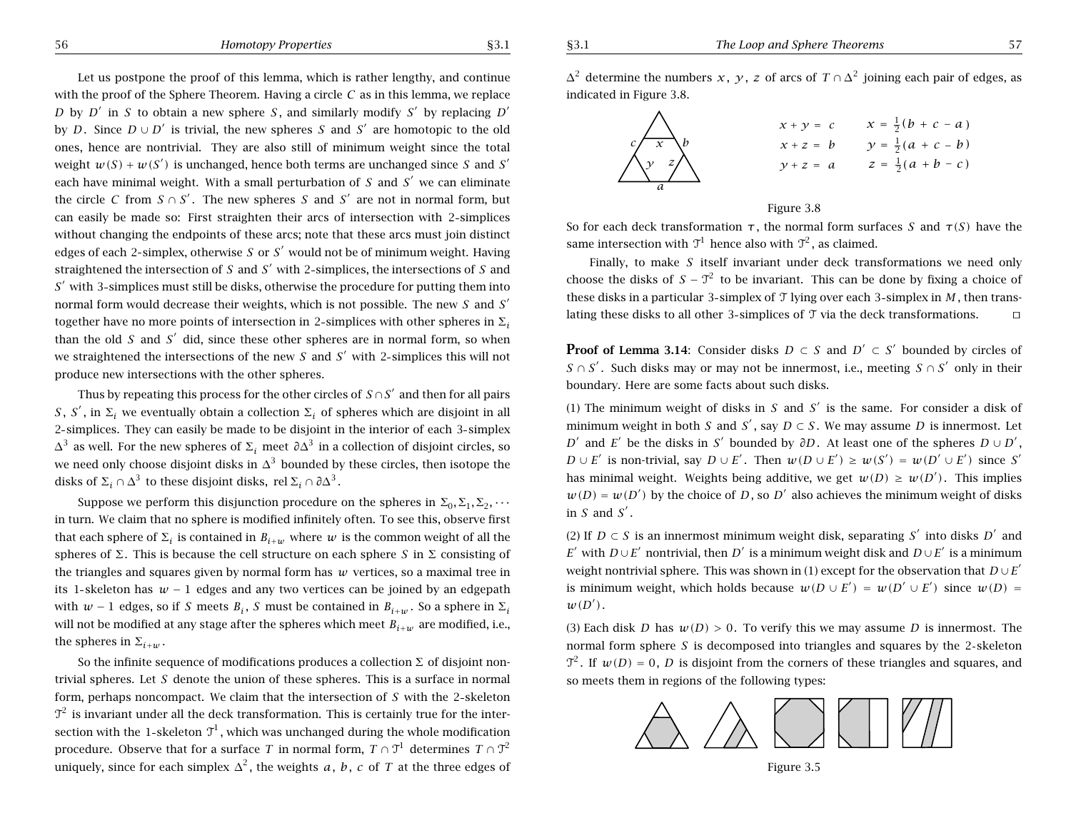Let us postpone the proof of this lemma, which is rather lengthy, and continue with the proof of the Sphere Theorem. Having a circle $C$ as in this lemma, we replace $D$ by $D'$ in $S$ to obtain a new sphere $S$, and similarly modify $S'$ by replacing $D'$ by $D$. Since $D \cup D'$ is trivial, the new spheres $S$ and $S'$ are homotopic to the old ones, hence are nontrivial. They are also still of minimum weight since the total weight $w(S) + w(S')$ is unchanged, hence both terms are unchanged since $S$ and $S'$ each have minimal weight. With a small perturbation of $S$ and $S'$ we can eliminate the circle $C$ from $S \cap S'$. The new spheres $S$ and $S'$ are not in normal form, but can easily be made so: First straighten their arcs of intersection with 2-simplices without changing the endpoints of these arcs; note that these arcs must join distinct edges of each 2-simplex, otherwise $S$ or $S'$ would not be of minimum weight. Having straightened the intersection of $S$ and $S'$ with 2-simplices, the intersections of $S$ and $S'$ with 3-simplices must still be disks, otherwise the procedure for putting them into normal form would decrease their weights, which is not possible. The new $S$ and $S'$ together have no more points of intersection in 2-simplices with other spheres in $\Sigma_i$ than the old $S$ and $S'$ did, since these other spheres are in normal form, so when we straightened the intersections of the new $S$ and $S'$ with 2-simplices this will not produce new intersections with the other spheres.

Thus by repeating this process for the other circles of $S \cap S'$ and then for all pairs $S$, $S'$, in $\Sigma_i$ we eventually obtain a collection $\Sigma_i$ of spheres which are disjoint in all 2-simplices. They can easily be made to be disjoint in the interior of each 3-simplex $\Delta^3$ as well. For the new spheres of $\Sigma_i$ meet $\partial\Delta^3$ in a collection of disjoint circles, so we need only choose disjoint disks in $\Delta^3$ bounded by these circles, then isotope the disks of $\Sigma_i \cap \Delta^3$ to these disjoint disks, rel $\Sigma_i \cap \partial\Delta^3$.

Suppose we perform this disjunction procedure on the spheres in $\Sigma_0, \Sigma_1, \Sigma_2, \cdots$ in turn. We claim that no sphere is modified infinitely often. To see this, observe first that each sphere of $\Sigma_i$ is contained in $B_{i+w}$ where $w$ is the common weight of all the spheres of $\Sigma$. This is because the cell structure on each sphere $S$ in $\Sigma$ consisting of the triangles and squares given by normal form has $w$ vertices, so a maximal tree in its 1-skeleton has $w-1$ edges and any two vertices can be joined by an edgepath with $w-1$ edges, so if $S$ meets $B_i$, $S$ must be contained in $B_{i+w}$. So a sphere in $\Sigma_i$ will not be modified at any stage after the spheres which meet $B_{i+w}$ are modified, i.e., the spheres in $\Sigma_{i+w}$.

So the infinite sequence of modifications produces a collection $\Sigma$ of disjoint nontrivial spheres. Let $S$ denote the union of these spheres. This is a surface in normal form, perhaps noncompact. We claim that the intersection of $S$ with the 2-skeleton $\mathcal{T}^2$ is invariant under all the deck transformations. This is certainly true for the intersection with the 1-skeleton $\mathcal{T}^1$, which was unchanged during the whole modification procedure. Observe that for a surface $T$ in normal form, $T \cap \mathcal{T}^1$ determines $T \cap \mathcal{T}^2$ uniquely, since for each simplex $\Delta^2$, the weights $a$, $b$, $c$ of $T$ at the three edges of $\Delta^2$ determine the numbers $x$, $y$, $z$ of arcs of $T \cap \Delta^2$ joining each pair of edges, as indicated in Figure 3.8.

$$x + y = c \qquad x = \tfrac{1}{2}(b + c - a)$$
$$x + z = b \qquad y = \tfrac{1}{2}(a + c - b)$$
$$y + z = a \qquad z = \tfrac{1}{2}(a + b - c)$$

Figure 3.8

So for each deck transformation $\tau$, the normal form surfaces $S$ and $\tau(S)$ have the same intersection with $\mathcal{T}^1$ hence also with $\mathcal{T}^2$, as claimed.

Finally, to make $S$ itself invariant under deck transformations we need only choose the disks of $S - \mathcal{T}^2$ to be invariant. This can be done by fixing a choice of these disks in a particular 3-simplex of $\mathcal{T}$ lying over each 3-simplex in $M$, then translating these disks to all other 3-simplices of $\mathcal{T}$ via the deck transformations. □

**Proof of Lemma 3.14**: Consider disks $D \subset S$ and $D' \subset S'$ bounded by circles of $S \cap S'$. Such disks may or may not be innermost, i.e., meeting $S \cap S'$ only in their boundary. Here are some facts about such disks.

(1) The minimum weight of disks in $S$ and $S'$ is the same. For consider a disk of minimum weight in both $S$ and $S'$, say $D \subset S$. We may assume $D$ is innermost. Let $D'$ and $E'$ be the disks in $S'$ bounded by $\partial D$. At least one of the spheres $D \cup D'$, $D \cup E'$ is non-trivial, say $D \cup E'$. Then $w(D \cup E') \geq w(S') = w(D' \cup E')$ since $S'$ has minimal weight. Weights being additive, we get $w(D) \geq w(D')$. This implies $w(D) = w(D')$ by the choice of $D$, so $D'$ also achieves the minimum weight of disks in $S$ and $S'$.

(2) If $D \subset S$ is an innermost minimum weight disk, separating $S'$ into disks $D'$ and $E'$ with $D \cup E'$ nontrivial, then $D'$ is a minimum weight disk and $D \cup E'$ is a minimum weight nontrivial sphere. This was shown in (1) except for the observation that $D \cup E'$ is minimum weight, which holds because $w(D \cup E') = w(D' \cup E')$ since $w(D) = w(D')$.

(3) Each disk $D$ has $w(D) > 0$. To verify this we may assume $D$ is innermost. The normal form sphere $S$ is decomposed into triangles and squares by the 2-skeleton $\mathcal{T}^2$. If $w(D) = 0$, $D$ is disjoint from the corners of these triangles and squares, and so meets them in regions of the following types:

Figure 3.5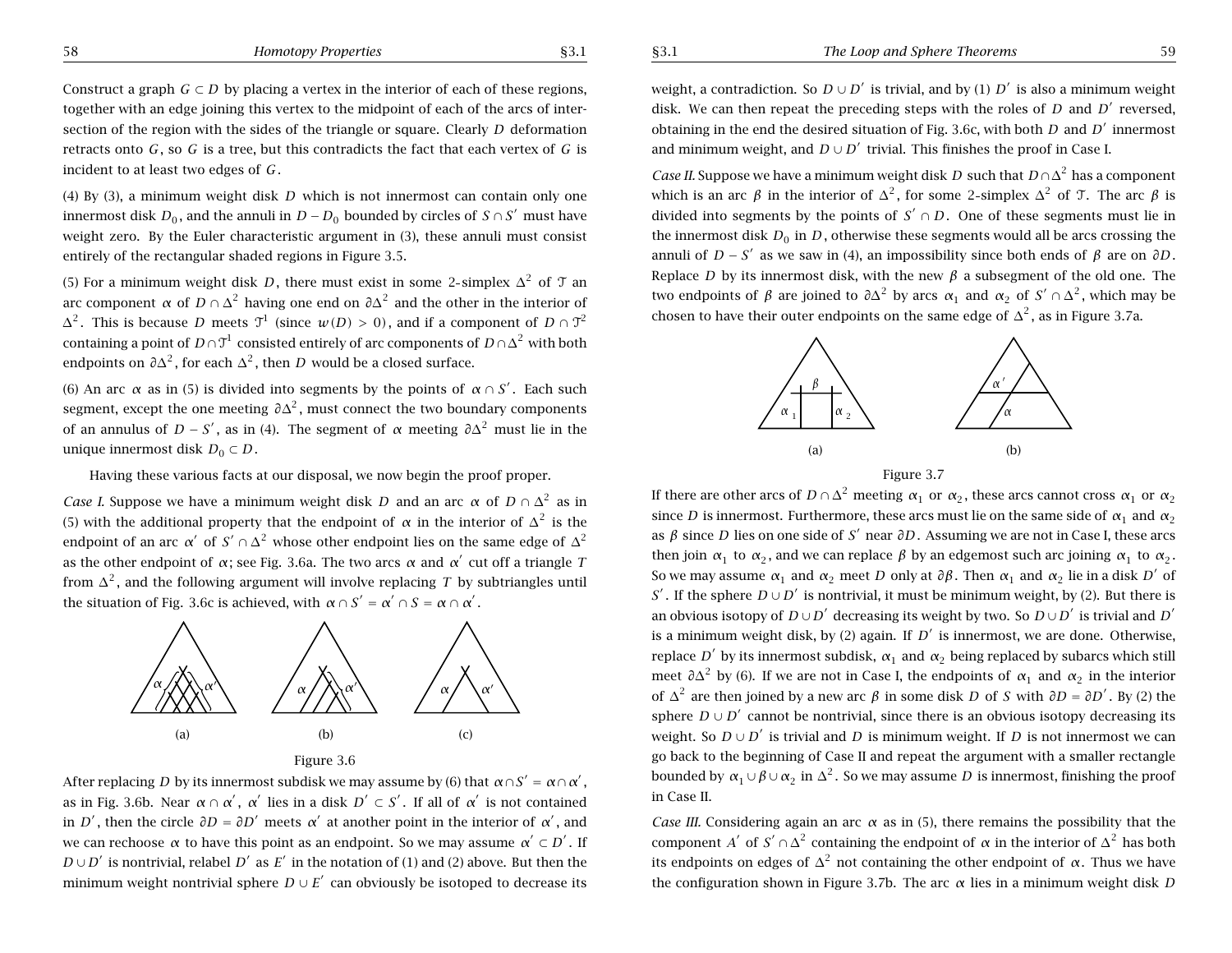Construct a graph $G \subset D$ by placing a vertex in the interior of each of these regions, together with an edge joining this vertex to the midpoint of each of the arcs of intersection of the region with the sides of the triangle or square. Clearly $D$ deformation retracts onto $G$, so $G$ is a tree, but this contradicts the fact that each vertex of $G$ is incident to at least two edges of $G$.

(4) By (3), a minimum weight disk $D$ which is not innermost can contain only one innermost disk $D_0$, and the annuli in $D - D_0$ bounded by circles of $S \cap S'$ must have weight zero. By the Euler characteristic argument in (3), these annuli must consist entirely of the rectangular shaded regions in Figure 3.5.

(5) For a minimum weight disk $D$, there must exist in some 2-simplex $\Delta^2$ of $\mathcal{T}$ an arc component $\alpha$ of $D \cap \Delta^2$ having one end on $\partial\Delta^2$ and the other in the interior of $\Delta^2$. This is because $D$ meets $\mathcal{T}^1$ (since $w(D) > 0$), and if a component of $D \cap \mathcal{T}^2$ containing a point of $D \cap \mathcal{T}^1$ consisted entirely of arc components of $D \cap \Delta^2$ with both endpoints on $\partial\Delta^2$, for each $\Delta^2$, then $D$ would be a closed surface.

(6) An arc $\alpha$ as in (5) is divided into segments by the points of $\alpha \cap S'$. Each such segment, except the one meeting $\partial\Delta^2$, must connect the two boundary components of an annulus of $D - S'$, as in (4). The segment of $\alpha$ meeting $\partial\Delta^2$ must lie in the unique innermost disk $D_0 \subset D$.

Having these various facts at our disposal, we now begin the proof proper.

*Case I.* Suppose we have a minimum weight disk $D$ and an arc $\alpha$ of $D \cap \Delta^2$ as in (5) with the additional property that the endpoint of $\alpha$ in the interior of $\Delta^2$ is the endpoint of an arc $\alpha'$ of $S' \cap \Delta^2$ whose other endpoint lies on the same edge of $\Delta^2$ as the other endpoint of $\alpha$; see Fig. 3.6a. The two arcs $\alpha$ and $\alpha'$ cut off a triangle $T$ from $\Delta^2$, and the following argument will involve replacing $T$ by subtriangles until the situation of Fig. 3.6c is achieved, with $\alpha \cap S' = \alpha' \cap S = \alpha \cap \alpha'$.

(a) (b) (c)

Figure 3.6

After replacing $D$ by its innermost subdisk we may assume by (6) that $\alpha \cap S' = \alpha \cap \alpha'$, as in Fig. 3.6b. Near $\alpha \cap \alpha'$, $\alpha'$ lies in a disk $D' \subset S'$. If all of $\alpha'$ is not contained in $D'$, then the circle $\partial D = \partial D'$ meets $\alpha'$ at another point in the interior of $\alpha'$, and we can rechoose $\alpha$ to have this point as an endpoint. So we may assume $\alpha' \subset D'$. If $D \cup D'$ is nontrivial, relabel $D'$ as $E'$ in the notation of (1) and (2) above. But then the minimum weight nontrivial sphere $D \cup E'$ can obviously be isotoped to decrease its weight, a contradiction. So $D \cup D'$ is trivial, and by (1) $D'$ is also a minimum weight disk. We can then repeat the preceding steps with the roles of $D$ and $D'$ reversed, obtaining in the end the desired situation of Fig. 3.6c, with both $D$ and $D'$ innermost and minimum weight, and $D \cup D'$ trivial. This finishes the proof in Case I.

*Case II.* Suppose we have a minimum weight disk $D$ such that $D \cap \Delta^2$ has a component which is an arc $\beta$ in the interior of $\Delta^2$, for some 2-simplex $\Delta^2$ of $\mathcal{T}$. The arc $\beta$ is divided into segments by the points of $S' \cap D$. One of these segments must lie in the innermost disk $D_0$ in $D$, otherwise these segments would all be arcs crossing the annuli of $D - S'$ as we saw in (4), an impossibility since both ends of $\beta$ are on $\partial D$. Replace $D$ by its innermost disk, with the new $\beta$ a subsegment of the old one. The two endpoints of $\beta$ are joined to $\partial\Delta^2$ by arcs $\alpha_1$ and $\alpha_2$ of $S' \cap \Delta^2$, which may be chosen to have their outer endpoints on the same edge of $\Delta^2$, as in Figure 3.7a.

(a) (b)

Figure 3.7

If there are other arcs of $D \cap \Delta^2$ meeting $\alpha_1$ or $\alpha_2$, these arcs cannot cross $\alpha_1$ or $\alpha_2$ since $D$ is innermost. Furthermore, these arcs must lie on the same side of $\alpha_1$ and $\alpha_2$ as $\beta$ since $D$ lies on one side of $S'$ near $\partial D$. Assuming we are not in Case I, these arcs then join $\alpha_1$ to $\alpha_2$, and we can replace $\beta$ by an edgemost such arc joining $\alpha_1$ to $\alpha_2$. So we may assume $\alpha_1$ and $\alpha_2$ meet $D$ only at $\partial\beta$. Then $\alpha_1$ and $\alpha_2$ lie in a disk $D'$ of $S'$. If the sphere $D \cup D'$ is nontrivial, it must be minimum weight, by (2). But there is an obvious isotopy of $D \cup D'$ decreasing its weight by two. So $D \cup D'$ is trivial and $D'$ is a minimum weight disk, by (2) again. If $D'$ is innermost, we are done. Otherwise, replace $D'$ by its innermost subdisk, $\alpha_1$ and $\alpha_2$ being replaced by subarcs which still meet $\partial\Delta^2$ by (6). If we are not in Case I, the endpoints of $\alpha_1$ and $\alpha_2$ in the interior of $\Delta^2$ are then joined by a new arc $\beta$ in some disk $D$ of $S$ with $\partial D = \partial D'$. By (2) the sphere $D \cup D'$ cannot be nontrivial, since there is an obvious isotopy decreasing its weight. So $D \cup D'$ is trivial and $D$ is minimum weight. If $D$ is not innermost we can go back to the beginning of Case II and repeat the argument with a smaller rectangle bounded by $\alpha_1 \cup \beta \cup \alpha_2$ in $\Delta^2$. So we may assume $D$ is innermost, finishing the proof in Case II.

*Case III.* Considering again an arc $\alpha$ as in (5), there remains the possibility that the component $A'$ of $S' \cap \Delta^2$ containing the endpoint of $\alpha$ in the interior of $\Delta^2$ has both its endpoints on edges of $\Delta^2$ not containing the other endpoint of $\alpha$. Thus we have the configuration shown in Figure 3.7b. The arc $\alpha$ lies in a minimum weight disk $D$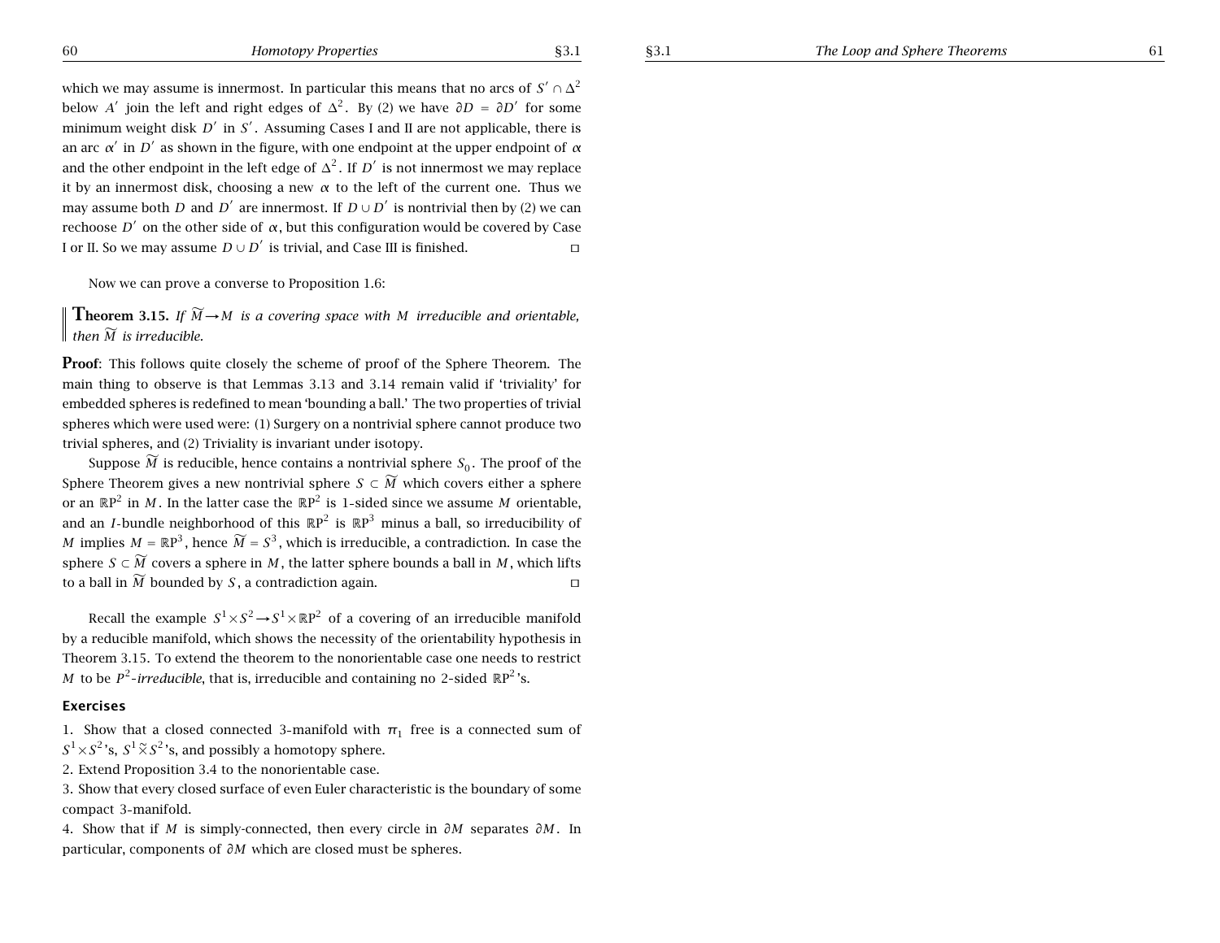which we may assume is innermost. In particular this means that no arcs of $S' \cap \Delta^2$ below $A'$ join the left and right edges of $\Delta^2$. By (2) we have $\partial D = \partial D'$ for some minimum weight disk $D'$ in $S'$. Assuming Cases I and II are not applicable, there is an arc $\alpha'$ in $D'$ as shown in the figure, with one endpoint at the upper endpoint of $\alpha$ and the other endpoint in the left edge of $\Delta^2$. If $D'$ is not innermost we may replace it by an innermost disk, choosing a new $\alpha$ to the left of the current one. Thus we may assume both $D$ and $D'$ are innermost. If $D \cup D'$ is nontrivial then by (2) we can rechoose $D'$ on the other side of $\alpha$, but this configuration would be covered by Case I or II. So we may assume $D \cup D'$ is trivial, and Case III is finished. □

Now we can prove a converse to Proposition 1.6:

**Theorem 3.15.** *If $\widetilde{M} \to M$ is a covering space with $M$ irreducible and orientable, then $\widetilde{M}$ is irreducible.*

**Proof**: This follows quite closely the scheme of proof of the Sphere Theorem. The main thing to observe is that Lemmas 3.13 and 3.14 remain valid if 'triviality' for embedded spheres is redefined to mean 'bounding a ball.' The two properties of trivial spheres which were used were: (1) Surgery on a nontrivial sphere cannot produce two trivial spheres, and (2) Triviality is invariant under isotopy.

Suppose $\widetilde{M}$ is reducible, hence contains a nontrivial sphere $S_0$. The proof of the Sphere Theorem gives a new nontrivial sphere $S \subset \widetilde{M}$ which covers either a sphere or an $\mathbb{R}P^2$ in $M$. In the latter case the $\mathbb{R}P^2$ is 1-sided since we assume $M$ orientable, and an $I$-bundle neighborhood of this $\mathbb{R}P^2$ is $\mathbb{R}P^3$ minus a ball, so irreducibility of $M$ implies $M = \mathbb{R}P^3$, hence $\widetilde{M} = S^3$, which is irreducible, a contradiction. In case the sphere $S \subset \widetilde{M}$ covers a sphere in $M$, the latter sphere bounds a ball in $M$, which lifts to a ball in $\widetilde{M}$ bounded by $S$, a contradiction again. □

Recall the example $S^1 \times S^2 \to S^1 \times \mathbb{R}P^2$ of a covering of an irreducible manifold by a reducible manifold, which shows the necessity of the orientability hypothesis in Theorem 3.15. To extend the theorem to the nonorientable case one needs to restrict $M$ to be *$P^2$-irreducible*, that is, irreducible and containing no 2-sided $\mathbb{R}P^2$'s.

### Exercises

1. Show that a closed connected 3-manifold with $\pi_1$ free is a connected sum of $S^1 \times S^2$'s, $S^1 \widetilde{\times} S^2$'s, and possibly a homotopy sphere.
2. Extend Proposition 3.4 to the nonorientable case.
3. Show that every closed surface of even Euler characteristic is the boundary of some compact 3-manifold.
4. Show that if $M$ is simply-connected, then every circle in $\partial M$ separates $\partial M$. In particular, components of $\partial M$ which are closed must be spheres.